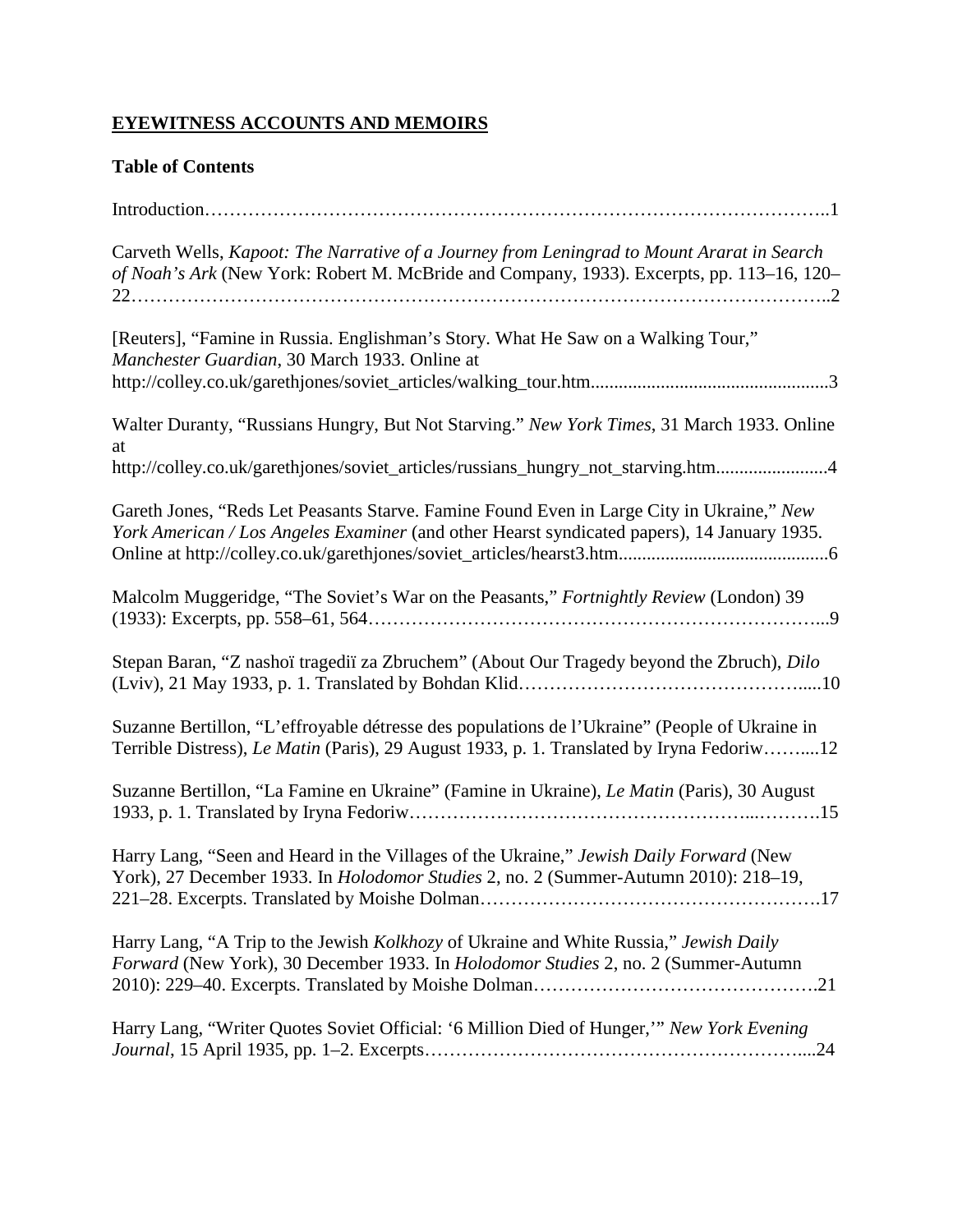## EYEWITNESS ACCOUNTS AND MEMOIRS

### Table of Contents

Introduction………………………………………………………………………………………..1

Carveth Wells, *Kapoot: The Narrative of a Journey from Leningrad to Mount Ararat in Search of Noah's Ark* (New York: Robert M. McBride and Company, 1933). Excerpts, pp. 113–16, 120–22………………………………………………………………………………………………..2

[Reuters], "Famine in Russia. Englishman's Story. What He Saw on a Walking Tour," *Manchester Guardian*, 30 March 1933. Online at http://colley.co.uk/garethjones/soviet_articles/walking_tour.htm...................................................3

Walter Duranty, "Russians Hungry, But Not Starving." *New York Times*, 31 March 1933. Online at http://colley.co.uk/garethjones/soviet_articles/russians_hungry_not_starving.htm........................4

Gareth Jones, "Reds Let Peasants Starve. Famine Found Even in Large City in Ukraine," *New York American / Los Angeles Examiner* (and other Hearst syndicated papers), 14 January 1935. Online at http://colley.co.uk/garethjones/soviet_articles/hearst3.htm............................................6

Malcolm Muggeridge, "The Soviet's War on the Peasants," *Fortnightly Review* (London) 39 (1933): Excerpts, pp. 558–61, 564……………………………………………………………....9

Stepan Baran, "Z nashoï tragediï za Zbruchem" (About Our Tragedy beyond the Zbruch), *Dilo* (Lviv), 21 May 1933, p. 1. Translated by Bohdan Klid……………………………………….....10

Suzanne Bertillon, "L'effroyable détresse des populations de l'Ukraine" (People of Ukraine in Terrible Distress), *Le Matin* (Paris), 29 August 1933, p. 1. Translated by Iryna Fedoriw……....12

Suzanne Bertillon, "La Famine en Ukraine" (Famine in Ukraine), *Le Matin* (Paris), 30 August 1933, p. 1. Translated by Iryna Fedoriw……………………………………………...……….15

Harry Lang, "Seen and Heard in the Villages of the Ukraine," *Jewish Daily Forward* (New York), 27 December 1933. In *Holodomor Studies* 2, no. 2 (Summer-Autumn 2010): 218–19, 221–28. Excerpts. Translated by Moishe Dolman……………………………………………….17

Harry Lang, "A Trip to the Jewish *Kolkhozy* of Ukraine and White Russia," *Jewish Daily Forward* (New York), 30 December 1933. In *Holodomor Studies* 2, no. 2 (Summer-Autumn 2010): 229–40. Excerpts. Translated by Moishe Dolman……………………………………….21

Harry Lang, "Writer Quotes Soviet Official: '6 Million Died of Hunger,'" *New York Evening Journal*, 15 April 1935, pp. 1–2. Excerpts……………………………………………………....24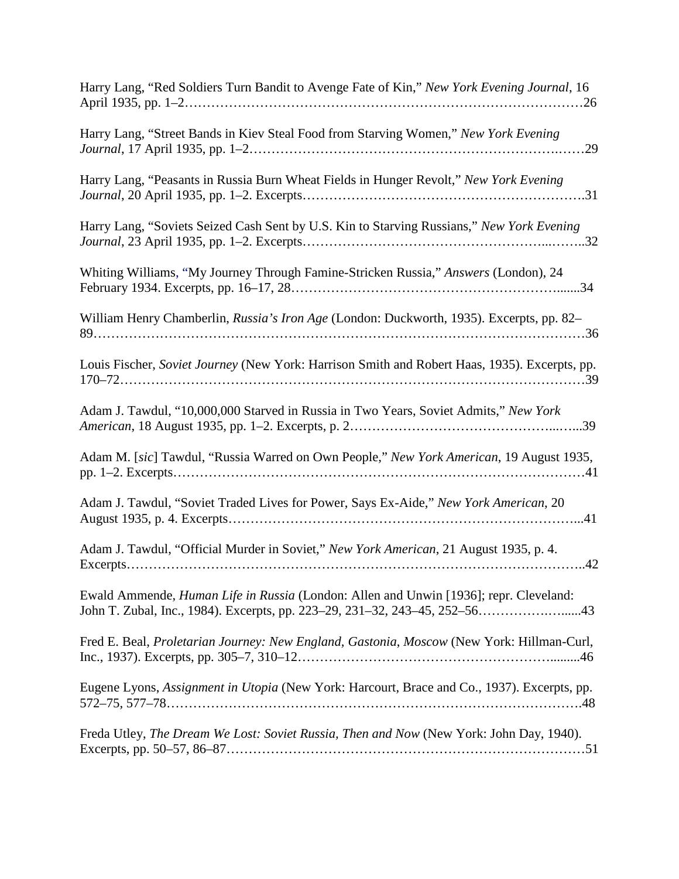Harry Lang, "Red Soldiers Turn Bandit to Avenge Fate of Kin," *New York Evening Journal*, 16 April 1935, pp. 1–2……………………………………………………………………………26

Harry Lang, "Street Bands in Kiev Steal Food from Starving Women," *New York Evening Journal*, 17 April 1935, pp. 1–2…………………………………………………………….……29

Harry Lang, "Peasants in Russia Burn Wheat Fields in Hunger Revolt," *New York Evening Journal*, 20 April 1935, pp. 1–2. Excerpts…………………………………………………….31

Harry Lang, "Soviets Seized Cash Sent by U.S. Kin to Starving Russians," *New York Evening Journal*, 23 April 1935, pp. 1–2. Excerpts…………………………………………...……..32

Whiting Williams, "My Journey Through Famine-Stricken Russia," *Answers* (London), 24 February 1934. Excerpts, pp. 16–17, 28……………………………………………….......34

William Henry Chamberlin, *Russia's Iron Age* (London: Duckworth, 1935). Excerpts, pp. 82–89……………………………………………………………………………………………36

Louis Fischer, *Soviet Journey* (New York: Harrison Smith and Robert Haas, 1935). Excerpts, pp. 170–72…………………………………………………………………………………………39

Adam J. Tawdul, "10,000,000 Starved in Russia in Two Years, Soviet Admits," *New York American*, 18 August 1935, pp. 1–2. Excerpts, p. 2……………………………………...…...39

Adam M. [*sic*] Tawdul, "Russia Warred on Own People," *New York American*, 19 August 1935, pp. 1–2. Excerpts……………………………………………………………………………41

Adam J. Tawdul, "Soviet Traded Lives for Power, Says Ex-Aide," *New York American*, 20 August 1935, p. 4. Excerpts…………………………………………………………………...41

Adam J. Tawdul, "Official Murder in Soviet," *New York American*, 21 August 1935, p. 4. Excerpts……………………………………………………………………………………..42

Ewald Ammende, *Human Life in Russia* (London: Allen and Unwin [1936]; repr. Cleveland: John T. Zubal, Inc., 1984). Excerpts, pp. 223–29, 231–32, 243–45, 252–56……………….......43

Fred E. Beal, *Proletarian Journey: New England, Gastonia, Moscow* (New York: Hillman-Curl, Inc., 1937). Excerpts, pp. 305–7, 310–12……………………………………………….........46

Eugene Lyons, *Assignment in Utopia* (New York: Harcourt, Brace and Co., 1937). Excerpts, pp. 572–75, 577–78…………………………………………………………………………….48

Freda Utley, *The Dream We Lost: Soviet Russia, Then and Now* (New York: John Day, 1940). Excerpts, pp. 50–57, 86–87……………………………………………………………………51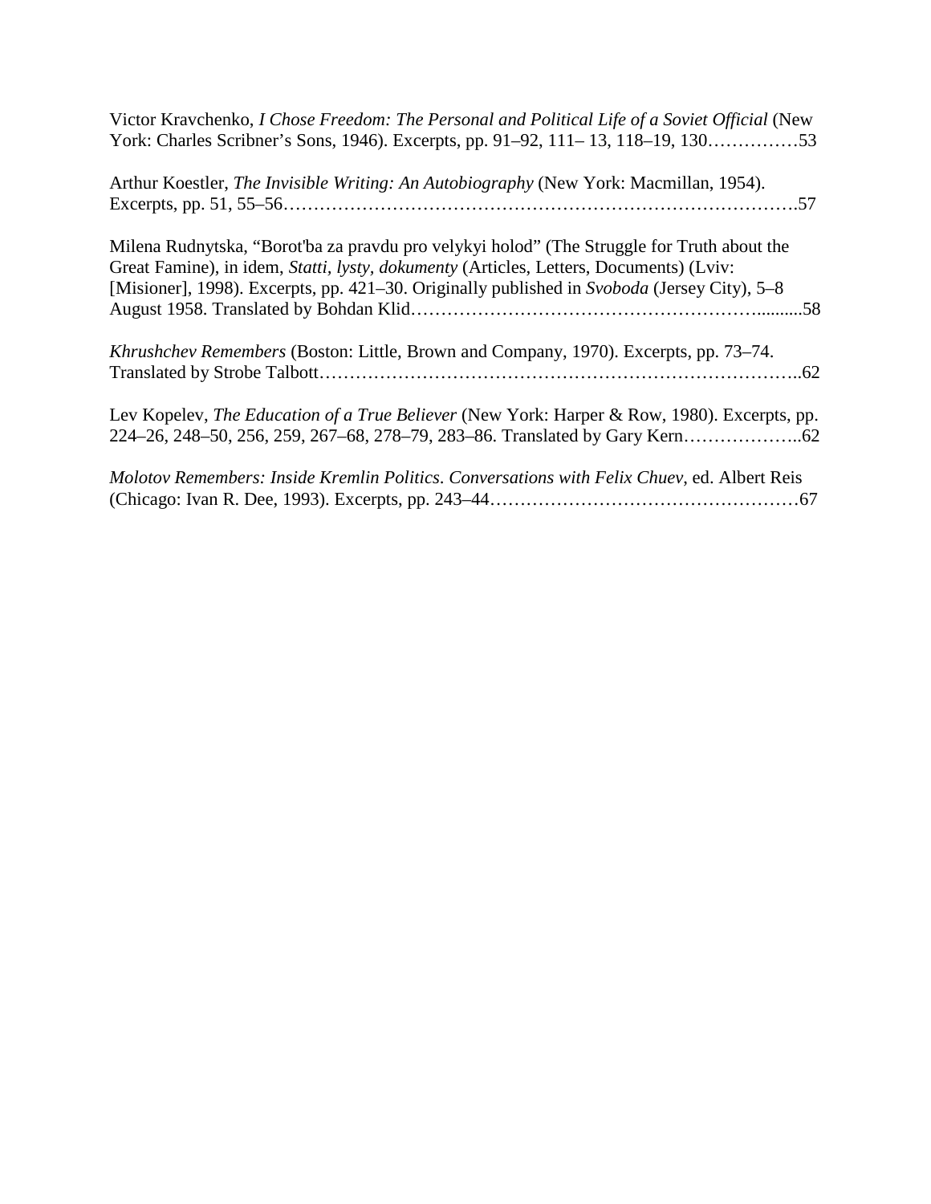Victor Kravchenko, *I Chose Freedom: The Personal and Political Life of a Soviet Official* (New York: Charles Scribner's Sons, 1946). Excerpts, pp. 91–92, 111– 13, 118–19, 130……………53

Arthur Koestler, *The Invisible Writing: An Autobiography* (New York: Macmillan, 1954). Excerpts, pp. 51, 55–56……………………………………………………………………….57

Milena Rudnytska, "Borot'ba za pravdu pro velykyi holod" (The Struggle for Truth about the Great Famine), in idem, *Statti, lysty, dokumenty* (Articles, Letters, Documents) (Lviv: [Misioner], 1998). Excerpts, pp. 421–30. Originally published in *Svoboda* (Jersey City), 5–8 August 1958. Translated by Bohdan Klid……………………………………………….........58

*Khrushchev Remembers* (Boston: Little, Brown and Company, 1970). Excerpts, pp. 73–74. Translated by Strobe Talbott…………………………………………………………………..62

Lev Kopelev, *The Education of a True Believer* (New York: Harper & Row, 1980). Excerpts, pp. 224–26, 248–50, 256, 259, 267–68, 278–79, 283–86. Translated by Gary Kern………………..62

*Molotov Remembers: Inside Kremlin Politics. Conversations with Felix Chuev*, ed. Albert Reis (Chicago: Ivan R. Dee, 1993). Excerpts, pp. 243–44……………………………………………67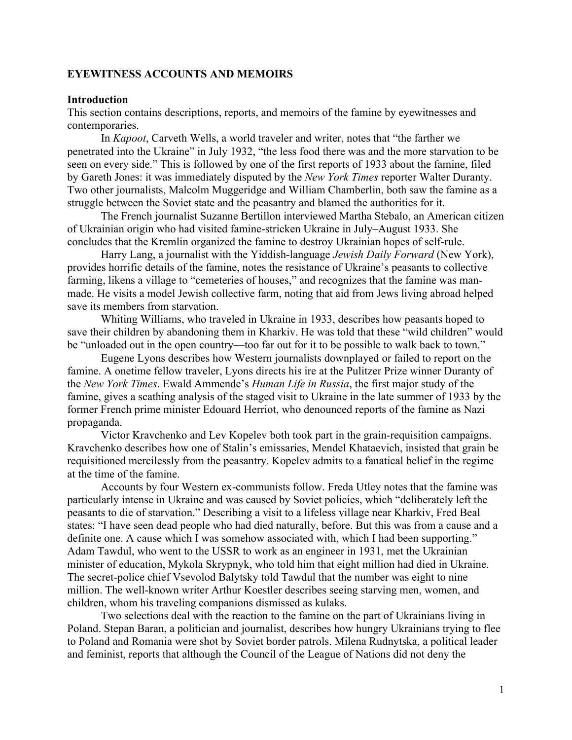## EYEWITNESS ACCOUNTS AND MEMOIRS

### Introduction

This section contains descriptions, reports, and memoirs of the famine by eyewitnesses and contemporaries.

In *Kapoot*, Carveth Wells, a world traveler and writer, notes that "the farther we penetrated into the Ukraine" in July 1932, "the less food there was and the more starvation to be seen on every side." This is followed by one of the first reports of 1933 about the famine, filed by Gareth Jones: it was immediately disputed by the *New York Times* reporter Walter Duranty. Two other journalists, Malcolm Muggeridge and William Chamberlin, both saw the famine as a struggle between the Soviet state and the peasantry and blamed the authorities for it.

The French journalist Suzanne Bertillon interviewed Martha Stebalo, an American citizen of Ukrainian origin who had visited famine-stricken Ukraine in July–August 1933. She concludes that the Kremlin organized the famine to destroy Ukrainian hopes of self-rule.

Harry Lang, a journalist with the Yiddish-language *Jewish Daily Forward* (New York), provides horrific details of the famine, notes the resistance of Ukraine's peasants to collective farming, likens a village to "cemeteries of houses," and recognizes that the famine was man-made. He visits a model Jewish collective farm, noting that aid from Jews living abroad helped save its members from starvation.

Whiting Williams, who traveled in Ukraine in 1933, describes how peasants hoped to save their children by abandoning them in Kharkiv. He was told that these "wild children" would be "unloaded out in the open country—too far out for it to be possible to walk back to town."

Eugene Lyons describes how Western journalists downplayed or failed to report on the famine. A onetime fellow traveler, Lyons directs his ire at the Pulitzer Prize winner Duranty of the *New York Times*. Ewald Ammende's *Human Life in Russia*, the first major study of the famine, gives a scathing analysis of the staged visit to Ukraine in the late summer of 1933 by the former French prime minister Edouard Herriot, who denounced reports of the famine as Nazi propaganda.

Victor Kravchenko and Lev Kopelev both took part in the grain-requisition campaigns. Kravchenko describes how one of Stalin's emissaries, Mendel Khataevich, insisted that grain be requisitioned mercilessly from the peasantry. Kopelev admits to a fanatical belief in the regime at the time of the famine.

Accounts by four Western ex-communists follow. Freda Utley notes that the famine was particularly intense in Ukraine and was caused by Soviet policies, which "deliberately left the peasants to die of starvation." Describing a visit to a lifeless village near Kharkiv, Fred Beal states: "I have seen dead people who had died naturally, before. But this was from a cause and a definite one. A cause which I was somehow associated with, which I had been supporting." Adam Tawdul, who went to the USSR to work as an engineer in 1931, met the Ukrainian minister of education, Mykola Skrypnyk, who told him that eight million had died in Ukraine. The secret-police chief Vsevolod Balytsky told Tawdul that the number was eight to nine million. The well-known writer Arthur Koestler describes seeing starving men, women, and children, whom his traveling companions dismissed as kulaks.

Two selections deal with the reaction to the famine on the part of Ukrainians living in Poland. Stepan Baran, a politician and journalist, describes how hungry Ukrainians trying to flee to Poland and Romania were shot by Soviet border patrols. Milena Rudnytska, a political leader and feminist, reports that although the Council of the League of Nations did not deny the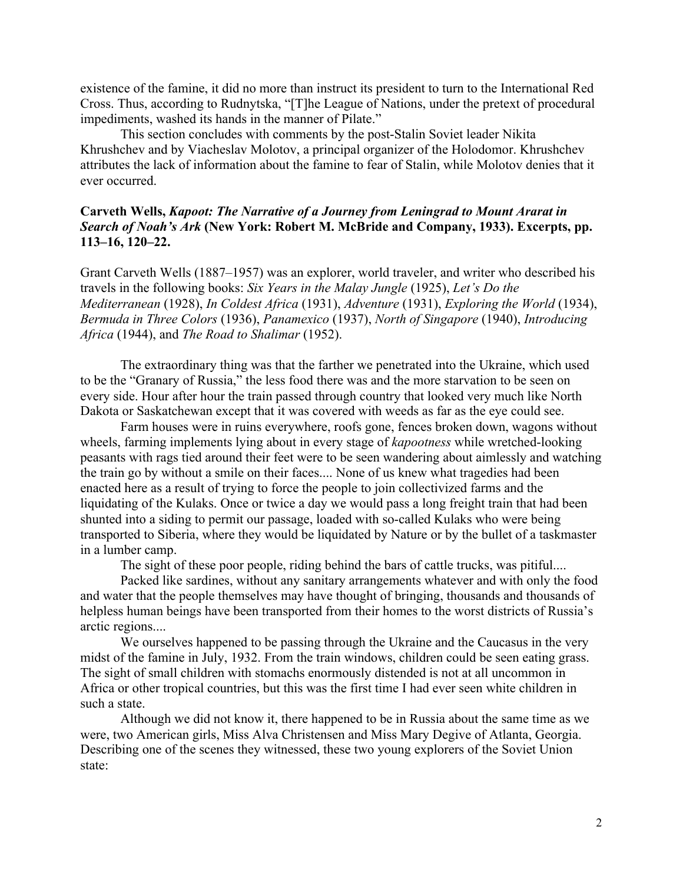existence of the famine, it did no more than instruct its president to turn to the International Red Cross. Thus, according to Rudnytska, "[T]he League of Nations, under the pretext of procedural impediments, washed its hands in the manner of Pilate."

This section concludes with comments by the post-Stalin Soviet leader Nikita Khrushchev and by Viacheslav Molotov, a principal organizer of the Holodomor. Khrushchev attributes the lack of information about the famine to fear of Stalin, while Molotov denies that it ever occurred.

**Carveth Wells, *Kapoot: The Narrative of a Journey from Leningrad to Mount Ararat in Search of Noah's Ark* (New York: Robert M. McBride and Company, 1933). Excerpts, pp. 113–16, 120–22.**

Grant Carveth Wells (1887–1957) was an explorer, world traveler, and writer who described his travels in the following books: *Six Years in the Malay Jungle* (1925), *Let's Do the Mediterranean* (1928), *In Coldest Africa* (1931), *Adventure* (1931), *Exploring the World* (1934), *Bermuda in Three Colors* (1936), *Panamexico* (1937), *North of Singapore* (1940), *Introducing Africa* (1944), and *The Road to Shalimar* (1952).

The extraordinary thing was that the farther we penetrated into the Ukraine, which used to be the "Granary of Russia," the less food there was and the more starvation to be seen on every side. Hour after hour the train passed through country that looked very much like North Dakota or Saskatchewan except that it was covered with weeds as far as the eye could see.

Farm houses were in ruins everywhere, roofs gone, fences broken down, wagons without wheels, farming implements lying about in every stage of *kapootness* while wretched-looking peasants with rags tied around their feet were to be seen wandering about aimlessly and watching the train go by without a smile on their faces.... None of us knew what tragedies had been enacted here as a result of trying to force the people to join collectivized farms and the liquidating of the Kulaks. Once or twice a day we would pass a long freight train that had been shunted into a siding to permit our passage, loaded with so-called Kulaks who were being transported to Siberia, where they would be liquidated by Nature or by the bullet of a taskmaster in a lumber camp.

The sight of these poor people, riding behind the bars of cattle trucks, was pitiful....

Packed like sardines, without any sanitary arrangements whatever and with only the food and water that the people themselves may have thought of bringing, thousands and thousands of helpless human beings have been transported from their homes to the worst districts of Russia's arctic regions....

We ourselves happened to be passing through the Ukraine and the Caucasus in the very midst of the famine in July, 1932. From the train windows, children could be seen eating grass. The sight of small children with stomachs enormously distended is not at all uncommon in Africa or other tropical countries, but this was the first time I had ever seen white children in such a state.

Although we did not know it, there happened to be in Russia about the same time as we were, two American girls, Miss Alva Christensen and Miss Mary Degive of Atlanta, Georgia. Describing one of the scenes they witnessed, these two young explorers of the Soviet Union state: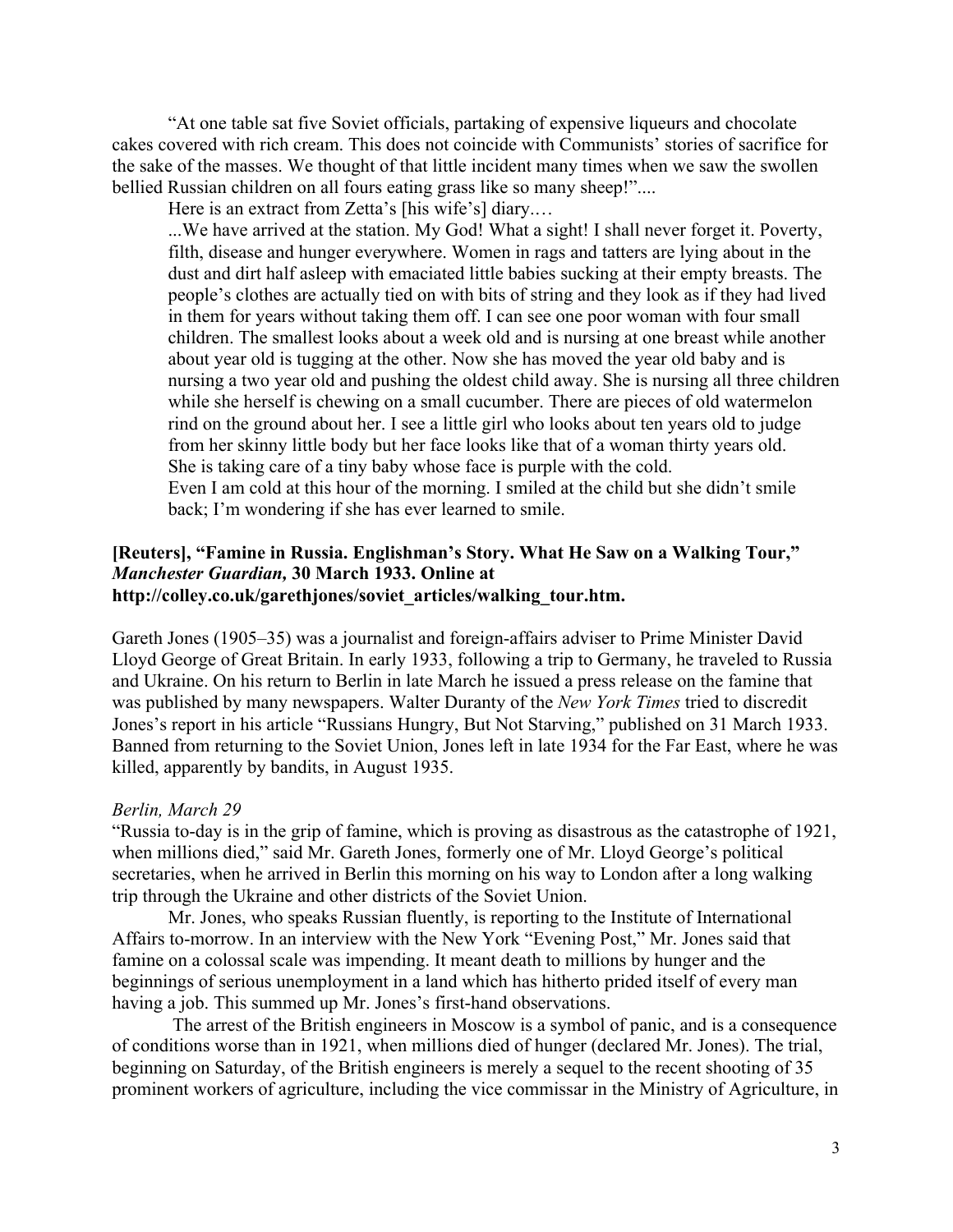"At one table sat five Soviet officials, partaking of expensive liqueurs and chocolate cakes covered with rich cream. This does not coincide with Communists' stories of sacrifice for the sake of the masses. We thought of that little incident many times when we saw the swollen bellied Russian children on all fours eating grass like so many sheep!"....

Here is an extract from Zetta's [his wife's] diary.…

> ...We have arrived at the station. My God! What a sight! I shall never forget it. Poverty, filth, disease and hunger everywhere. Women in rags and tatters are lying about in the dust and dirt half asleep with emaciated little babies sucking at their empty breasts. The people's clothes are actually tied on with bits of string and they look as if they had lived in them for years without taking them off. I can see one poor woman with four small children. The smallest looks about a week old and is nursing at one breast while another about year old is tugging at the other. Now she has moved the year old baby and is nursing a two year old and pushing the oldest child away. She is nursing all three children while she herself is chewing on a small cucumber. There are pieces of old watermelon rind on the ground about her. I see a little girl who looks about ten years old to judge from her skinny little body but her face looks like that of a woman thirty years old. She is taking care of a tiny baby whose face is purple with the cold.
> Even I am cold at this hour of the morning. I smiled at the child but she didn't smile back; I'm wondering if she has ever learned to smile.

**[Reuters], "Famine in Russia. Englishman's Story. What He Saw on a Walking Tour,"** ***Manchester Guardian,*** **30 March 1933. Online at http://colley.co.uk/garethjones/soviet_articles/walking_tour.htm.**

Gareth Jones (1905–35) was a journalist and foreign-affairs adviser to Prime Minister David Lloyd George of Great Britain. In early 1933, following a trip to Germany, he traveled to Russia and Ukraine. On his return to Berlin in late March he issued a press release on the famine that was published by many newspapers. Walter Duranty of the *New York Times* tried to discredit Jones's report in his article "Russians Hungry, But Not Starving," published on 31 March 1933. Banned from returning to the Soviet Union, Jones left in late 1934 for the Far East, where he was killed, apparently by bandits, in August 1935.

*Berlin, March 29*

"Russia to-day is in the grip of famine, which is proving as disastrous as the catastrophe of 1921, when millions died," said Mr. Gareth Jones, formerly one of Mr. Lloyd George's political secretaries, when he arrived in Berlin this morning on his way to London after a long walking trip through the Ukraine and other districts of the Soviet Union.

Mr. Jones, who speaks Russian fluently, is reporting to the Institute of International Affairs to-morrow. In an interview with the New York "Evening Post," Mr. Jones said that famine on a colossal scale was impending. It meant death to millions by hunger and the beginnings of serious unemployment in a land which has hitherto prided itself of every man having a job. This summed up Mr. Jones's first-hand observations.

The arrest of the British engineers in Moscow is a symbol of panic, and is a consequence of conditions worse than in 1921, when millions died of hunger (declared Mr. Jones). The trial, beginning on Saturday, of the British engineers is merely a sequel to the recent shooting of 35 prominent workers of agriculture, including the vice commissar in the Ministry of Agriculture, in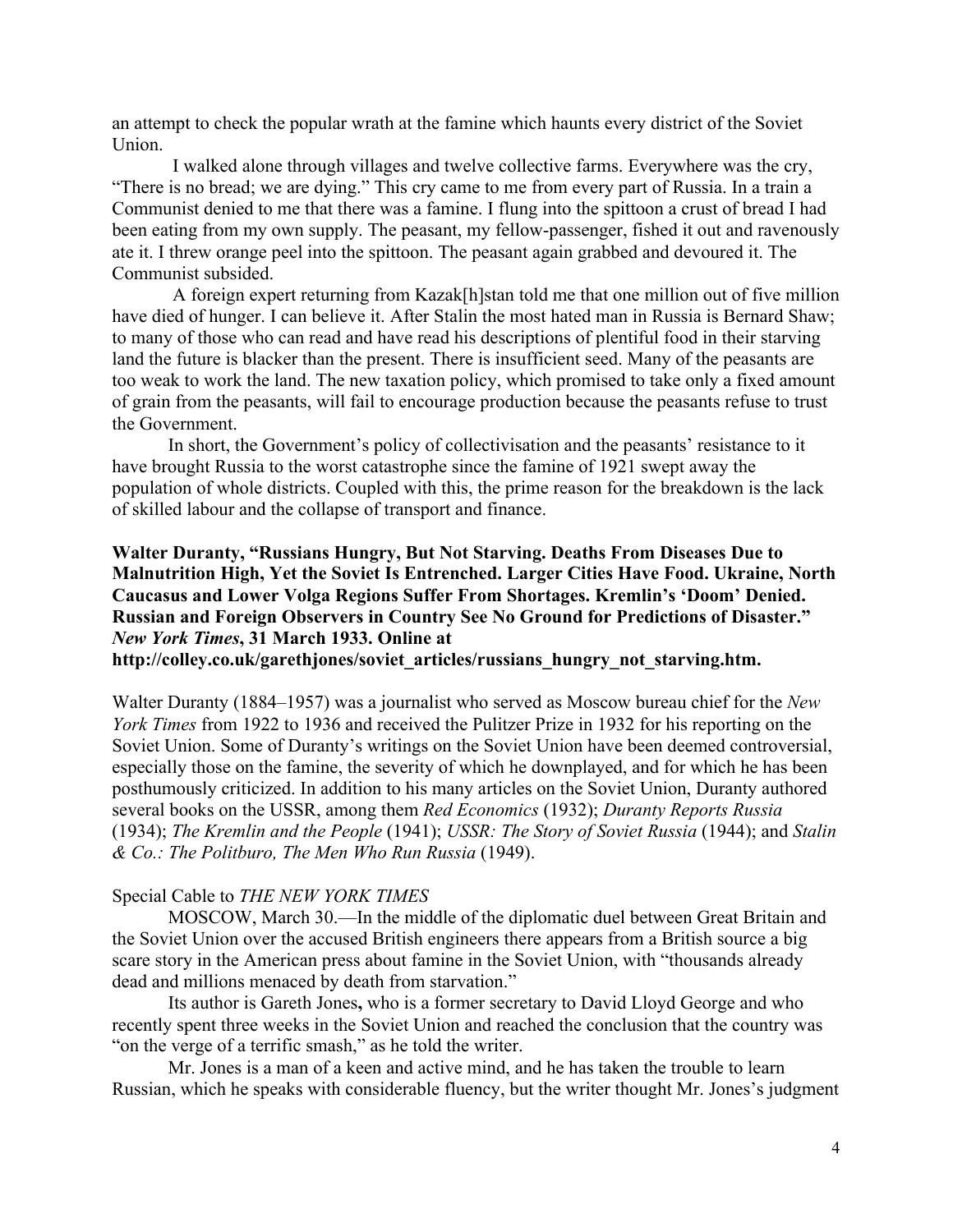an attempt to check the popular wrath at the famine which haunts every district of the Soviet Union.

I walked alone through villages and twelve collective farms. Everywhere was the cry, "There is no bread; we are dying." This cry came to me from every part of Russia. In a train a Communist denied to me that there was a famine. I flung into the spittoon a crust of bread I had been eating from my own supply. The peasant, my fellow-passenger, fished it out and ravenously ate it. I threw orange peel into the spittoon. The peasant again grabbed and devoured it. The Communist subsided.

A foreign expert returning from Kazak[h]stan told me that one million out of five million have died of hunger. I can believe it. After Stalin the most hated man in Russia is Bernard Shaw; to many of those who can read and have read his descriptions of plentiful food in their starving land the future is blacker than the present. There is insufficient seed. Many of the peasants are too weak to work the land. The new taxation policy, which promised to take only a fixed amount of grain from the peasants, will fail to encourage production because the peasants refuse to trust the Government.

In short, the Government's policy of collectivisation and the peasants' resistance to it have brought Russia to the worst catastrophe since the famine of 1921 swept away the population of whole districts. Coupled with this, the prime reason for the breakdown is the lack of skilled labour and the collapse of transport and finance.

**Walter Duranty, "Russians Hungry, But Not Starving. Deaths From Diseases Due to Malnutrition High, Yet the Soviet Is Entrenched. Larger Cities Have Food. Ukraine, North Caucasus and Lower Volga Regions Suffer From Shortages. Kremlin's 'Doom' Denied. Russian and Foreign Observers in Country See No Ground for Predictions of Disaster."** ***New York Times*****, 31 March 1933. Online at http://colley.co.uk/garethjones/soviet_articles/russians_hungry_not_starving.htm.**

Walter Duranty (1884–1957) was a journalist who served as Moscow bureau chief for the *New York Times* from 1922 to 1936 and received the Pulitzer Prize in 1932 for his reporting on the Soviet Union. Some of Duranty's writings on the Soviet Union have been deemed controversial, especially those on the famine, the severity of which he downplayed, and for which he has been posthumously criticized. In addition to his many articles on the Soviet Union, Duranty authored several books on the USSR, among them *Red Economics* (1932); *Duranty Reports Russia* (1934); *The Kremlin and the People* (1941); *USSR: The Story of Soviet Russia* (1944); and *Stalin & Co.: The Politburo, The Men Who Run Russia* (1949).

Special Cable to *THE NEW YORK TIMES*

MOSCOW, March 30.—In the middle of the diplomatic duel between Great Britain and the Soviet Union over the accused British engineers there appears from a British source a big scare story in the American press about famine in the Soviet Union, with "thousands already dead and millions menaced by death from starvation."

Its author is Gareth Jones**,** who is a former secretary to David Lloyd George and who recently spent three weeks in the Soviet Union and reached the conclusion that the country was "on the verge of a terrific smash," as he told the writer.

Mr. Jones is a man of a keen and active mind, and he has taken the trouble to learn Russian, which he speaks with considerable fluency, but the writer thought Mr. Jones's judgment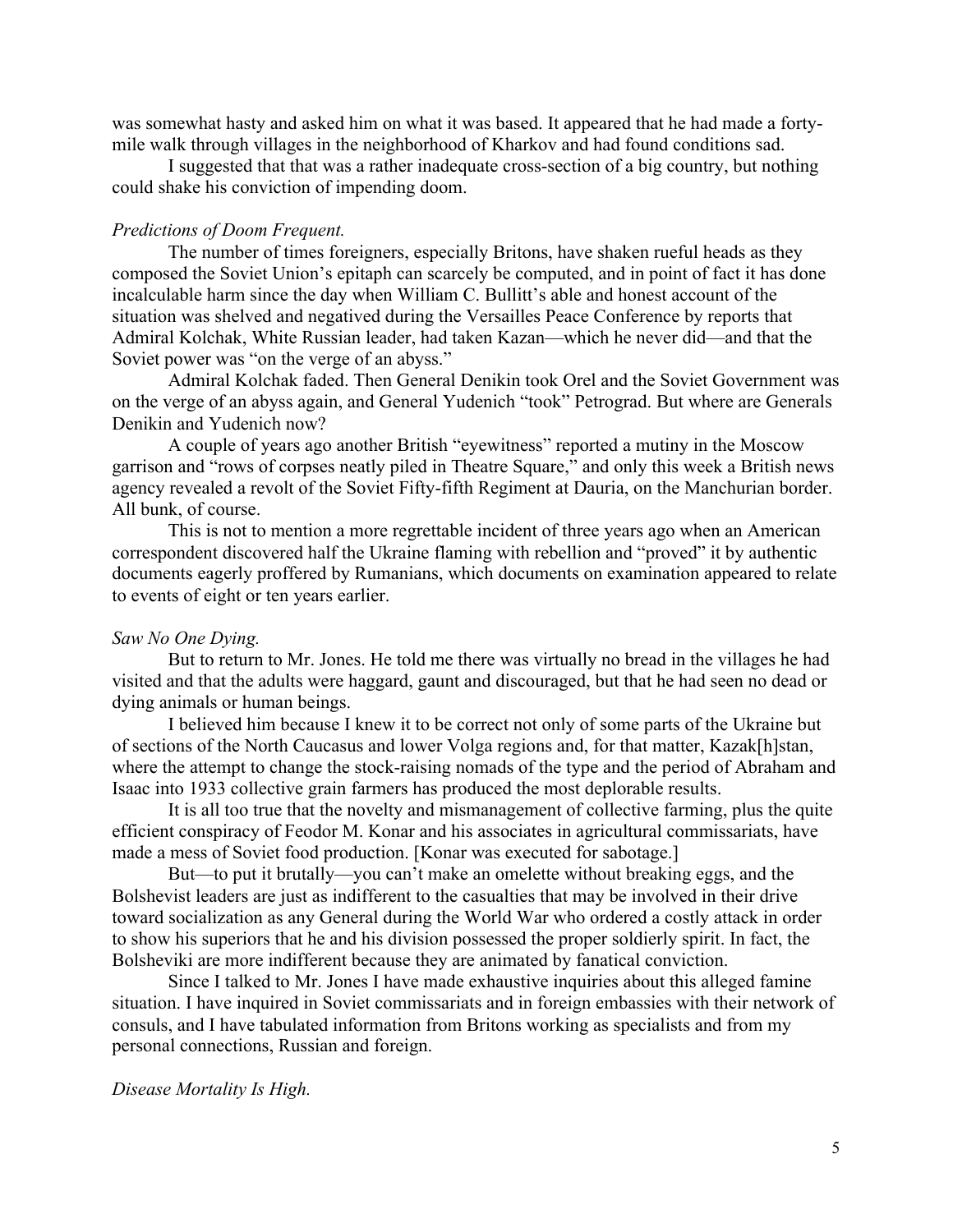was somewhat hasty and asked him on what it was based. It appeared that he had made a forty-mile walk through villages in the neighborhood of Kharkov and had found conditions sad.

I suggested that that was a rather inadequate cross-section of a big country, but nothing could shake his conviction of impending doom.

*Predictions of Doom Frequent.*

The number of times foreigners, especially Britons, have shaken rueful heads as they composed the Soviet Union's epitaph can scarcely be computed, and in point of fact it has done incalculable harm since the day when William C. Bullitt's able and honest account of the situation was shelved and negatived during the Versailles Peace Conference by reports that Admiral Kolchak, White Russian leader, had taken Kazan—which he never did—and that the Soviet power was "on the verge of an abyss."

Admiral Kolchak faded. Then General Denikin took Orel and the Soviet Government was on the verge of an abyss again, and General Yudenich "took" Petrograd. But where are Generals Denikin and Yudenich now?

A couple of years ago another British "eyewitness" reported a mutiny in the Moscow garrison and "rows of corpses neatly piled in Theatre Square," and only this week a British news agency revealed a revolt of the Soviet Fifty-fifth Regiment at Dauria, on the Manchurian border. All bunk, of course.

This is not to mention a more regrettable incident of three years ago when an American correspondent discovered half the Ukraine flaming with rebellion and "proved" it by authentic documents eagerly proffered by Rumanians, which documents on examination appeared to relate to events of eight or ten years earlier.

*Saw No One Dying.*

But to return to Mr. Jones. He told me there was virtually no bread in the villages he had visited and that the adults were haggard, gaunt and discouraged, but that he had seen no dead or dying animals or human beings.

I believed him because I knew it to be correct not only of some parts of the Ukraine but of sections of the North Caucasus and lower Volga regions and, for that matter, Kazak[h]stan, where the attempt to change the stock-raising nomads of the type and the period of Abraham and Isaac into 1933 collective grain farmers has produced the most deplorable results.

It is all too true that the novelty and mismanagement of collective farming, plus the quite efficient conspiracy of Feodor M. Konar and his associates in agricultural commissariats, have made a mess of Soviet food production. [Konar was executed for sabotage.]

But—to put it brutally—you can't make an omelette without breaking eggs, and the Bolshevist leaders are just as indifferent to the casualties that may be involved in their drive toward socialization as any General during the World War who ordered a costly attack in order to show his superiors that he and his division possessed the proper soldierly spirit. In fact, the Bolsheviki are more indifferent because they are animated by fanatical conviction.

Since I talked to Mr. Jones I have made exhaustive inquiries about this alleged famine situation. I have inquired in Soviet commissariats and in foreign embassies with their network of consuls, and I have tabulated information from Britons working as specialists and from my personal connections, Russian and foreign.

*Disease Mortality Is High.*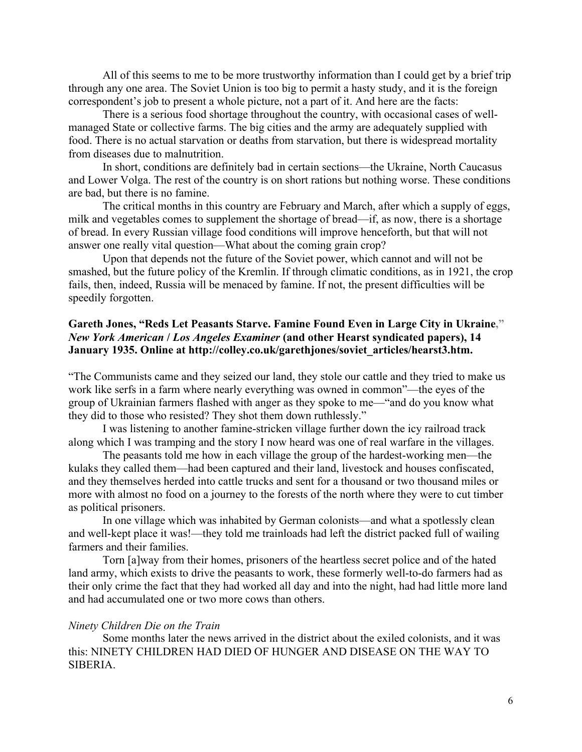All of this seems to me to be more trustworthy information than I could get by a brief trip through any one area. The Soviet Union is too big to permit a hasty study, and it is the foreign correspondent's job to present a whole picture, not a part of it. And here are the facts:

There is a serious food shortage throughout the country, with occasional cases of well-managed State or collective farms. The big cities and the army are adequately supplied with food. There is no actual starvation or deaths from starvation, but there is widespread mortality from diseases due to malnutrition.

In short, conditions are definitely bad in certain sections—the Ukraine, North Caucasus and Lower Volga. The rest of the country is on short rations but nothing worse. These conditions are bad, but there is no famine.

The critical months in this country are February and March, after which a supply of eggs, milk and vegetables comes to supplement the shortage of bread—if, as now, there is a shortage of bread. In every Russian village food conditions will improve henceforth, but that will not answer one really vital question—What about the coming grain crop?

Upon that depends not the future of the Soviet power, which cannot and will not be smashed, but the future policy of the Kremlin. If through climatic conditions, as in 1921, the crop fails, then, indeed, Russia will be menaced by famine. If not, the present difficulties will be speedily forgotten.

**Gareth Jones, "Reds Let Peasants Starve. Famine Found Even in Large City in Ukraine," *New York American / Los Angeles Examiner* (and other Hearst syndicated papers), 14 January 1935. Online at http://colley.co.uk/garethjones/soviet_articles/hearst3.htm.**

"The Communists came and they seized our land, they stole our cattle and they tried to make us work like serfs in a farm where nearly everything was owned in common"—the eyes of the group of Ukrainian farmers flashed with anger as they spoke to me—"and do you know what they did to those who resisted? They shot them down ruthlessly."

I was listening to another famine-stricken village further down the icy railroad track along which I was tramping and the story I now heard was one of real warfare in the villages.

The peasants told me how in each village the group of the hardest-working men—the kulaks they called them—had been captured and their land, livestock and houses confiscated, and they themselves herded into cattle trucks and sent for a thousand or two thousand miles or more with almost no food on a journey to the forests of the north where they were to cut timber as political prisoners.

In one village which was inhabited by German colonists—and what a spotlessly clean and well-kept place it was!—they told me trainloads had left the district packed full of wailing farmers and their families.

Torn [a]way from their homes, prisoners of the heartless secret police and of the hated land army, which exists to drive the peasants to work, these formerly well-to-do farmers had as their only crime the fact that they had worked all day and into the night, had had little more land and had accumulated one or two more cows than others.

*Ninety Children Die on the Train*

Some months later the news arrived in the district about the exiled colonists, and it was this: NINETY CHILDREN HAD DIED OF HUNGER AND DISEASE ON THE WAY TO SIBERIA.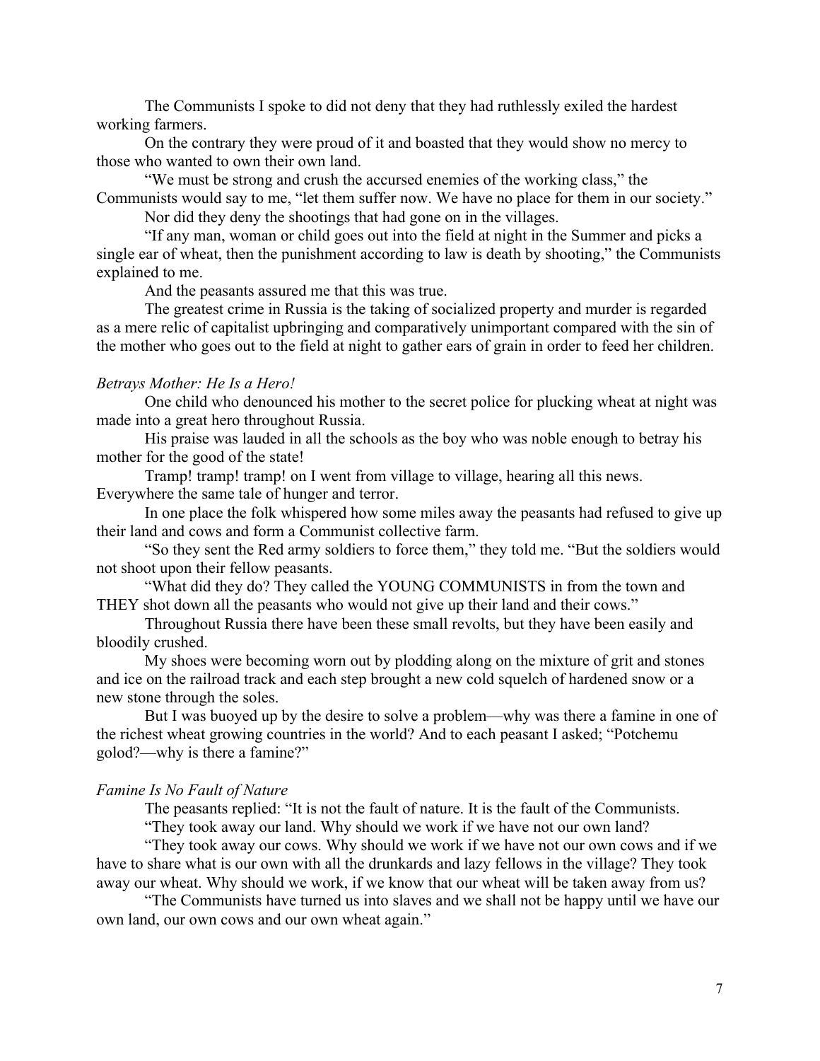The Communists I spoke to did not deny that they had ruthlessly exiled the hardest working farmers.

On the contrary they were proud of it and boasted that they would show no mercy to those who wanted to own their own land.

"We must be strong and crush the accursed enemies of the working class," the Communists would say to me, "let them suffer now. We have no place for them in our society."

Nor did they deny the shootings that had gone on in the villages.

"If any man, woman or child goes out into the field at night in the Summer and picks a single ear of wheat, then the punishment according to law is death by shooting," the Communists explained to me.

And the peasants assured me that this was true.

The greatest crime in Russia is the taking of socialized property and murder is regarded as a mere relic of capitalist upbringing and comparatively unimportant compared with the sin of the mother who goes out to the field at night to gather ears of grain in order to feed her children.

*Betrays Mother: He Is a Hero!*

One child who denounced his mother to the secret police for plucking wheat at night was made into a great hero throughout Russia.

His praise was lauded in all the schools as the boy who was noble enough to betray his mother for the good of the state!

Tramp! tramp! tramp! on I went from village to village, hearing all this news. Everywhere the same tale of hunger and terror.

In one place the folk whispered how some miles away the peasants had refused to give up their land and cows and form a Communist collective farm.

"So they sent the Red army soldiers to force them," they told me. "But the soldiers would not shoot upon their fellow peasants.

"What did they do? They called the YOUNG COMMUNISTS in from the town and THEY shot down all the peasants who would not give up their land and their cows."

Throughout Russia there have been these small revolts, but they have been easily and bloodily crushed.

My shoes were becoming worn out by plodding along on the mixture of grit and stones and ice on the railroad track and each step brought a new cold squelch of hardened snow or a new stone through the soles.

But I was buoyed up by the desire to solve a problem—why was there a famine in one of the richest wheat growing countries in the world? And to each peasant I asked; "Potchemu golod?—why is there a famine?"

*Famine Is No Fault of Nature*

The peasants replied: "It is not the fault of nature. It is the fault of the Communists.

"They took away our land. Why should we work if we have not our own land?

"They took away our cows. Why should we work if we have not our own cows and if we have to share what is our own with all the drunkards and lazy fellows in the village? They took away our wheat. Why should we work, if we know that our wheat will be taken away from us?

"The Communists have turned us into slaves and we shall not be happy until we have our own land, our own cows and our own wheat again."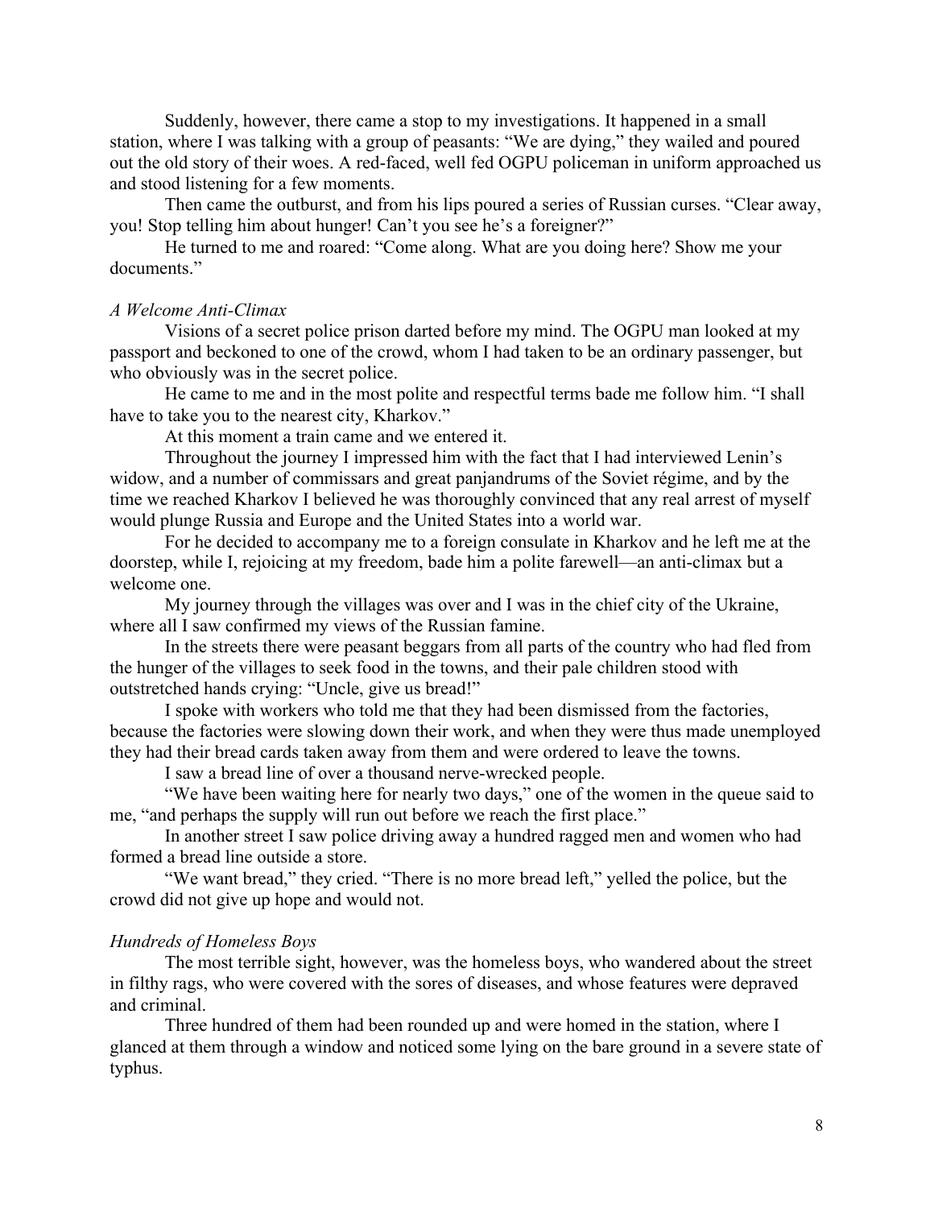Suddenly, however, there came a stop to my investigations. It happened in a small station, where I was talking with a group of peasants: "We are dying," they wailed and poured out the old story of their woes. A red-faced, well fed OGPU policeman in uniform approached us and stood listening for a few moments.

Then came the outburst, and from his lips poured a series of Russian curses. "Clear away, you! Stop telling him about hunger! Can't you see he's a foreigner?"

He turned to me and roared: "Come along. What are you doing here? Show me your documents."

*A Welcome Anti-Climax*

Visions of a secret police prison darted before my mind. The OGPU man looked at my passport and beckoned to one of the crowd, whom I had taken to be an ordinary passenger, but who obviously was in the secret police.

He came to me and in the most polite and respectful terms bade me follow him. "I shall have to take you to the nearest city, Kharkov."

At this moment a train came and we entered it.

Throughout the journey I impressed him with the fact that I had interviewed Lenin's widow, and a number of commissars and great panjandrums of the Soviet régime, and by the time we reached Kharkov I believed he was thoroughly convinced that any real arrest of myself would plunge Russia and Europe and the United States into a world war.

For he decided to accompany me to a foreign consulate in Kharkov and he left me at the doorstep, while I, rejoicing at my freedom, bade him a polite farewell—an anti-climax but a welcome one.

My journey through the villages was over and I was in the chief city of the Ukraine, where all I saw confirmed my views of the Russian famine.

In the streets there were peasant beggars from all parts of the country who had fled from the hunger of the villages to seek food in the towns, and their pale children stood with outstretched hands crying: "Uncle, give us bread!"

I spoke with workers who told me that they had been dismissed from the factories, because the factories were slowing down their work, and when they were thus made unemployed they had their bread cards taken away from them and were ordered to leave the towns.

I saw a bread line of over a thousand nerve-wrecked people.

"We have been waiting here for nearly two days," one of the women in the queue said to me, "and perhaps the supply will run out before we reach the first place."

In another street I saw police driving away a hundred ragged men and women who had formed a bread line outside a store.

"We want bread," they cried. "There is no more bread left," yelled the police, but the crowd did not give up hope and would not.

*Hundreds of Homeless Boys*

The most terrible sight, however, was the homeless boys, who wandered about the street in filthy rags, who were covered with the sores of diseases, and whose features were depraved and criminal.

Three hundred of them had been rounded up and were homed in the station, where I glanced at them through a window and noticed some lying on the bare ground in a severe state of typhus.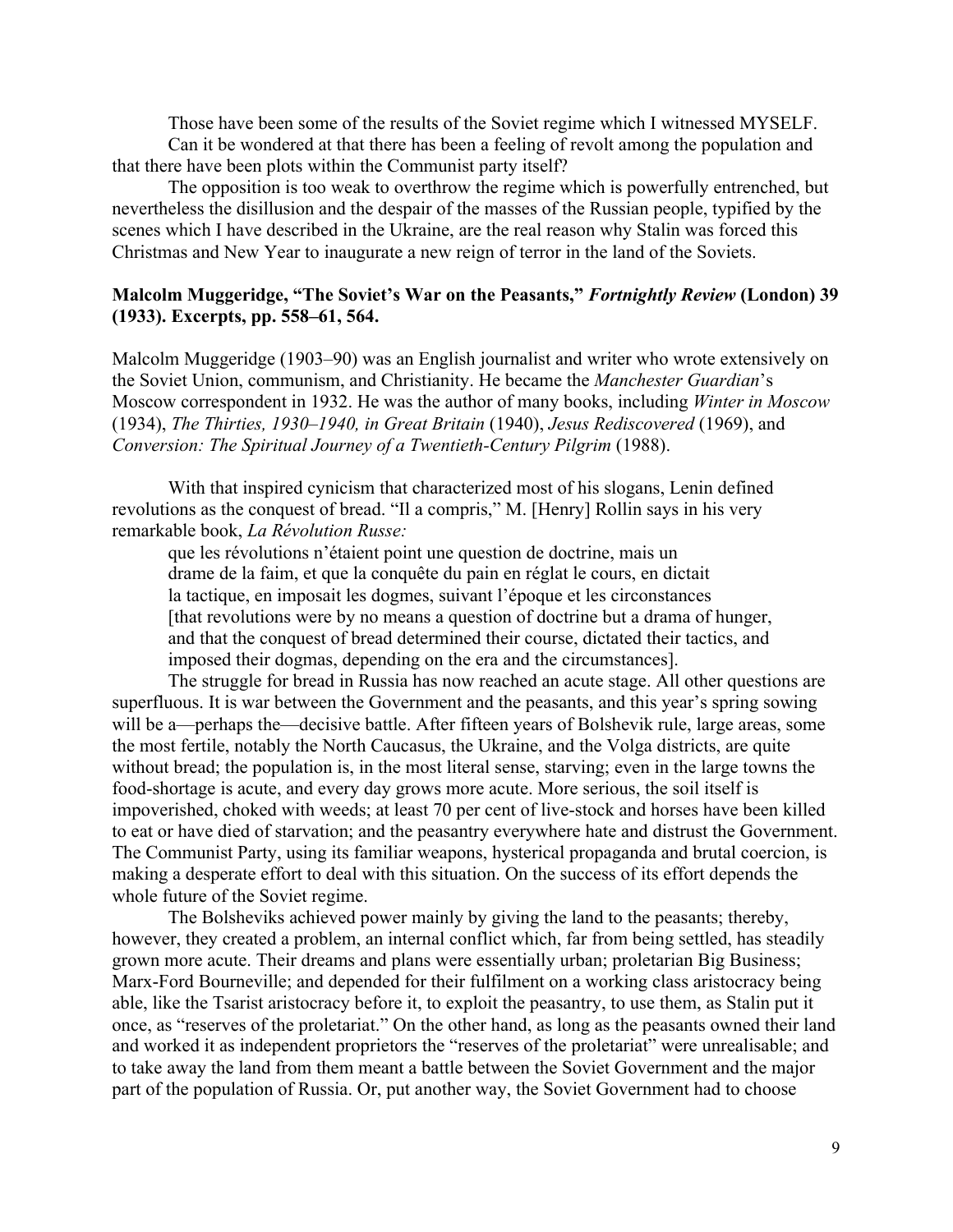Those have been some of the results of the Soviet regime which I witnessed MYSELF.

Can it be wondered at that there has been a feeling of revolt among the population and that there have been plots within the Communist party itself?

The opposition is too weak to overthrow the regime which is powerfully entrenched, but nevertheless the disillusion and the despair of the masses of the Russian people, typified by the scenes which I have described in the Ukraine, are the real reason why Stalin was forced this Christmas and New Year to inaugurate a new reign of terror in the land of the Soviets.

**Malcolm Muggeridge, "The Soviet's War on the Peasants," *Fortnightly Review* (London) 39 (1933). Excerpts, pp. 558–61, 564.**

Malcolm Muggeridge (1903–90) was an English journalist and writer who wrote extensively on the Soviet Union, communism, and Christianity. He became the *Manchester Guardian*'s Moscow correspondent in 1932. He was the author of many books, including *Winter in Moscow* (1934), *The Thirties, 1930–1940, in Great Britain* (1940), *Jesus Rediscovered* (1969), and *Conversion: The Spiritual Journey of a Twentieth-Century Pilgrim* (1988).

With that inspired cynicism that characterized most of his slogans, Lenin defined revolutions as the conquest of bread. "Il a compris," M. [Henry] Rollin says in his very remarkable book, *La Révolution Russe:*

> que les révolutions n'étaient point une question de doctrine, mais un drame de la faim, et que la conquête du pain en réglat le cours, en dictait la tactique, en imposait les dogmes, suivant l'époque et les circonstances [that revolutions were by no means a question of doctrine but a drama of hunger, and that the conquest of bread determined their course, dictated their tactics, and imposed their dogmas, depending on the era and the circumstances].

The struggle for bread in Russia has now reached an acute stage. All other questions are superfluous. It is war between the Government and the peasants, and this year's spring sowing will be a—perhaps the—decisive battle. After fifteen years of Bolshevik rule, large areas, some the most fertile, notably the North Caucasus, the Ukraine, and the Volga districts, are quite without bread; the population is, in the most literal sense, starving; even in the large towns the food-shortage is acute, and every day grows more acute. More serious, the soil itself is impoverished, choked with weeds; at least 70 per cent of live-stock and horses have been killed to eat or have died of starvation; and the peasantry everywhere hate and distrust the Government. The Communist Party, using its familiar weapons, hysterical propaganda and brutal coercion, is making a desperate effort to deal with this situation. On the success of its effort depends the whole future of the Soviet regime.

The Bolsheviks achieved power mainly by giving the land to the peasants; thereby, however, they created a problem, an internal conflict which, far from being settled, has steadily grown more acute. Their dreams and plans were essentially urban; proletarian Big Business; Marx-Ford Bourneville; and depended for their fulfilment on a working class aristocracy being able, like the Tsarist aristocracy before it, to exploit the peasantry, to use them, as Stalin put it once, as "reserves of the proletariat." On the other hand, as long as the peasants owned their land and worked it as independent proprietors the "reserves of the proletariat" were unrealisable; and to take away the land from them meant a battle between the Soviet Government and the major part of the population of Russia. Or, put another way, the Soviet Government had to choose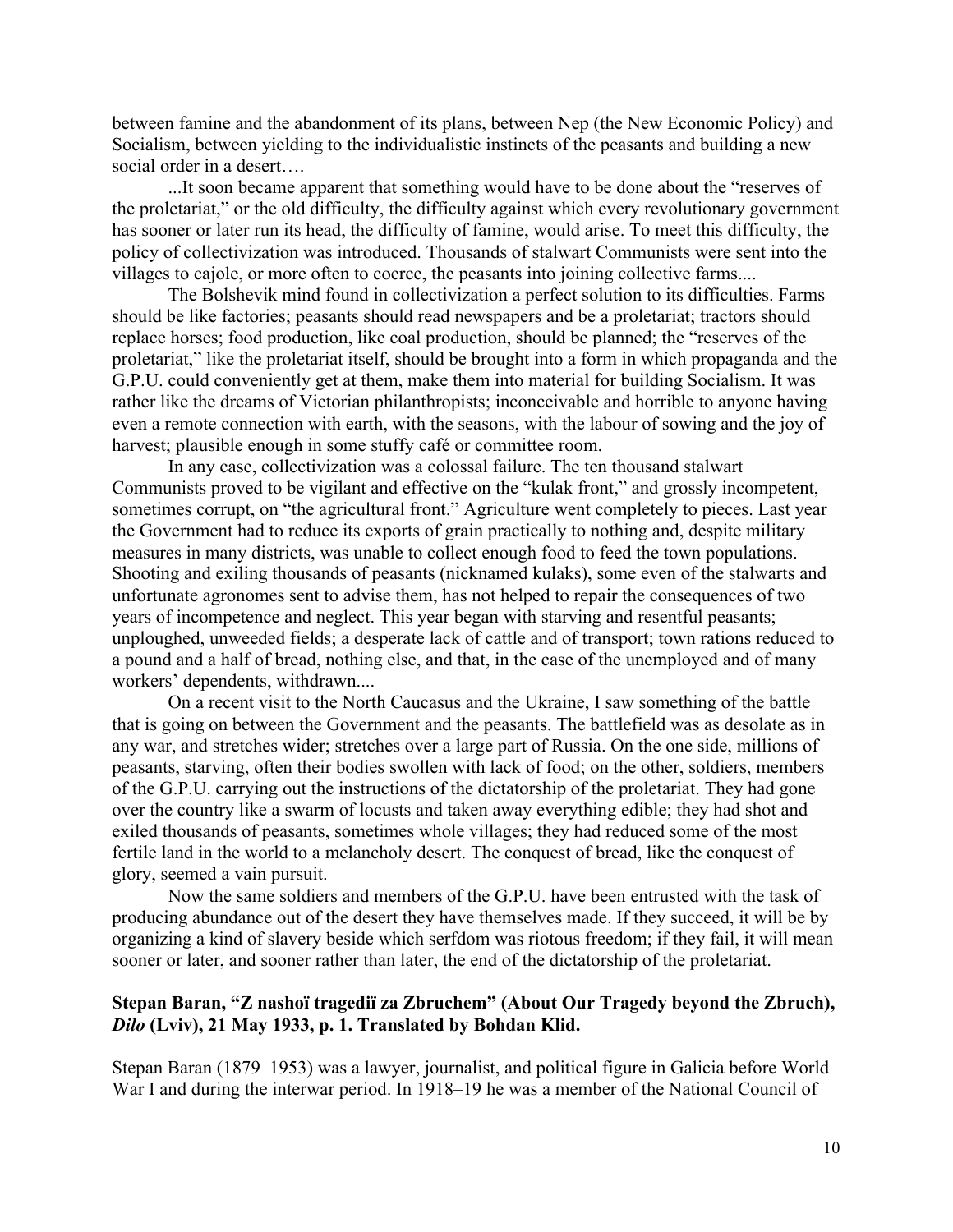between famine and the abandonment of its plans, between Nep (the New Economic Policy) and Socialism, between yielding to the individualistic instincts of the peasants and building a new social order in a desert….

...It soon became apparent that something would have to be done about the "reserves of the proletariat," or the old difficulty, the difficulty against which every revolutionary government has sooner or later run its head, the difficulty of famine, would arise. To meet this difficulty, the policy of collectivization was introduced. Thousands of stalwart Communists were sent into the villages to cajole, or more often to coerce, the peasants into joining collective farms....

The Bolshevik mind found in collectivization a perfect solution to its difficulties. Farms should be like factories; peasants should read newspapers and be a proletariat; tractors should replace horses; food production, like coal production, should be planned; the "reserves of the proletariat," like the proletariat itself, should be brought into a form in which propaganda and the G.P.U. could conveniently get at them, make them into material for building Socialism. It was rather like the dreams of Victorian philanthropists; inconceivable and horrible to anyone having even a remote connection with earth, with the seasons, with the labour of sowing and the joy of harvest; plausible enough in some stuffy café or committee room.

In any case, collectivization was a colossal failure. The ten thousand stalwart Communists proved to be vigilant and effective on the "kulak front," and grossly incompetent, sometimes corrupt, on "the agricultural front." Agriculture went completely to pieces. Last year the Government had to reduce its exports of grain practically to nothing and, despite military measures in many districts, was unable to collect enough food to feed the town populations. Shooting and exiling thousands of peasants (nicknamed kulaks), some even of the stalwarts and unfortunate agronomes sent to advise them, has not helped to repair the consequences of two years of incompetence and neglect. This year began with starving and resentful peasants; unploughed, unweeded fields; a desperate lack of cattle and of transport; town rations reduced to a pound and a half of bread, nothing else, and that, in the case of the unemployed and of many workers' dependents, withdrawn....

On a recent visit to the North Caucasus and the Ukraine, I saw something of the battle that is going on between the Government and the peasants. The battlefield was as desolate as in any war, and stretches wider; stretches over a large part of Russia. On the one side, millions of peasants, starving, often their bodies swollen with lack of food; on the other, soldiers, members of the G.P.U. carrying out the instructions of the dictatorship of the proletariat. They had gone over the country like a swarm of locusts and taken away everything edible; they had shot and exiled thousands of peasants, sometimes whole villages; they had reduced some of the most fertile land in the world to a melancholy desert. The conquest of bread, like the conquest of glory, seemed a vain pursuit.

Now the same soldiers and members of the G.P.U. have been entrusted with the task of producing abundance out of the desert they have themselves made. If they succeed, it will be by organizing a kind of slavery beside which serfdom was riotous freedom; if they fail, it will mean sooner or later, and sooner rather than later, the end of the dictatorship of the proletariat.

### Stepan Baran, "Z nashoï tragediï za Zbruchem" (About Our Tragedy beyond the Zbruch), *Dilo* (Lviv), 21 May 1933, p. 1. Translated by Bohdan Klid.

Stepan Baran (1879–1953) was a lawyer, journalist, and political figure in Galicia before World War I and during the interwar period. In 1918–19 he was a member of the National Council of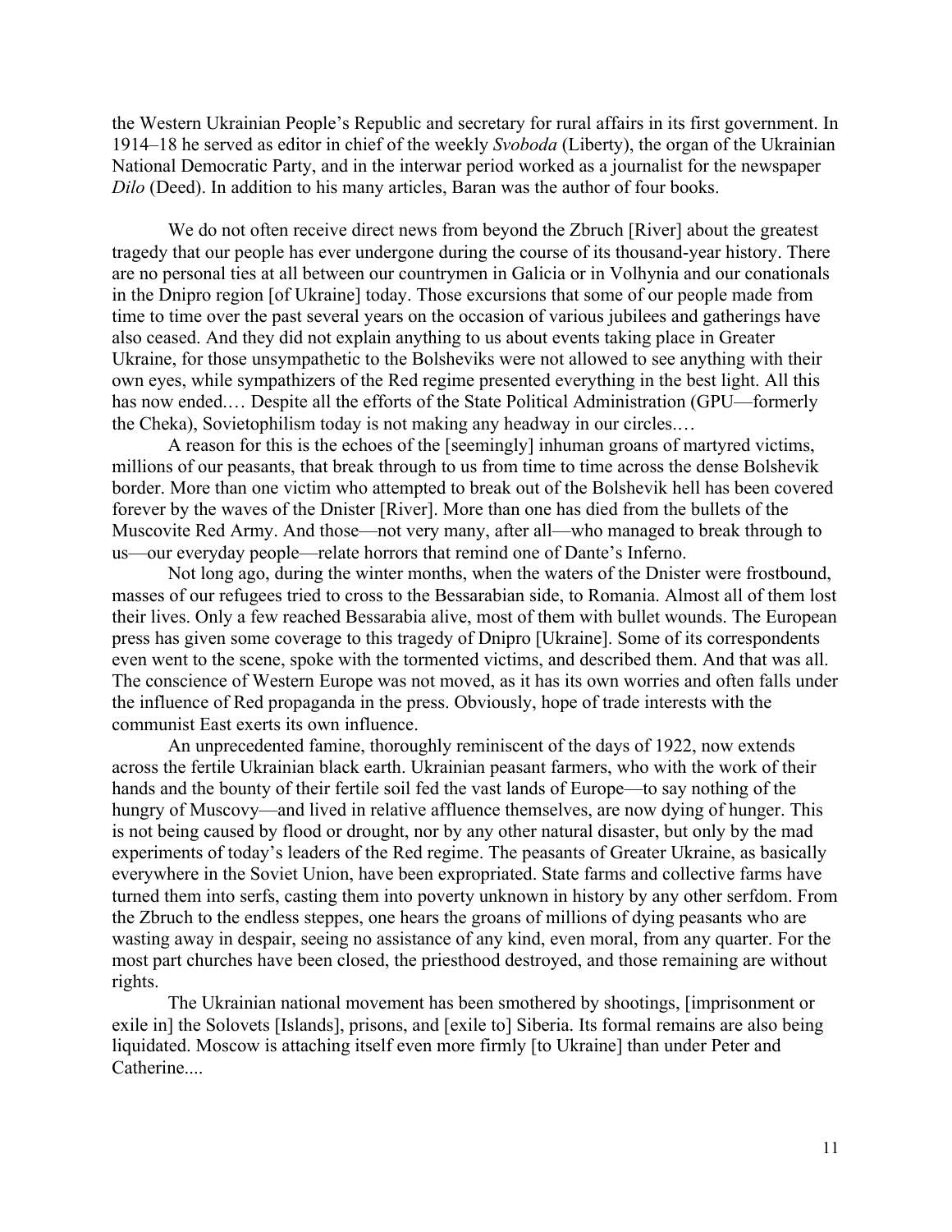the Western Ukrainian People’s Republic and secretary for rural affairs in its first government. In 1914–18 he served as editor in chief of the weekly *Svoboda* (Liberty), the organ of the Ukrainian National Democratic Party, and in the interwar period worked as a journalist for the newspaper *Dilo* (Deed). In addition to his many articles, Baran was the author of four books.

We do not often receive direct news from beyond the Zbruch [River] about the greatest tragedy that our people has ever undergone during the course of its thousand-year history. There are no personal ties at all between our countrymen in Galicia or in Volhynia and our conationals in the Dnipro region [of Ukraine] today. Those excursions that some of our people made from time to time over the past several years on the occasion of various jubilees and gatherings have also ceased. And they did not explain anything to us about events taking place in Greater Ukraine, for those unsympathetic to the Bolsheviks were not allowed to see anything with their own eyes, while sympathizers of the Red regime presented everything in the best light. All this has now ended.… Despite all the efforts of the State Political Administration (GPU—formerly the Cheka), Sovietophilism today is not making any headway in our circles.…

A reason for this is the echoes of the [seemingly] inhuman groans of martyred victims, millions of our peasants, that break through to us from time to time across the dense Bolshevik border. More than one victim who attempted to break out of the Bolshevik hell has been covered forever by the waves of the Dnister [River]. More than one has died from the bullets of the Muscovite Red Army. And those—not very many, after all—who managed to break through to us—our everyday people—relate horrors that remind one of Dante’s Inferno.

Not long ago, during the winter months, when the waters of the Dnister were frostbound, masses of our refugees tried to cross to the Bessarabian side, to Romania. Almost all of them lost their lives. Only a few reached Bessarabia alive, most of them with bullet wounds. The European press has given some coverage to this tragedy of Dnipro [Ukraine]. Some of its correspondents even went to the scene, spoke with the tormented victims, and described them. And that was all. The conscience of Western Europe was not moved, as it has its own worries and often falls under the influence of Red propaganda in the press. Obviously, hope of trade interests with the communist East exerts its own influence.

An unprecedented famine, thoroughly reminiscent of the days of 1922, now extends across the fertile Ukrainian black earth. Ukrainian peasant farmers, who with the work of their hands and the bounty of their fertile soil fed the vast lands of Europe—to say nothing of the hungry of Muscovy—and lived in relative affluence themselves, are now dying of hunger. This is not being caused by flood or drought, nor by any other natural disaster, but only by the mad experiments of today’s leaders of the Red regime. The peasants of Greater Ukraine, as basically everywhere in the Soviet Union, have been expropriated. State farms and collective farms have turned them into serfs, casting them into poverty unknown in history by any other serfdom. From the Zbruch to the endless steppes, one hears the groans of millions of dying peasants who are wasting away in despair, seeing no assistance of any kind, even moral, from any quarter. For the most part churches have been closed, the priesthood destroyed, and those remaining are without rights.

The Ukrainian national movement has been smothered by shootings, [imprisonment or exile in] the Solovets [Islands], prisons, and [exile to] Siberia. Its formal remains are also being liquidated. Moscow is attaching itself even more firmly [to Ukraine] than under Peter and Catherine....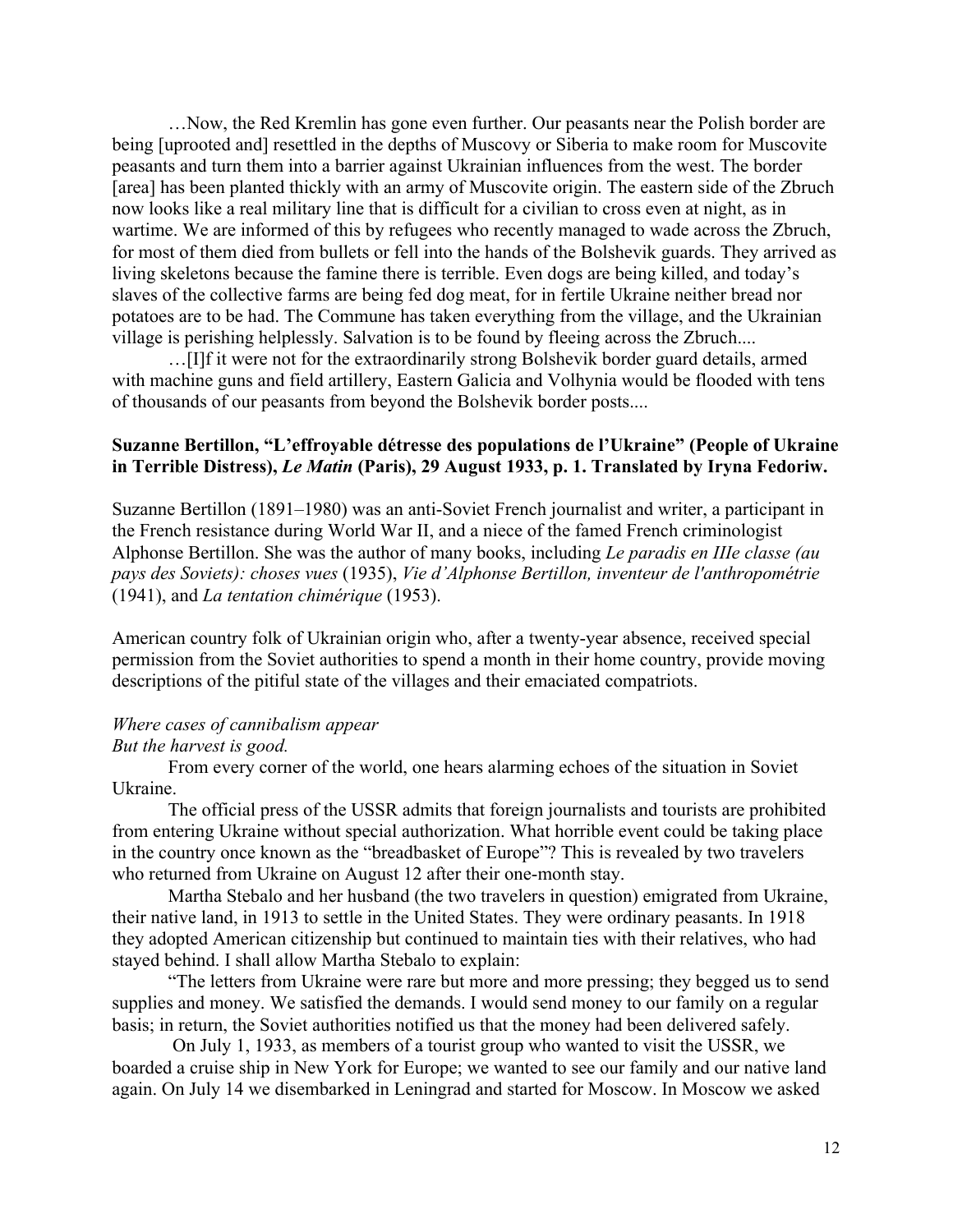…Now, the Red Kremlin has gone even further. Our peasants near the Polish border are being [uprooted and] resettled in the depths of Muscovy or Siberia to make room for Muscovite peasants and turn them into a barrier against Ukrainian influences from the west. The border [area] has been planted thickly with an army of Muscovite origin. The eastern side of the Zbruch now looks like a real military line that is difficult for a civilian to cross even at night, as in wartime. We are informed of this by refugees who recently managed to wade across the Zbruch, for most of them died from bullets or fell into the hands of the Bolshevik guards. They arrived as living skeletons because the famine there is terrible. Even dogs are being killed, and today's slaves of the collective farms are being fed dog meat, for in fertile Ukraine neither bread nor potatoes are to be had. The Commune has taken everything from the village, and the Ukrainian village is perishing helplessly. Salvation is to be found by fleeing across the Zbruch....

…[I]f it were not for the extraordinarily strong Bolshevik border guard details, armed with machine guns and field artillery, Eastern Galicia and Volhynia would be flooded with tens of thousands of our peasants from beyond the Bolshevik border posts....

**Suzanne Bertillon, "L'effroyable détresse des populations de l'Ukraine" (People of Ukraine in Terrible Distress), *Le Matin* (Paris), 29 August 1933, p. 1. Translated by Iryna Fedoriw.**

Suzanne Bertillon (1891–1980) was an anti-Soviet French journalist and writer, a participant in the French resistance during World War II, and a niece of the famed French criminologist Alphonse Bertillon. She was the author of many books, including *Le paradis en IIIe classe (au pays des Soviets): choses vues* (1935), *Vie d'Alphonse Bertillon, inventeur de l'anthropométrie* (1941), and *La tentation chimérique* (1953).

American country folk of Ukrainian origin who, after a twenty-year absence, received special permission from the Soviet authorities to spend a month in their home country, provide moving descriptions of the pitiful state of the villages and their emaciated compatriots.

*Where cases of cannibalism appear*
*But the harvest is good.*

From every corner of the world, one hears alarming echoes of the situation in Soviet Ukraine.

The official press of the USSR admits that foreign journalists and tourists are prohibited from entering Ukraine without special authorization. What horrible event could be taking place in the country once known as the "breadbasket of Europe"? This is revealed by two travelers who returned from Ukraine on August 12 after their one-month stay.

Martha Stebalo and her husband (the two travelers in question) emigrated from Ukraine, their native land, in 1913 to settle in the United States. They were ordinary peasants. In 1918 they adopted American citizenship but continued to maintain ties with their relatives, who had stayed behind. I shall allow Martha Stebalo to explain:

"The letters from Ukraine were rare but more and more pressing; they begged us to send supplies and money. We satisfied the demands. I would send money to our family on a regular basis; in return, the Soviet authorities notified us that the money had been delivered safely.

On July 1, 1933, as members of a tourist group who wanted to visit the USSR, we boarded a cruise ship in New York for Europe; we wanted to see our family and our native land again. On July 14 we disembarked in Leningrad and started for Moscow. In Moscow we asked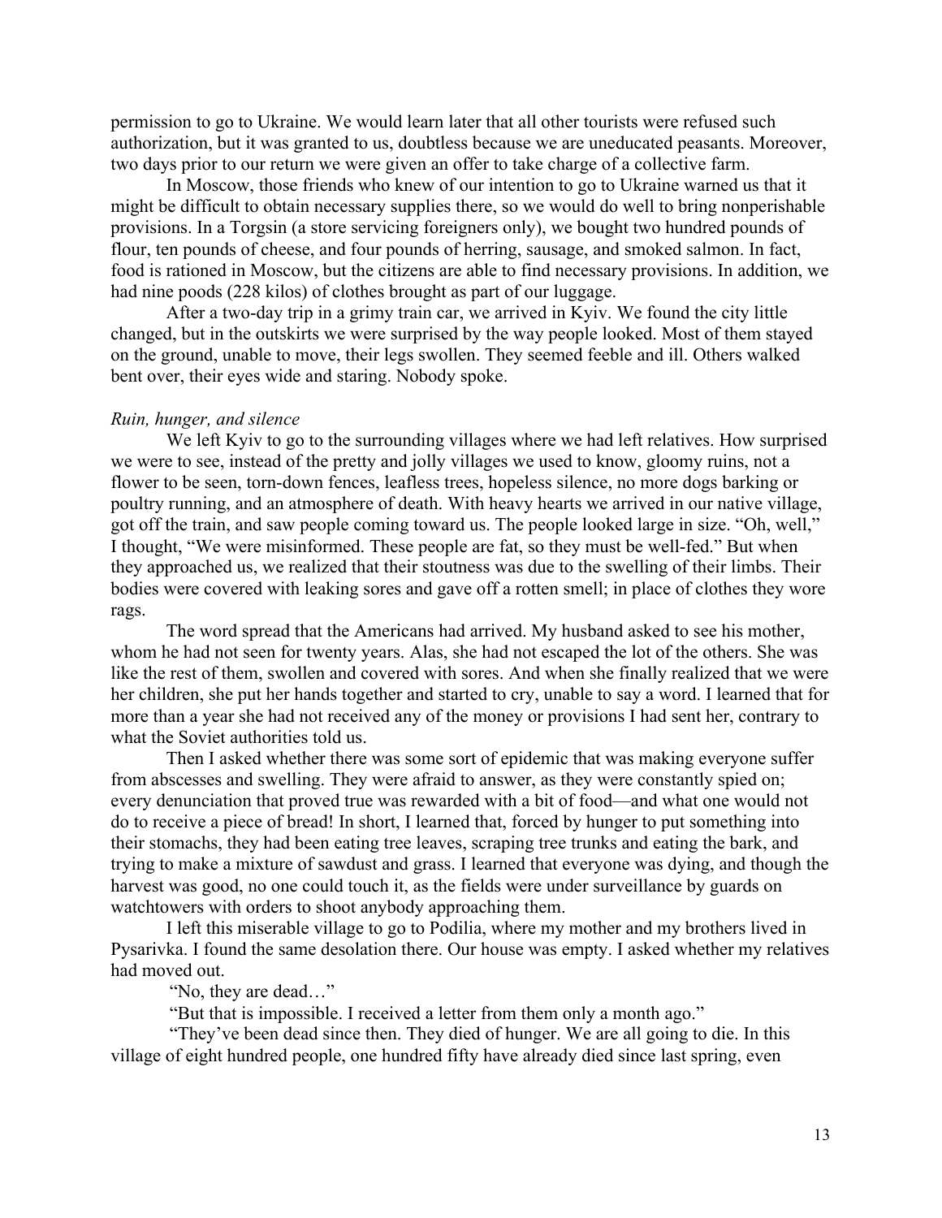permission to go to Ukraine. We would learn later that all other tourists were refused such authorization, but it was granted to us, doubtless because we are uneducated peasants. Moreover, two days prior to our return we were given an offer to take charge of a collective farm.

In Moscow, those friends who knew of our intention to go to Ukraine warned us that it might be difficult to obtain necessary supplies there, so we would do well to bring nonperishable provisions. In a Torgsin (a store servicing foreigners only), we bought two hundred pounds of flour, ten pounds of cheese, and four pounds of herring, sausage, and smoked salmon. In fact, food is rationed in Moscow, but the citizens are able to find necessary provisions. In addition, we had nine poods (228 kilos) of clothes brought as part of our luggage.

After a two-day trip in a grimy train car, we arrived in Kyiv. We found the city little changed, but in the outskirts we were surprised by the way people looked. Most of them stayed on the ground, unable to move, their legs swollen. They seemed feeble and ill. Others walked bent over, their eyes wide and staring. Nobody spoke.

*Ruin, hunger, and silence*

We left Kyiv to go to the surrounding villages where we had left relatives. How surprised we were to see, instead of the pretty and jolly villages we used to know, gloomy ruins, not a flower to be seen, torn-down fences, leafless trees, hopeless silence, no more dogs barking or poultry running, and an atmosphere of death. With heavy hearts we arrived in our native village, got off the train, and saw people coming toward us. The people looked large in size. "Oh, well," I thought, "We were misinformed. These people are fat, so they must be well-fed." But when they approached us, we realized that their stoutness was due to the swelling of their limbs. Their bodies were covered with leaking sores and gave off a rotten smell; in place of clothes they wore rags.

The word spread that the Americans had arrived. My husband asked to see his mother, whom he had not seen for twenty years. Alas, she had not escaped the lot of the others. She was like the rest of them, swollen and covered with sores. And when she finally realized that we were her children, she put her hands together and started to cry, unable to say a word. I learned that for more than a year she had not received any of the money or provisions I had sent her, contrary to what the Soviet authorities told us.

Then I asked whether there was some sort of epidemic that was making everyone suffer from abscesses and swelling. They were afraid to answer, as they were constantly spied on; every denunciation that proved true was rewarded with a bit of food—and what one would not do to receive a piece of bread! In short, I learned that, forced by hunger to put something into their stomachs, they had been eating tree leaves, scraping tree trunks and eating the bark, and trying to make a mixture of sawdust and grass. I learned that everyone was dying, and though the harvest was good, no one could touch it, as the fields were under surveillance by guards on watchtowers with orders to shoot anybody approaching them.

I left this miserable village to go to Podilia, where my mother and my brothers lived in Pysarivka. I found the same desolation there. Our house was empty. I asked whether my relatives had moved out.

"No, they are dead…"

"But that is impossible. I received a letter from them only a month ago."

"They've been dead since then. They died of hunger. We are all going to die. In this village of eight hundred people, one hundred fifty have already died since last spring, even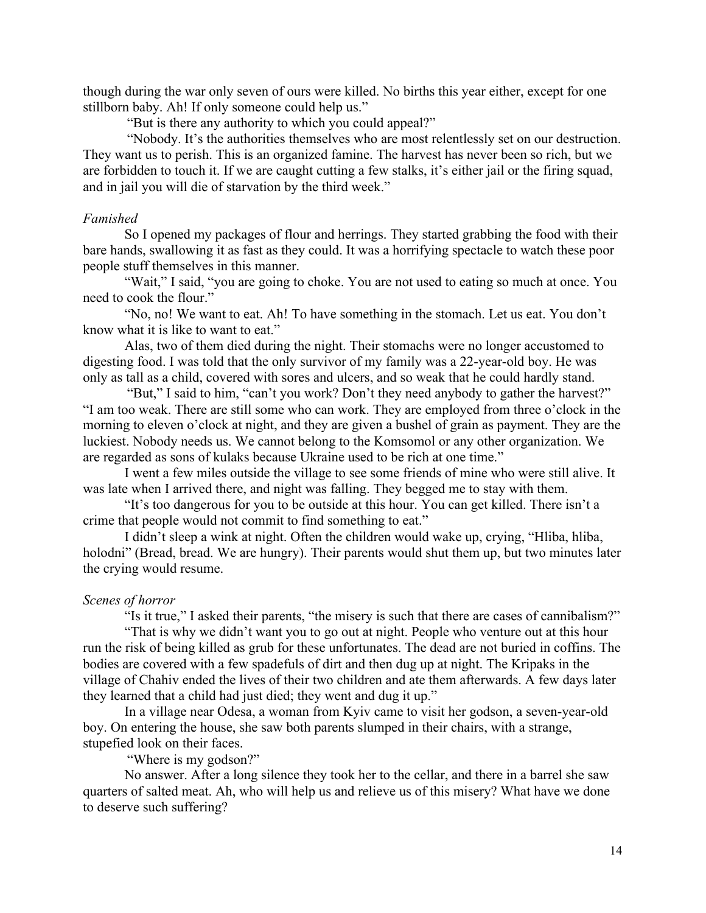though during the war only seven of ours were killed. No births this year either, except for one stillborn baby. Ah! If only someone could help us."

"But is there any authority to which you could appeal?"

"Nobody. It's the authorities themselves who are most relentlessly set on our destruction. They want us to perish. This is an organized famine. The harvest has never been so rich, but we are forbidden to touch it. If we are caught cutting a few stalks, it's either jail or the firing squad, and in jail you will die of starvation by the third week."

*Famished*

So I opened my packages of flour and herrings. They started grabbing the food with their bare hands, swallowing it as fast as they could. It was a horrifying spectacle to watch these poor people stuff themselves in this manner.

"Wait," I said, "you are going to choke. You are not used to eating so much at once. You need to cook the flour."

"No, no! We want to eat. Ah! To have something in the stomach. Let us eat. You don't know what it is like to want to eat."

Alas, two of them died during the night. Their stomachs were no longer accustomed to digesting food. I was told that the only survivor of my family was a 22-year-old boy. He was only as tall as a child, covered with sores and ulcers, and so weak that he could hardly stand.

"But," I said to him, "can't you work? Don't they need anybody to gather the harvest?" "I am too weak. There are still some who can work. They are employed from three o'clock in the morning to eleven o'clock at night, and they are given a bushel of grain as payment. They are the luckiest. Nobody needs us. We cannot belong to the Komsomol or any other organization. We are regarded as sons of kulaks because Ukraine used to be rich at one time."

I went a few miles outside the village to see some friends of mine who were still alive. It was late when I arrived there, and night was falling. They begged me to stay with them.

"It's too dangerous for you to be outside at this hour. You can get killed. There isn't a crime that people would not commit to find something to eat."

I didn't sleep a wink at night. Often the children would wake up, crying, "Hliba, hliba, holodni" (Bread, bread. We are hungry). Their parents would shut them up, but two minutes later the crying would resume.

*Scenes of horror*

"Is it true," I asked their parents, "the misery is such that there are cases of cannibalism?"

"That is why we didn't want you to go out at night. People who venture out at this hour run the risk of being killed as grub for these unfortunates. The dead are not buried in coffins. The bodies are covered with a few spadefuls of dirt and then dug up at night. The Kripaks in the village of Chahiv ended the lives of their two children and ate them afterwards. A few days later they learned that a child had just died; they went and dug it up."

In a village near Odesa, a woman from Kyiv came to visit her godson, a seven-year-old boy. On entering the house, she saw both parents slumped in their chairs, with a strange, stupefied look on their faces.

"Where is my godson?"

No answer. After a long silence they took her to the cellar, and there in a barrel she saw quarters of salted meat. Ah, who will help us and relieve us of this misery? What have we done to deserve such suffering?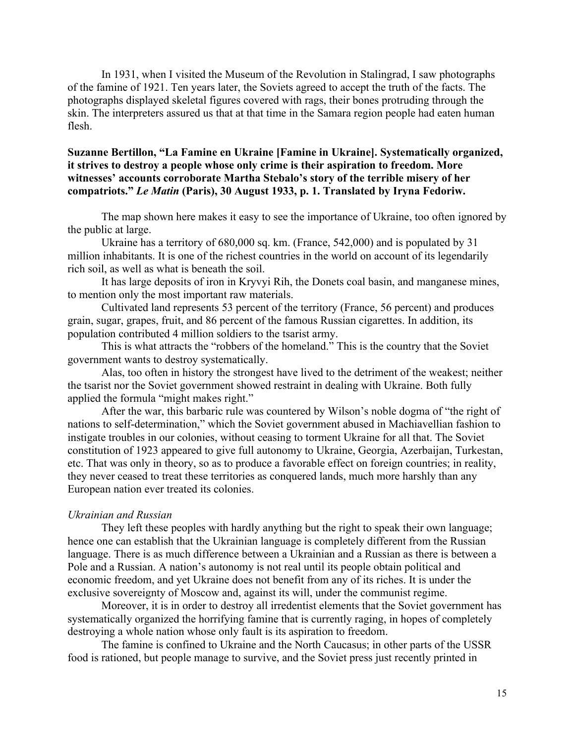In 1931, when I visited the Museum of the Revolution in Stalingrad, I saw photographs of the famine of 1921. Ten years later, the Soviets agreed to accept the truth of the facts. The photographs displayed skeletal figures covered with rags, their bones protruding through the skin. The interpreters assured us that at that time in the Samara region people had eaten human flesh.

**Suzanne Bertillon, "La Famine en Ukraine [Famine in Ukraine]. Systematically organized, it strives to destroy a people whose only crime is their aspiration to freedom. More witnesses' accounts corroborate Martha Stebalo's story of the terrible misery of her compatriots."** ***Le Matin*** **(Paris), 30 August 1933, p. 1. Translated by Iryna Fedoriw.**

The map shown here makes it easy to see the importance of Ukraine, too often ignored by the public at large.

Ukraine has a territory of 680,000 sq. km. (France, 542,000) and is populated by 31 million inhabitants. It is one of the richest countries in the world on account of its legendarily rich soil, as well as what is beneath the soil.

It has large deposits of iron in Kryvyi Rih, the Donets coal basin, and manganese mines, to mention only the most important raw materials.

Cultivated land represents 53 percent of the territory (France, 56 percent) and produces grain, sugar, grapes, fruit, and 86 percent of the famous Russian cigarettes. In addition, its population contributed 4 million soldiers to the tsarist army.

This is what attracts the "robbers of the homeland." This is the country that the Soviet government wants to destroy systematically.

Alas, too often in history the strongest have lived to the detriment of the weakest; neither the tsarist nor the Soviet government showed restraint in dealing with Ukraine. Both fully applied the formula "might makes right."

After the war, this barbaric rule was countered by Wilson's noble dogma of "the right of nations to self-determination," which the Soviet government abused in Machiavellian fashion to instigate troubles in our colonies, without ceasing to torment Ukraine for all that. The Soviet constitution of 1923 appeared to give full autonomy to Ukraine, Georgia, Azerbaijan, Turkestan, etc. That was only in theory, so as to produce a favorable effect on foreign countries; in reality, they never ceased to treat these territories as conquered lands, much more harshly than any European nation ever treated its colonies.

*Ukrainian and Russian*

They left these peoples with hardly anything but the right to speak their own language; hence one can establish that the Ukrainian language is completely different from the Russian language. There is as much difference between a Ukrainian and a Russian as there is between a Pole and a Russian. A nation's autonomy is not real until its people obtain political and economic freedom, and yet Ukraine does not benefit from any of its riches. It is under the exclusive sovereignty of Moscow and, against its will, under the communist regime.

Moreover, it is in order to destroy all irredentist elements that the Soviet government has systematically organized the horrifying famine that is currently raging, in hopes of completely destroying a whole nation whose only fault is its aspiration to freedom.

The famine is confined to Ukraine and the North Caucasus; in other parts of the USSR food is rationed, but people manage to survive, and the Soviet press just recently printed in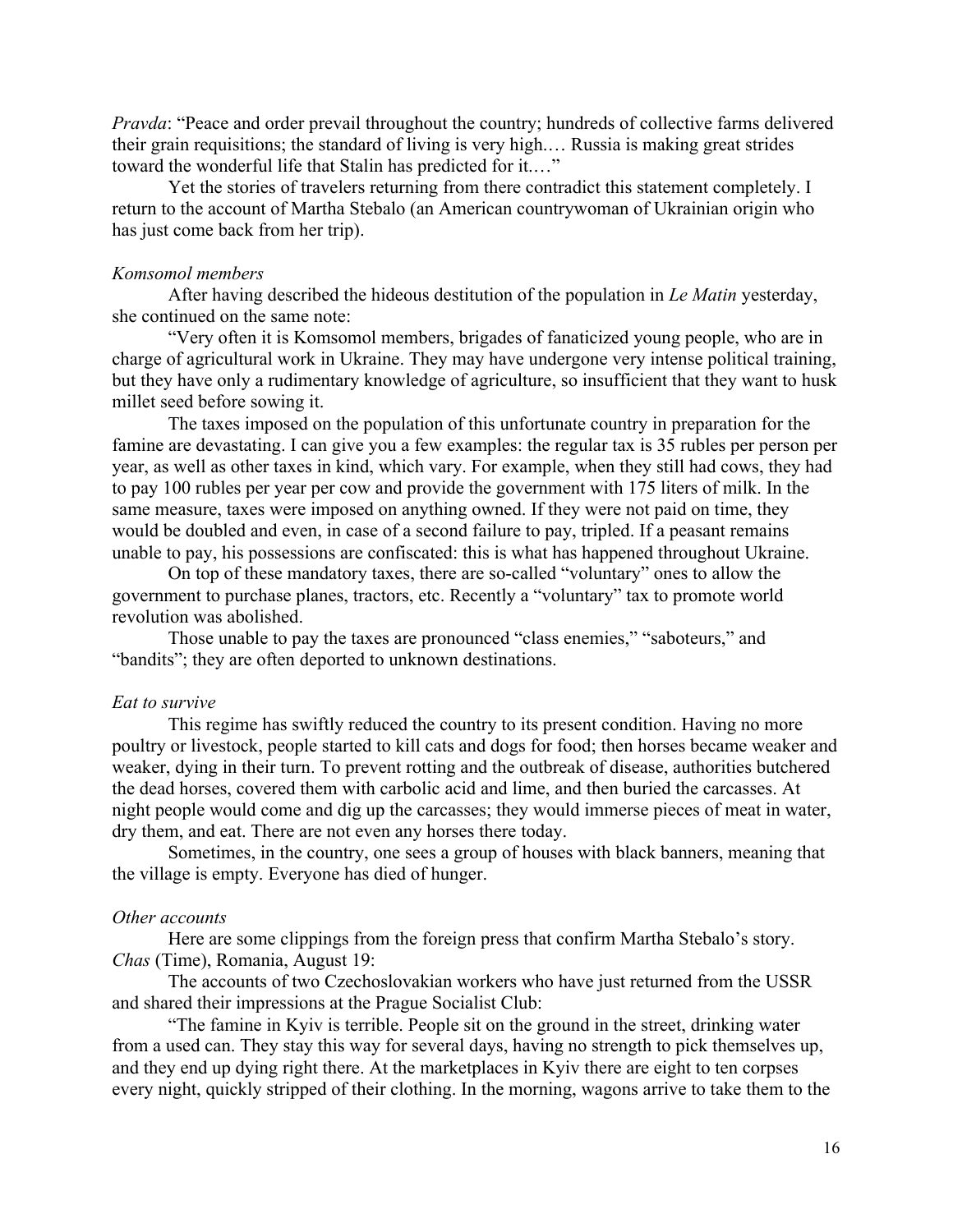*Pravda*: "Peace and order prevail throughout the country; hundreds of collective farms delivered their grain requisitions; the standard of living is very high.… Russia is making great strides toward the wonderful life that Stalin has predicted for it.…"

Yet the stories of travelers returning from there contradict this statement completely. I return to the account of Martha Stebalo (an American countrywoman of Ukrainian origin who has just come back from her trip).

*Komsomol members*

After having described the hideous destitution of the population in *Le Matin* yesterday, she continued on the same note:

"Very often it is Komsomol members, brigades of fanaticized young people, who are in charge of agricultural work in Ukraine. They may have undergone very intense political training, but they have only a rudimentary knowledge of agriculture, so insufficient that they want to husk millet seed before sowing it.

The taxes imposed on the population of this unfortunate country in preparation for the famine are devastating. I can give you a few examples: the regular tax is 35 rubles per person per year, as well as other taxes in kind, which vary. For example, when they still had cows, they had to pay 100 rubles per year per cow and provide the government with 175 liters of milk. In the same measure, taxes were imposed on anything owned. If they were not paid on time, they would be doubled and even, in case of a second failure to pay, tripled. If a peasant remains unable to pay, his possessions are confiscated: this is what has happened throughout Ukraine.

On top of these mandatory taxes, there are so-called "voluntary" ones to allow the government to purchase planes, tractors, etc. Recently a "voluntary" tax to promote world revolution was abolished.

Those unable to pay the taxes are pronounced "class enemies," "saboteurs," and "bandits"; they are often deported to unknown destinations.

*Eat to survive*

This regime has swiftly reduced the country to its present condition. Having no more poultry or livestock, people started to kill cats and dogs for food; then horses became weaker and weaker, dying in their turn. To prevent rotting and the outbreak of disease, authorities butchered the dead horses, covered them with carbolic acid and lime, and then buried the carcasses. At night people would come and dig up the carcasses; they would immerse pieces of meat in water, dry them, and eat. There are not even any horses there today.

Sometimes, in the country, one sees a group of houses with black banners, meaning that the village is empty. Everyone has died of hunger.

*Other accounts*

Here are some clippings from the foreign press that confirm Martha Stebalo's story. *Chas* (Time), Romania, August 19:

The accounts of two Czechoslovakian workers who have just returned from the USSR and shared their impressions at the Prague Socialist Club:

"The famine in Kyiv is terrible. People sit on the ground in the street, drinking water from a used can. They stay this way for several days, having no strength to pick themselves up, and they end up dying right there. At the marketplaces in Kyiv there are eight to ten corpses every night, quickly stripped of their clothing. In the morning, wagons arrive to take them to the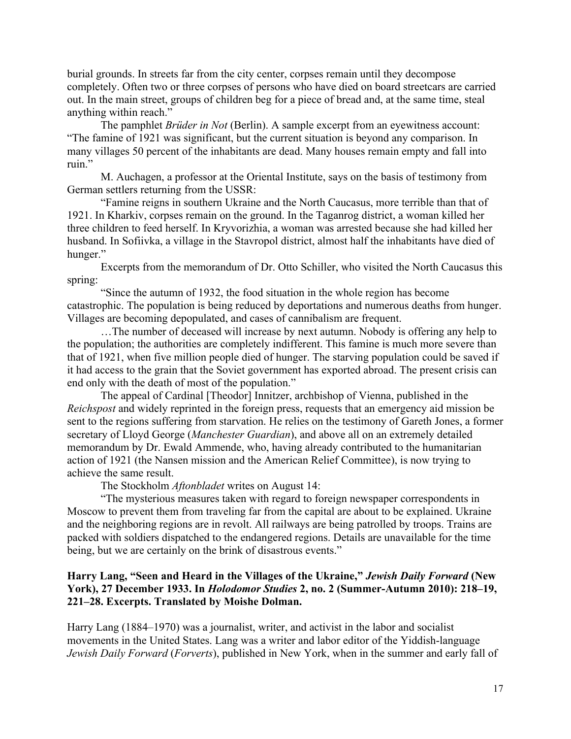burial grounds. In streets far from the city center, corpses remain until they decompose completely. Often two or three corpses of persons who have died on board streetcars are carried out. In the main street, groups of children beg for a piece of bread and, at the same time, steal anything within reach."

The pamphlet *Brüder in Not* (Berlin). A sample excerpt from an eyewitness account: "The famine of 1921 was significant, but the current situation is beyond any comparison. In many villages 50 percent of the inhabitants are dead. Many houses remain empty and fall into ruin."

M. Auchagen, a professor at the Oriental Institute, says on the basis of testimony from German settlers returning from the USSR:

"Famine reigns in southern Ukraine and the North Caucasus, more terrible than that of 1921. In Kharkiv, corpses remain on the ground. In the Taganrog district, a woman killed her three children to feed herself. In Kryvorizhia, a woman was arrested because she had killed her husband. In Sofiivka, a village in the Stavropol district, almost half the inhabitants have died of hunger."

Excerpts from the memorandum of Dr. Otto Schiller, who visited the North Caucasus this spring:

"Since the autumn of 1932, the food situation in the whole region has become catastrophic. The population is being reduced by deportations and numerous deaths from hunger. Villages are becoming depopulated, and cases of cannibalism are frequent.

…The number of deceased will increase by next autumn. Nobody is offering any help to the population; the authorities are completely indifferent. This famine is much more severe than that of 1921, when five million people died of hunger. The starving population could be saved if it had access to the grain that the Soviet government has exported abroad. The present crisis can end only with the death of most of the population."

The appeal of Cardinal [Theodor] Innitzer, archbishop of Vienna, published in the *Reichspost* and widely reprinted in the foreign press, requests that an emergency aid mission be sent to the regions suffering from starvation. He relies on the testimony of Gareth Jones, a former secretary of Lloyd George (*Manchester Guardian*), and above all on an extremely detailed memorandum by Dr. Ewald Ammende, who, having already contributed to the humanitarian action of 1921 (the Nansen mission and the American Relief Committee), is now trying to achieve the same result.

The Stockholm *Aftonbladet* writes on August 14:

"The mysterious measures taken with regard to foreign newspaper correspondents in Moscow to prevent them from traveling far from the capital are about to be explained. Ukraine and the neighboring regions are in revolt. All railways are being patrolled by troops. Trains are packed with soldiers dispatched to the endangered regions. Details are unavailable for the time being, but we are certainly on the brink of disastrous events."

### Harry Lang, "Seen and Heard in the Villages of the Ukraine," *Jewish Daily Forward* (New York), 27 December 1933. In *Holodomor Studies* 2, no. 2 (Summer-Autumn 2010): 218–19, 221–28. Excerpts. Translated by Moishe Dolman.

Harry Lang (1884–1970) was a journalist, writer, and activist in the labor and socialist movements in the United States. Lang was a writer and labor editor of the Yiddish-language *Jewish Daily Forward* (*Forverts*), published in New York, when in the summer and early fall of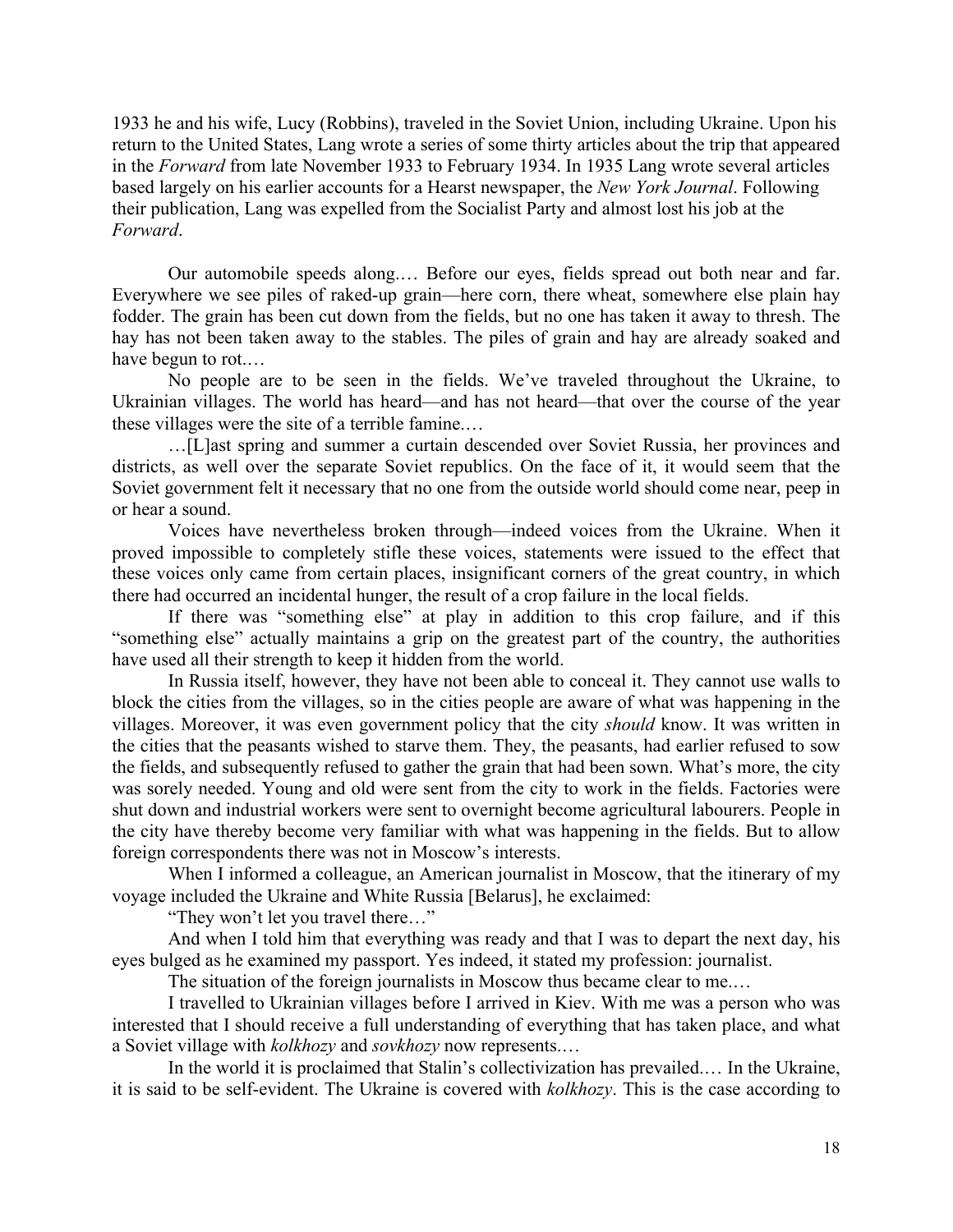1933 he and his wife, Lucy (Robbins), traveled in the Soviet Union, including Ukraine. Upon his return to the United States, Lang wrote a series of some thirty articles about the trip that appeared in the *Forward* from late November 1933 to February 1934. In 1935 Lang wrote several articles based largely on his earlier accounts for a Hearst newspaper, the *New York Journal*. Following their publication, Lang was expelled from the Socialist Party and almost lost his job at the *Forward*.

Our automobile speeds along.… Before our eyes, fields spread out both near and far. Everywhere we see piles of raked-up grain—here corn, there wheat, somewhere else plain hay fodder. The grain has been cut down from the fields, but no one has taken it away to thresh. The hay has not been taken away to the stables. The piles of grain and hay are already soaked and have begun to rot.…

No people are to be seen in the fields. We've traveled throughout the Ukraine, to Ukrainian villages. The world has heard—and has not heard—that over the course of the year these villages were the site of a terrible famine.…

…[L]ast spring and summer a curtain descended over Soviet Russia, her provinces and districts, as well over the separate Soviet republics. On the face of it, it would seem that the Soviet government felt it necessary that no one from the outside world should come near, peep in or hear a sound.

Voices have nevertheless broken through—indeed voices from the Ukraine. When it proved impossible to completely stifle these voices, statements were issued to the effect that these voices only came from certain places, insignificant corners of the great country, in which there had occurred an incidental hunger, the result of a crop failure in the local fields.

If there was "something else" at play in addition to this crop failure, and if this "something else" actually maintains a grip on the greatest part of the country, the authorities have used all their strength to keep it hidden from the world.

In Russia itself, however, they have not been able to conceal it. They cannot use walls to block the cities from the villages, so in the cities people are aware of what was happening in the villages. Moreover, it was even government policy that the city *should* know. It was written in the cities that the peasants wished to starve them. They, the peasants, had earlier refused to sow the fields, and subsequently refused to gather the grain that had been sown. What's more, the city was sorely needed. Young and old were sent from the city to work in the fields. Factories were shut down and industrial workers were sent to overnight become agricultural labourers. People in the city have thereby become very familiar with what was happening in the fields. But to allow foreign correspondents there was not in Moscow's interests.

When I informed a colleague, an American journalist in Moscow, that the itinerary of my voyage included the Ukraine and White Russia [Belarus], he exclaimed:

"They won't let you travel there…"

And when I told him that everything was ready and that I was to depart the next day, his eyes bulged as he examined my passport. Yes indeed, it stated my profession: journalist.

The situation of the foreign journalists in Moscow thus became clear to me.…

I travelled to Ukrainian villages before I arrived in Kiev. With me was a person who was interested that I should receive a full understanding of everything that has taken place, and what a Soviet village with *kolkhozy* and *sovkhozy* now represents.…

In the world it is proclaimed that Stalin's collectivization has prevailed.… In the Ukraine, it is said to be self-evident. The Ukraine is covered with *kolkhozy*. This is the case according to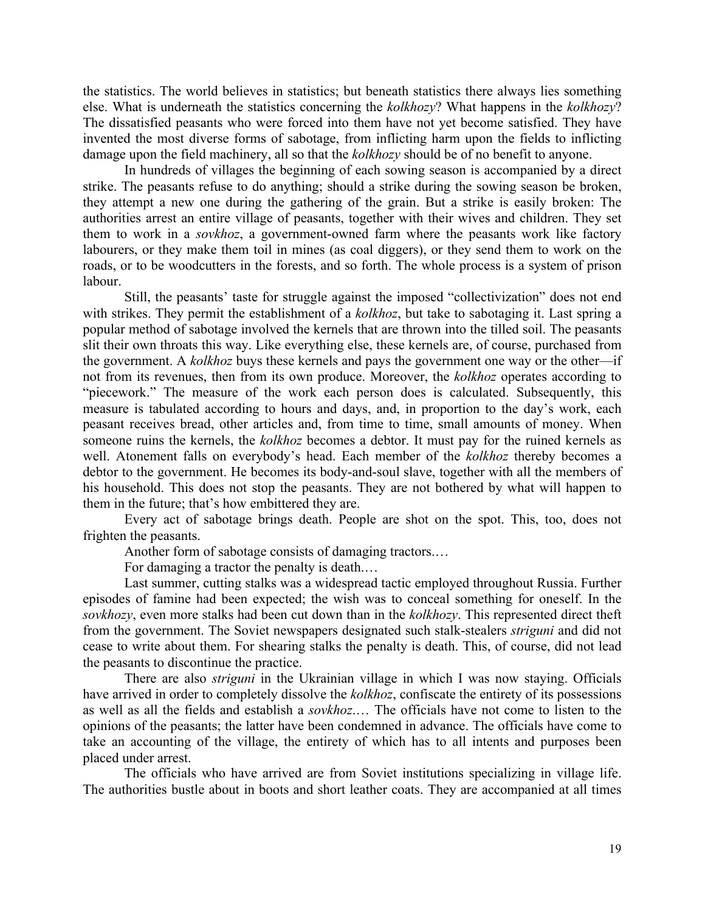the statistics. The world believes in statistics; but beneath statistics there always lies something else. What is underneath the statistics concerning the *kolkhozy*? What happens in the *kolkhozy*? The dissatisfied peasants who were forced into them have not yet become satisfied. They have invented the most diverse forms of sabotage, from inflicting harm upon the fields to inflicting damage upon the field machinery, all so that the *kolkhozy* should be of no benefit to anyone.

In hundreds of villages the beginning of each sowing season is accompanied by a direct strike. The peasants refuse to do anything; should a strike during the sowing season be broken, they attempt a new one during the gathering of the grain. But a strike is easily broken: The authorities arrest an entire village of peasants, together with their wives and children. They set them to work in a *sovkhoz*, a government-owned farm where the peasants work like factory labourers, or they make them toil in mines (as coal diggers), or they send them to work on the roads, or to be woodcutters in the forests, and so forth. The whole process is a system of prison labour.

Still, the peasants' taste for struggle against the imposed "collectivization" does not end with strikes. They permit the establishment of a *kolkhoz*, but take to sabotaging it. Last spring a popular method of sabotage involved the kernels that are thrown into the tilled soil. The peasants slit their own throats this way. Like everything else, these kernels are, of course, purchased from the government. A *kolkhoz* buys these kernels and pays the government one way or the other—if not from its revenues, then from its own produce. Moreover, the *kolkhoz* operates according to "piecework." The measure of the work each person does is calculated. Subsequently, this measure is tabulated according to hours and days, and, in proportion to the day's work, each peasant receives bread, other articles and, from time to time, small amounts of money. When someone ruins the kernels, the *kolkhoz* becomes a debtor. It must pay for the ruined kernels as well. Atonement falls on everybody's head. Each member of the *kolkhoz* thereby becomes a debtor to the government. He becomes its body-and-soul slave, together with all the members of his household. This does not stop the peasants. They are not bothered by what will happen to them in the future; that's how embittered they are.

Every act of sabotage brings death. People are shot on the spot. This, too, does not frighten the peasants.

Another form of sabotage consists of damaging tractors.…

For damaging a tractor the penalty is death.…

Last summer, cutting stalks was a widespread tactic employed throughout Russia. Further episodes of famine had been expected; the wish was to conceal something for oneself. In the *sovkhozy*, even more stalks had been cut down than in the *kolkhozy*. This represented direct theft from the government. The Soviet newspapers designated such stalk-stealers *striguni* and did not cease to write about them. For shearing stalks the penalty is death. This, of course, did not lead the peasants to discontinue the practice.

There are also *striguni* in the Ukrainian village in which I was now staying. Officials have arrived in order to completely dissolve the *kolkhoz*, confiscate the entirety of its possessions as well as all the fields and establish a *sovkhoz*.… The officials have not come to listen to the opinions of the peasants; the latter have been condemned in advance. The officials have come to take an accounting of the village, the entirety of which has to all intents and purposes been placed under arrest.

The officials who have arrived are from Soviet institutions specializing in village life. The authorities bustle about in boots and short leather coats. They are accompanied at all times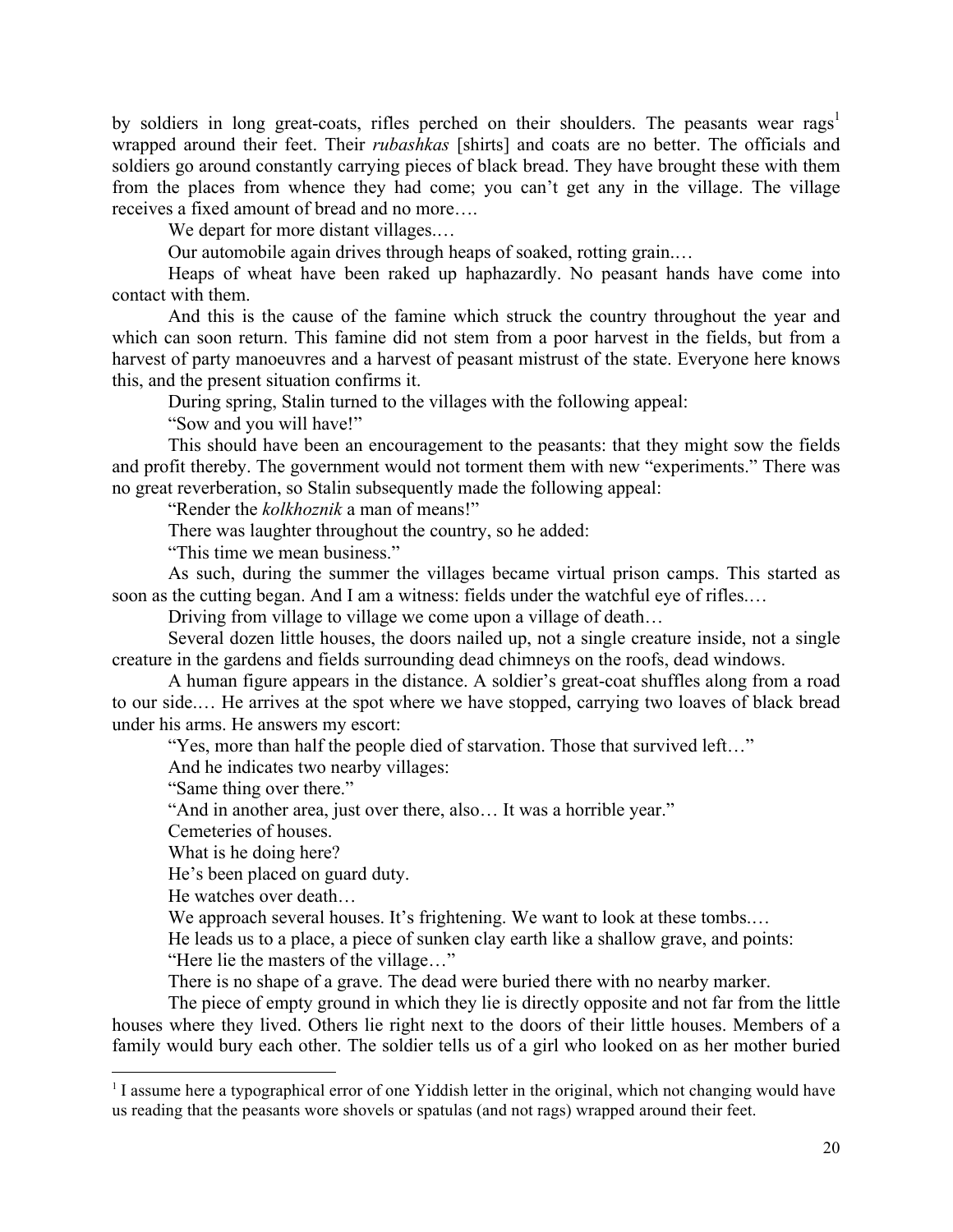by soldiers in long great-coats, rifles perched on their shoulders. The peasants wear rags[1] wrapped around their feet. Their *rubashkas* [shirts] and coats are no better. The officials and soldiers go around constantly carrying pieces of black bread. They have brought these with them from the places from whence they had come; you can't get any in the village. The village receives a fixed amount of bread and no more….

We depart for more distant villages.…

Our automobile again drives through heaps of soaked, rotting grain.…

Heaps of wheat have been raked up haphazardly. No peasant hands have come into contact with them.

And this is the cause of the famine which struck the country throughout the year and which can soon return. This famine did not stem from a poor harvest in the fields, but from a harvest of party manoeuvres and a harvest of peasant mistrust of the state. Everyone here knows this, and the present situation confirms it.

During spring, Stalin turned to the villages with the following appeal:

"Sow and you will have!"

This should have been an encouragement to the peasants: that they might sow the fields and profit thereby. The government would not torment them with new "experiments." There was no great reverberation, so Stalin subsequently made the following appeal:

"Render the *kolkhoznik* a man of means!"

There was laughter throughout the country, so he added:

"This time we mean business."

As such, during the summer the villages became virtual prison camps. This started as soon as the cutting began. And I am a witness: fields under the watchful eye of rifles.…

Driving from village to village we come upon a village of death…

Several dozen little houses, the doors nailed up, not a single creature inside, not a single creature in the gardens and fields surrounding dead chimneys on the roofs, dead windows.

A human figure appears in the distance. A soldier's great-coat shuffles along from a road to our side.… He arrives at the spot where we have stopped, carrying two loaves of black bread under his arms. He answers my escort:

"Yes, more than half the people died of starvation. Those that survived left…"

And he indicates two nearby villages:

"Same thing over there."

"And in another area, just over there, also… It was a horrible year."

Cemeteries of houses.

What is he doing here?

He's been placed on guard duty.

He watches over death…

We approach several houses. It's frightening. We want to look at these tombs.…

He leads us to a place, a piece of sunken clay earth like a shallow grave, and points:

"Here lie the masters of the village…"

There is no shape of a grave. The dead were buried there with no nearby marker.

The piece of empty ground in which they lie is directly opposite and not far from the little houses where they lived. Others lie right next to the doors of their little houses. Members of a family would bury each other. The soldier tells us of a girl who looked on as her mother buried

---

[1] I assume here a typographical error of one Yiddish letter in the original, which not changing would have us reading that the peasants wore shovels or spatulas (and not rags) wrapped around their feet.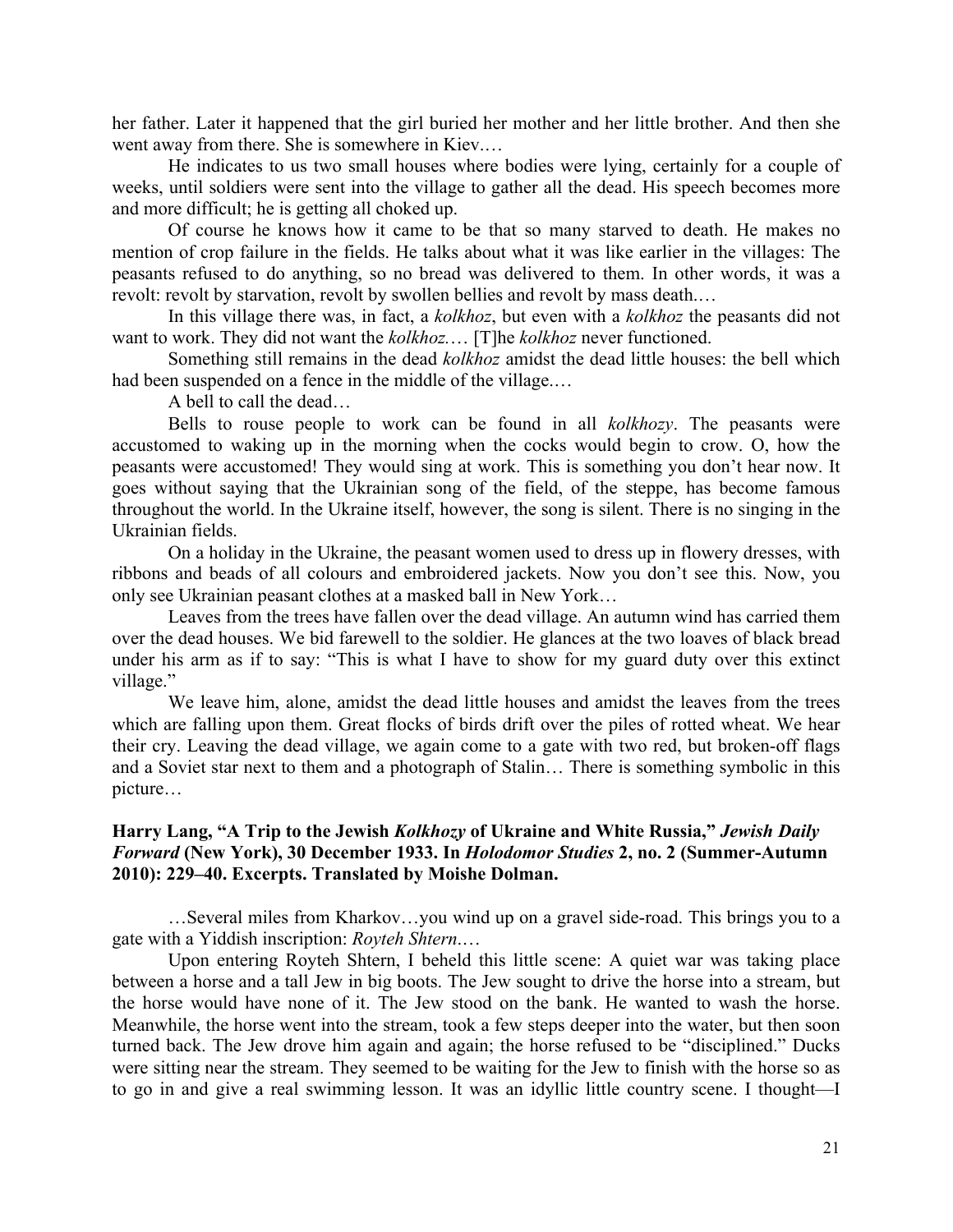her father. Later it happened that the girl buried her mother and her little brother. And then she went away from there. She is somewhere in Kiev.…

He indicates to us two small houses where bodies were lying, certainly for a couple of weeks, until soldiers were sent into the village to gather all the dead. His speech becomes more and more difficult; he is getting all choked up.

Of course he knows how it came to be that so many starved to death. He makes no mention of crop failure in the fields. He talks about what it was like earlier in the villages: The peasants refused to do anything, so no bread was delivered to them. In other words, it was a revolt: revolt by starvation, revolt by swollen bellies and revolt by mass death.…

In this village there was, in fact, a *kolkhoz*, but even with a *kolkhoz* the peasants did not want to work. They did not want the *kolkhoz*.… [T]he *kolkhoz* never functioned.

Something still remains in the dead *kolkhoz* amidst the dead little houses: the bell which had been suspended on a fence in the middle of the village.…

A bell to call the dead…

Bells to rouse people to work can be found in all *kolkhozy*. The peasants were accustomed to waking up in the morning when the cocks would begin to crow. O, how the peasants were accustomed! They would sing at work. This is something you don't hear now. It goes without saying that the Ukrainian song of the field, of the steppe, has become famous throughout the world. In the Ukraine itself, however, the song is silent. There is no singing in the Ukrainian fields.

On a holiday in the Ukraine, the peasant women used to dress up in flowery dresses, with ribbons and beads of all colours and embroidered jackets. Now you don't see this. Now, you only see Ukrainian peasant clothes at a masked ball in New York…

Leaves from the trees have fallen over the dead village. An autumn wind has carried them over the dead houses. We bid farewell to the soldier. He glances at the two loaves of black bread under his arm as if to say: "This is what I have to show for my guard duty over this extinct village."

We leave him, alone, amidst the dead little houses and amidst the leaves from the trees which are falling upon them. Great flocks of birds drift over the piles of rotted wheat. We hear their cry. Leaving the dead village, we again come to a gate with two red, but broken-off flags and a Soviet star next to them and a photograph of Stalin… There is something symbolic in this picture…

### Harry Lang, "A Trip to the Jewish *Kolkhozy* of Ukraine and White Russia," *Jewish Daily Forward* (New York), 30 December 1933. In *Holodomor Studies* 2, no. 2 (Summer-Autumn 2010): 229–40. Excerpts. Translated by Moishe Dolman.

…Several miles from Kharkov…you wind up on a gravel side-road. This brings you to a gate with a Yiddish inscription: *Royteh Shtern*.…

Upon entering Royteh Shtern, I beheld this little scene: A quiet war was taking place between a horse and a tall Jew in big boots. The Jew sought to drive the horse into a stream, but the horse would have none of it. The Jew stood on the bank. He wanted to wash the horse. Meanwhile, the horse went into the stream, took a few steps deeper into the water, but then soon turned back. The Jew drove him again and again; the horse refused to be "disciplined." Ducks were sitting near the stream. They seemed to be waiting for the Jew to finish with the horse so as to go in and give a real swimming lesson. It was an idyllic little country scene. I thought—I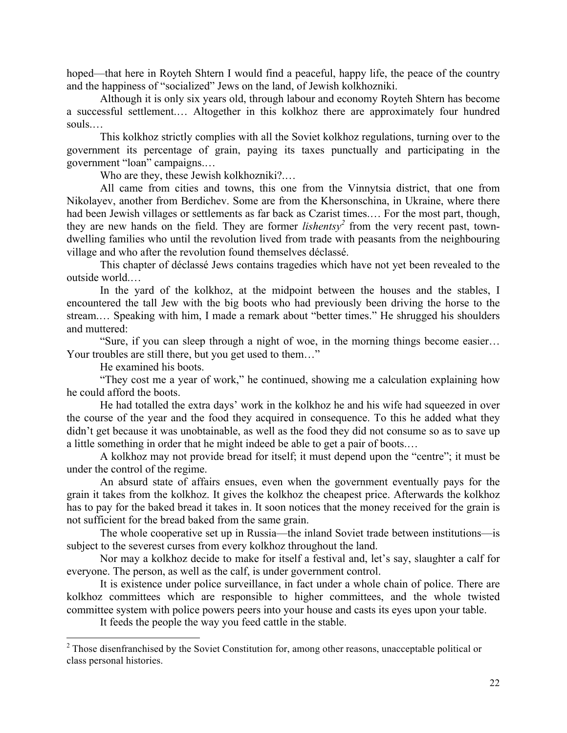hoped—that here in Royteh Shtern I would find a peaceful, happy life, the peace of the country and the happiness of "socialized" Jews on the land, of Jewish kolkhozniki.

Although it is only six years old, through labour and economy Royteh Shtern has become a successful settlement.… Altogether in this kolkhoz there are approximately four hundred souls.…

This kolkhoz strictly complies with all the Soviet kolkhoz regulations, turning over to the government its percentage of grain, paying its taxes punctually and participating in the government "loan" campaigns.…

Who are they, these Jewish kolkhozniki?.…

All came from cities and towns, this one from the Vinnytsia district, that one from Nikolayev, another from Berdichev. Some are from the Khersonschina, in Ukraine, where there had been Jewish villages or settlements as far back as Czarist times.… For the most part, though, they are new hands on the field. They are former *lishentsy*[2] from the very recent past, town-dwelling families who until the revolution lived from trade with peasants from the neighbouring village and who after the revolution found themselves déclassé.

This chapter of déclassé Jews contains tragedies which have not yet been revealed to the outside world.…

In the yard of the kolkhoz, at the midpoint between the houses and the stables, I encountered the tall Jew with the big boots who had previously been driving the horse to the stream.… Speaking with him, I made a remark about "better times." He shrugged his shoulders and muttered:

"Sure, if you can sleep through a night of woe, in the morning things become easier… Your troubles are still there, but you get used to them…"

He examined his boots.

"They cost me a year of work," he continued, showing me a calculation explaining how he could afford the boots.

He had totalled the extra days' work in the kolkhoz he and his wife had squeezed in over the course of the year and the food they acquired in consequence. To this he added what they didn't get because it was unobtainable, as well as the food they did not consume so as to save up a little something in order that he might indeed be able to get a pair of boots.…

A kolkhoz may not provide bread for itself; it must depend upon the "centre"; it must be under the control of the regime.

An absurd state of affairs ensues, even when the government eventually pays for the grain it takes from the kolkhoz. It gives the kolkhoz the cheapest price. Afterwards the kolkhoz has to pay for the baked bread it takes in. It soon notices that the money received for the grain is not sufficient for the bread baked from the same grain.

The whole cooperative set up in Russia—the inland Soviet trade between institutions—is subject to the severest curses from every kolkhoz throughout the land.

Nor may a kolkhoz decide to make for itself a festival and, let's say, slaughter a calf for everyone. The person, as well as the calf, is under government control.

It is existence under police surveillance, in fact under a whole chain of police. There are kolkhoz committees which are responsible to higher committees, and the whole twisted committee system with police powers peers into your house and casts its eyes upon your table.

It feeds the people the way you feed cattle in the stable.

---

[2] Those disenfranchised by the Soviet Constitution for, among other reasons, unacceptable political or class personal histories.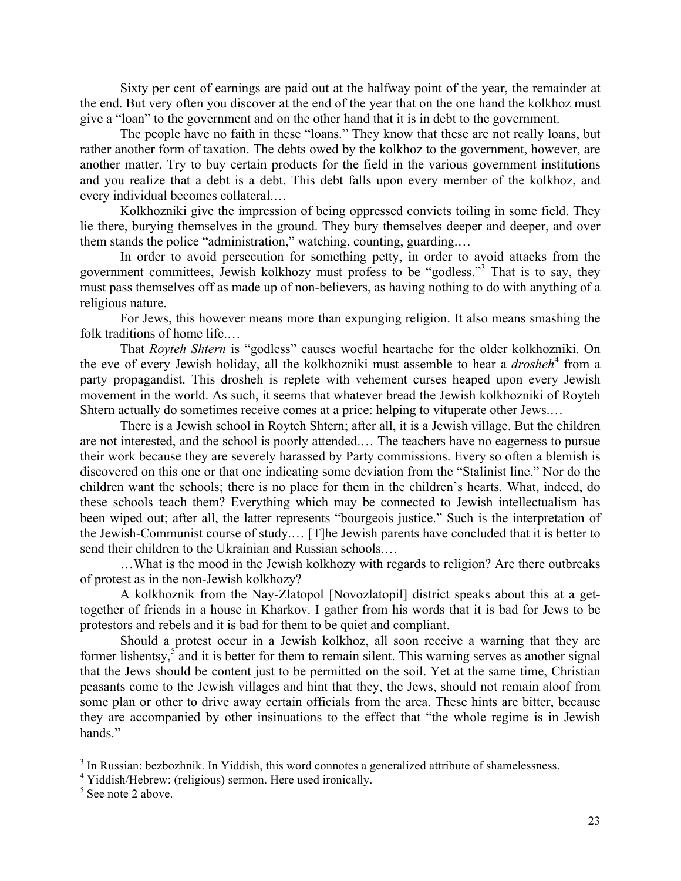Sixty per cent of earnings are paid out at the halfway point of the year, the remainder at the end. But very often you discover at the end of the year that on the one hand the kolkhoz must give a "loan" to the government and on the other hand that it is in debt to the government.

The people have no faith in these "loans." They know that these are not really loans, but rather another form of taxation. The debts owed by the kolkhoz to the government, however, are another matter. Try to buy certain products for the field in the various government institutions and you realize that a debt is a debt. This debt falls upon every member of the kolkhoz, and every individual becomes collateral.…

Kolkhozniki give the impression of being oppressed convicts toiling in some field. They lie there, burying themselves in the ground. They bury themselves deeper and deeper, and over them stands the police "administration," watching, counting, guarding.…

In order to avoid persecution for something petty, in order to avoid attacks from the government committees, Jewish kolkhozy must profess to be "godless."[3] That is to say, they must pass themselves off as made up of non-believers, as having nothing to do with anything of a religious nature.

For Jews, this however means more than expunging religion. It also means smashing the folk traditions of home life.…

That *Royteh Shtern* is "godless" causes woeful heartache for the older kolkhozniki. On the eve of every Jewish holiday, all the kolkhozniki must assemble to hear a *drosheh*[4] from a party propagandist. This drosheh is replete with vehement curses heaped upon every Jewish movement in the world. As such, it seems that whatever bread the Jewish kolkhozniki of Royteh Shtern actually do sometimes receive comes at a price: helping to vituperate other Jews.…

There is a Jewish school in Royteh Shtern; after all, it is a Jewish village. But the children are not interested, and the school is poorly attended.… The teachers have no eagerness to pursue their work because they are severely harassed by Party commissions. Every so often a blemish is discovered on this one or that one indicating some deviation from the "Stalinist line." Nor do the children want the schools; there is no place for them in the children's hearts. What, indeed, do these schools teach them? Everything which may be connected to Jewish intellectualism has been wiped out; after all, the latter represents "bourgeois justice." Such is the interpretation of the Jewish-Communist course of study.… [T]he Jewish parents have concluded that it is better to send their children to the Ukrainian and Russian schools.…

…What is the mood in the Jewish kolkhozy with regards to religion? Are there outbreaks of protest as in the non-Jewish kolkhozy?

A kolkhoznik from the Nay-Zlatopol [Novozlatopil] district speaks about this at a get-together of friends in a house in Kharkov. I gather from his words that it is bad for Jews to be protestors and rebels and it is bad for them to be quiet and compliant.

Should a protest occur in a Jewish kolkhoz, all soon receive a warning that they are former lishentsy,[5] and it is better for them to remain silent. This warning serves as another signal that the Jews should be content just to be permitted on the soil. Yet at the same time, Christian peasants come to the Jewish villages and hint that they, the Jews, should not remain aloof from some plan or other to drive away certain officials from the area. These hints are bitter, because they are accompanied by other insinuations to the effect that "the whole regime is in Jewish hands."

---

[3] In Russian: bezbozhnik. In Yiddish, this word connotes a generalized attribute of shamelessness.

[4] Yiddish/Hebrew: (religious) sermon. Here used ironically.

[5] See note 2 above.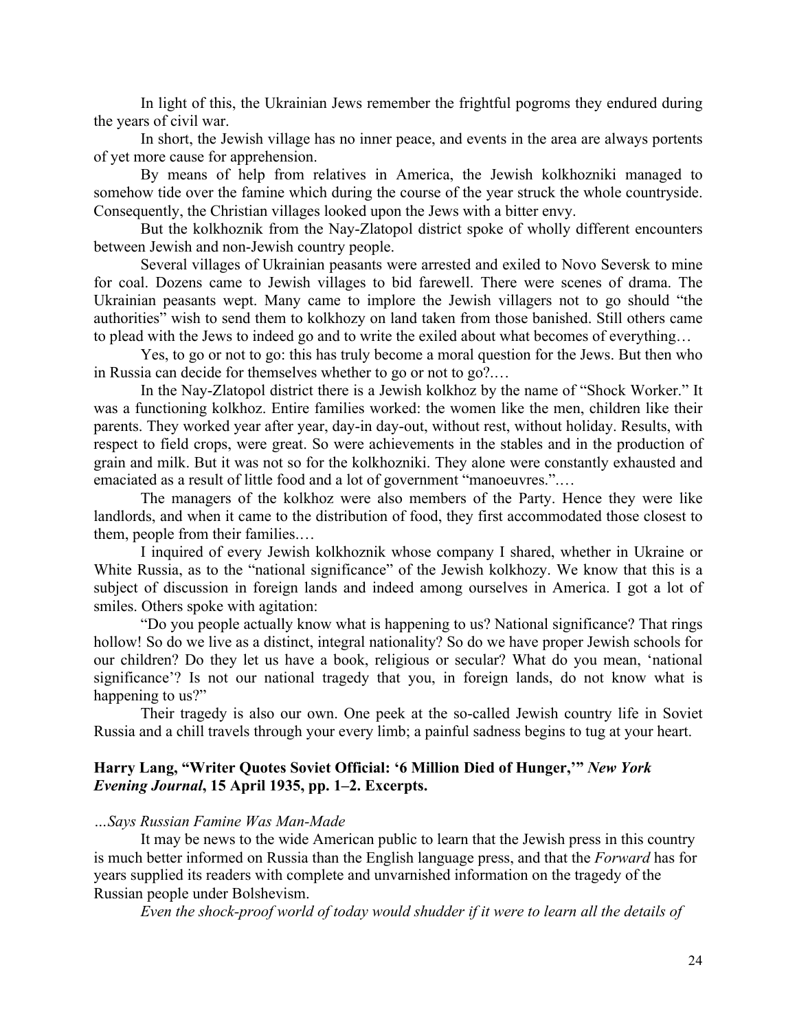In light of this, the Ukrainian Jews remember the frightful pogroms they endured during the years of civil war.

In short, the Jewish village has no inner peace, and events in the area are always portents of yet more cause for apprehension.

By means of help from relatives in America, the Jewish kolkhozniki managed to somehow tide over the famine which during the course of the year struck the whole countryside. Consequently, the Christian villages looked upon the Jews with a bitter envy.

But the kolkhoznik from the Nay-Zlatopol district spoke of wholly different encounters between Jewish and non-Jewish country people.

Several villages of Ukrainian peasants were arrested and exiled to Novo Seversk to mine for coal. Dozens came to Jewish villages to bid farewell. There were scenes of drama. The Ukrainian peasants wept. Many came to implore the Jewish villagers not to go should "the authorities" wish to send them to kolkhozy on land taken from those banished. Still others came to plead with the Jews to indeed go and to write the exiled about what becomes of everything…

Yes, to go or not to go: this has truly become a moral question for the Jews. But then who in Russia can decide for themselves whether to go or not to go?.…

In the Nay-Zlatopol district there is a Jewish kolkhoz by the name of "Shock Worker." It was a functioning kolkhoz. Entire families worked: the women like the men, children like their parents. They worked year after year, day-in day-out, without rest, without holiday. Results, with respect to field crops, were great. So were achievements in the stables and in the production of grain and milk. But it was not so for the kolkhozniki. They alone were constantly exhausted and emaciated as a result of little food and a lot of government "manoeuvres.".…

The managers of the kolkhoz were also members of the Party. Hence they were like landlords, and when it came to the distribution of food, they first accommodated those closest to them, people from their families.…

I inquired of every Jewish kolkhoznik whose company I shared, whether in Ukraine or White Russia, as to the "national significance" of the Jewish kolkhozy. We know that this is a subject of discussion in foreign lands and indeed among ourselves in America. I got a lot of smiles. Others spoke with agitation:

"Do you people actually know what is happening to us? National significance? That rings hollow! So do we live as a distinct, integral nationality? So do we have proper Jewish schools for our children? Do they let us have a book, religious or secular? What do you mean, 'national significance'? Is not our national tragedy that you, in foreign lands, do not know what is happening to us?"

Their tragedy is also our own. One peek at the so-called Jewish country life in Soviet Russia and a chill travels through your every limb; a painful sadness begins to tug at your heart.

### Harry Lang, "Writer Quotes Soviet Official: '6 Million Died of Hunger,'" *New York Evening Journal*, 15 April 1935, pp. 1–2. Excerpts.

*…Says Russian Famine Was Man-Made*

It may be news to the wide American public to learn that the Jewish press in this country is much better informed on Russia than the English language press, and that the *Forward* has for years supplied its readers with complete and unvarnished information on the tragedy of the Russian people under Bolshevism.

*Even the shock-proof world of today would shudder if it were to learn all the details of*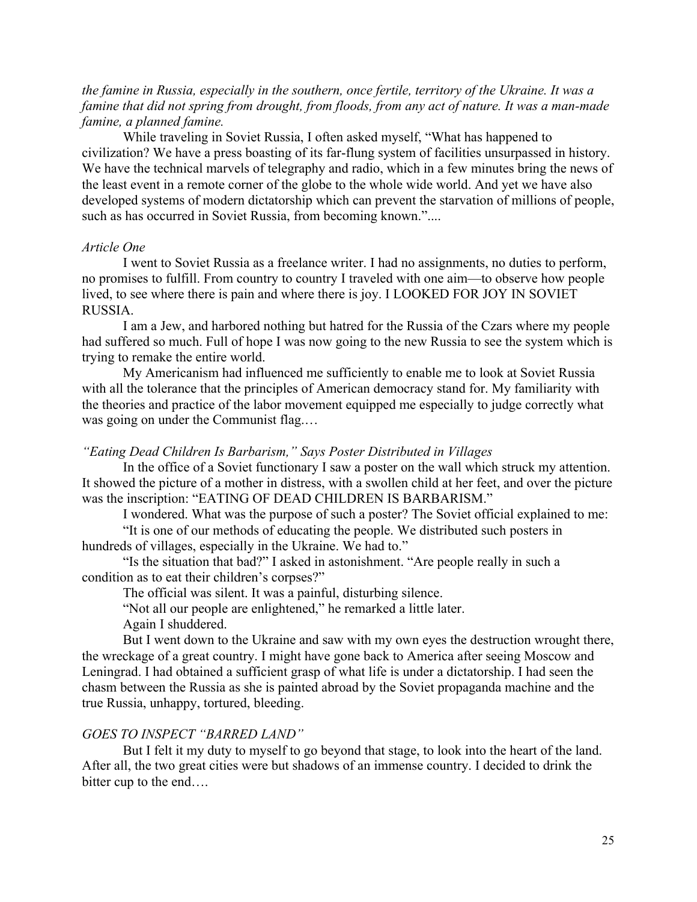*the famine in Russia, especially in the southern, once fertile, territory of the Ukraine. It was a famine that did not spring from drought, from floods, from any act of nature. It was a man-made famine, a planned famine.*

While traveling in Soviet Russia, I often asked myself, "What has happened to civilization? We have a press boasting of its far-flung system of facilities unsurpassed in history. We have the technical marvels of telegraphy and radio, which in a few minutes bring the news of the least event in a remote corner of the globe to the whole wide world. And yet we have also developed systems of modern dictatorship which can prevent the starvation of millions of people, such as has occurred in Soviet Russia, from becoming known."....

*Article One*

I went to Soviet Russia as a freelance writer. I had no assignments, no duties to perform, no promises to fulfill. From country to country I traveled with one aim—to observe how people lived, to see where there is pain and where there is joy. I LOOKED FOR JOY IN SOVIET RUSSIA.

I am a Jew, and harbored nothing but hatred for the Russia of the Czars where my people had suffered so much. Full of hope I was now going to the new Russia to see the system which is trying to remake the entire world.

My Americanism had influenced me sufficiently to enable me to look at Soviet Russia with all the tolerance that the principles of American democracy stand for. My familiarity with the theories and practice of the labor movement equipped me especially to judge correctly what was going on under the Communist flag.…

*"Eating Dead Children Is Barbarism," Says Poster Distributed in Villages*

In the office of a Soviet functionary I saw a poster on the wall which struck my attention. It showed the picture of a mother in distress, with a swollen child at her feet, and over the picture was the inscription: "EATING OF DEAD CHILDREN IS BARBARISM."

I wondered. What was the purpose of such a poster? The Soviet official explained to me:

"It is one of our methods of educating the people. We distributed such posters in hundreds of villages, especially in the Ukraine. We had to."

"Is the situation that bad?" I asked in astonishment. "Are people really in such a condition as to eat their children's corpses?"

The official was silent. It was a painful, disturbing silence.

"Not all our people are enlightened," he remarked a little later.

Again I shuddered.

But I went down to the Ukraine and saw with my own eyes the destruction wrought there, the wreckage of a great country. I might have gone back to America after seeing Moscow and Leningrad. I had obtained a sufficient grasp of what life is under a dictatorship. I had seen the chasm between the Russia as she is painted abroad by the Soviet propaganda machine and the true Russia, unhappy, tortured, bleeding.

*GOES TO INSPECT "BARRED LAND"*

But I felt it my duty to myself to go beyond that stage, to look into the heart of the land. After all, the two great cities were but shadows of an immense country. I decided to drink the bitter cup to the end….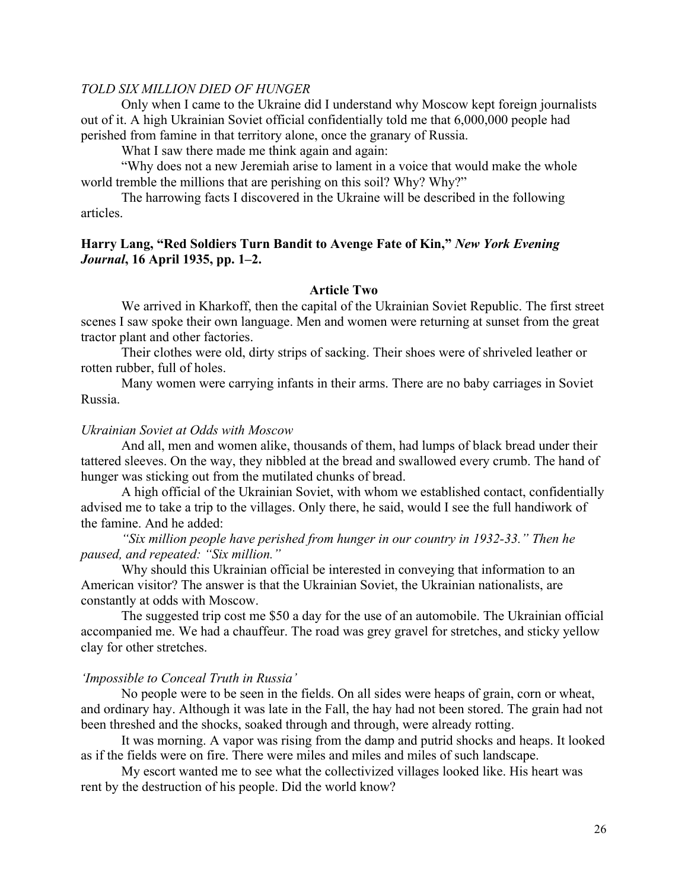*TOLD SIX MILLION DIED OF HUNGER*

Only when I came to the Ukraine did I understand why Moscow kept foreign journalists out of it. A high Ukrainian Soviet official confidentially told me that 6,000,000 people had perished from famine in that territory alone, once the granary of Russia.

What I saw there made me think again and again:

"Why does not a new Jeremiah arise to lament in a voice that would make the whole world tremble the millions that are perishing on this soil? Why? Why?"

The harrowing facts I discovered in the Ukraine will be described in the following articles.

**Harry Lang, "Red Soldiers Turn Bandit to Avenge Fate of Kin,"** ***New York Evening Journal*****, 16 April 1935, pp. 1–2.**

**Article Two**

We arrived in Kharkoff, then the capital of the Ukrainian Soviet Republic. The first street scenes I saw spoke their own language. Men and women were returning at sunset from the great tractor plant and other factories.

Their clothes were old, dirty strips of sacking. Their shoes were of shriveled leather or rotten rubber, full of holes.

Many women were carrying infants in their arms. There are no baby carriages in Soviet Russia.

*Ukrainian Soviet at Odds with Moscow*

And all, men and women alike, thousands of them, had lumps of black bread under their tattered sleeves. On the way, they nibbled at the bread and swallowed every crumb. The hand of hunger was sticking out from the mutilated chunks of bread.

A high official of the Ukrainian Soviet, with whom we established contact, confidentially advised me to take a trip to the villages. Only there, he said, would I see the full handiwork of the famine. And he added:

*"Six million people have perished from hunger in our country in 1932-33." Then he paused, and repeated: "Six million."*

Why should this Ukrainian official be interested in conveying that information to an American visitor? The answer is that the Ukrainian Soviet, the Ukrainian nationalists, are constantly at odds with Moscow.

The suggested trip cost me $50 a day for the use of an automobile. The Ukrainian official accompanied me. We had a chauffeur. The road was grey gravel for stretches, and sticky yellow clay for other stretches.

*'Impossible to Conceal Truth in Russia'*

No people were to be seen in the fields. On all sides were heaps of grain, corn or wheat, and ordinary hay. Although it was late in the Fall, the hay had not been stored. The grain had not been threshed and the shocks, soaked through and through, were already rotting.

It was morning. A vapor was rising from the damp and putrid shocks and heaps. It looked as if the fields were on fire. There were miles and miles and miles of such landscape.

My escort wanted me to see what the collectivized villages looked like. His heart was rent by the destruction of his people. Did the world know?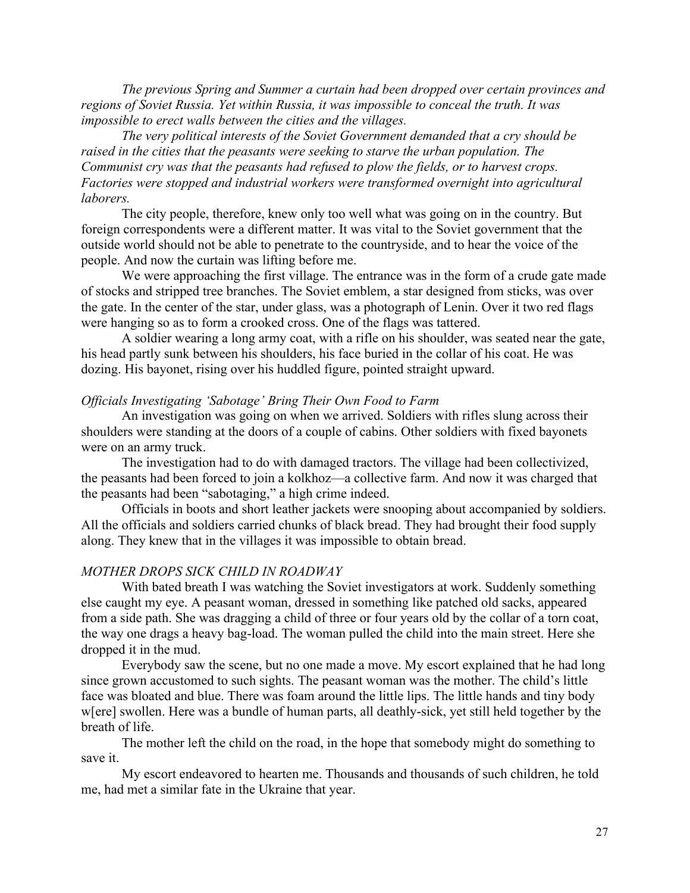*The previous Spring and Summer a curtain had been dropped over certain provinces and regions of Soviet Russia. Yet within Russia, it was impossible to conceal the truth. It was impossible to erect walls between the cities and the villages.*

*The very political interests of the Soviet Government demanded that a cry should be raised in the cities that the peasants were seeking to starve the urban population. The Communist cry was that the peasants had refused to plow the fields, or to harvest crops. Factories were stopped and industrial workers were transformed overnight into agricultural laborers.*

The city people, therefore, knew only too well what was going on in the country. But foreign correspondents were a different matter. It was vital to the Soviet government that the outside world should not be able to penetrate to the countryside, and to hear the voice of the people. And now the curtain was lifting before me.

We were approaching the first village. The entrance was in the form of a crude gate made of stocks and stripped tree branches. The Soviet emblem, a star designed from sticks, was over the gate. In the center of the star, under glass, was a photograph of Lenin. Over it two red flags were hanging so as to form a crooked cross. One of the flags was tattered.

A soldier wearing a long army coat, with a rifle on his shoulder, was seated near the gate, his head partly sunk between his shoulders, his face buried in the collar of his coat. He was dozing. His bayonet, rising over his huddled figure, pointed straight upward.

*Officials Investigating 'Sabotage' Bring Their Own Food to Farm*

An investigation was going on when we arrived. Soldiers with rifles slung across their shoulders were standing at the doors of a couple of cabins. Other soldiers with fixed bayonets were on an army truck.

The investigation had to do with damaged tractors. The village had been collectivized, the peasants had been forced to join a kolkhoz—a collective farm. And now it was charged that the peasants had been "sabotaging," a high crime indeed.

Officials in boots and short leather jackets were snooping about accompanied by soldiers. All the officials and soldiers carried chunks of black bread. They had brought their food supply along. They knew that in the villages it was impossible to obtain bread.

*MOTHER DROPS SICK CHILD IN ROADWAY*

With bated breath I was watching the Soviet investigators at work. Suddenly something else caught my eye. A peasant woman, dressed in something like patched old sacks, appeared from a side path. She was dragging a child of three or four years old by the collar of a torn coat, the way one drags a heavy bag-load. The woman pulled the child into the main street. Here she dropped it in the mud.

Everybody saw the scene, but no one made a move. My escort explained that he had long since grown accustomed to such sights. The peasant woman was the mother. The child's little face was bloated and blue. There was foam around the little lips. The little hands and tiny body w[ere] swollen. Here was a bundle of human parts, all deathly-sick, yet still held together by the breath of life.

The mother left the child on the road, in the hope that somebody might do something to save it.

My escort endeavored to hearten me. Thousands and thousands of such children, he told me, had met a similar fate in the Ukraine that year.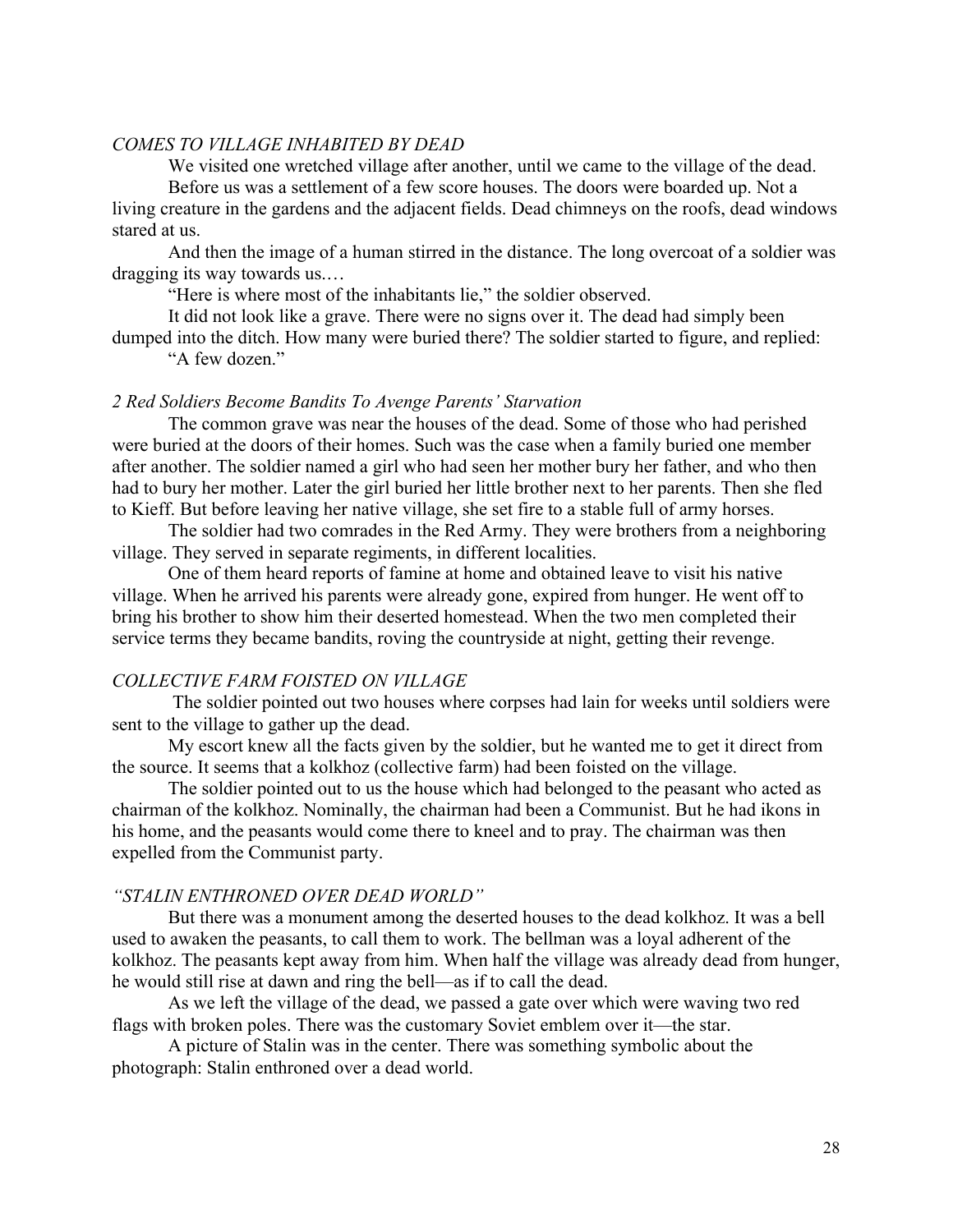*COMES TO VILLAGE INHABITED BY DEAD*

We visited one wretched village after another, until we came to the village of the dead.

Before us was a settlement of a few score houses. The doors were boarded up. Not a living creature in the gardens and the adjacent fields. Dead chimneys on the roofs, dead windows stared at us.

And then the image of a human stirred in the distance. The long overcoat of a soldier was dragging its way towards us.…

"Here is where most of the inhabitants lie," the soldier observed.

It did not look like a grave. There were no signs over it. The dead had simply been dumped into the ditch. How many were buried there? The soldier started to figure, and replied:

"A few dozen."

*2 Red Soldiers Become Bandits To Avenge Parents' Starvation*

The common grave was near the houses of the dead. Some of those who had perished were buried at the doors of their homes. Such was the case when a family buried one member after another. The soldier named a girl who had seen her mother bury her father, and who then had to bury her mother. Later the girl buried her little brother next to her parents. Then she fled to Kieff. But before leaving her native village, she set fire to a stable full of army horses.

The soldier had two comrades in the Red Army. They were brothers from a neighboring village. They served in separate regiments, in different localities.

One of them heard reports of famine at home and obtained leave to visit his native village. When he arrived his parents were already gone, expired from hunger. He went off to bring his brother to show him their deserted homestead. When the two men completed their service terms they became bandits, roving the countryside at night, getting their revenge.

*COLLECTIVE FARM FOISTED ON VILLAGE*

The soldier pointed out two houses where corpses had lain for weeks until soldiers were sent to the village to gather up the dead.

My escort knew all the facts given by the soldier, but he wanted me to get it direct from the source. It seems that a kolkhoz (collective farm) had been foisted on the village.

The soldier pointed out to us the house which had belonged to the peasant who acted as chairman of the kolkhoz. Nominally, the chairman had been a Communist. But he had ikons in his home, and the peasants would come there to kneel and to pray. The chairman was then expelled from the Communist party.

*"STALIN ENTHRONED OVER DEAD WORLD"*

But there was a monument among the deserted houses to the dead kolkhoz. It was a bell used to awaken the peasants, to call them to work. The bellman was a loyal adherent of the kolkhoz. The peasants kept away from him. When half the village was already dead from hunger, he would still rise at dawn and ring the bell—as if to call the dead.

As we left the village of the dead, we passed a gate over which were waving two red flags with broken poles. There was the customary Soviet emblem over it—the star.

A picture of Stalin was in the center. There was something symbolic about the photograph: Stalin enthroned over a dead world.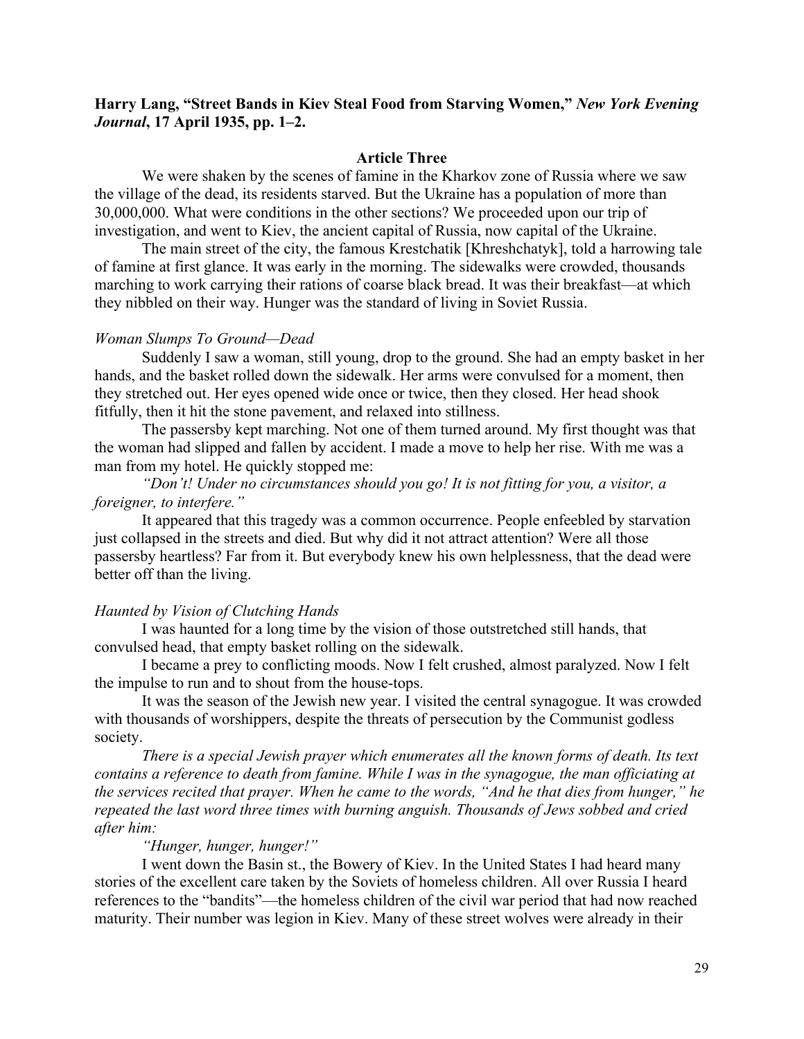**Harry Lang, "Street Bands in Kiev Steal Food from Starving Women," *New York Evening Journal*, 17 April 1935, pp. 1–2.**

**Article Three**

We were shaken by the scenes of famine in the Kharkov zone of Russia where we saw the village of the dead, its residents starved. But the Ukraine has a population of more than 30,000,000. What were conditions in the other sections? We proceeded upon our trip of investigation, and went to Kiev, the ancient capital of Russia, now capital of the Ukraine.

The main street of the city, the famous Krestchatik [Khreshchatyk], told a harrowing tale of famine at first glance. It was early in the morning. The sidewalks were crowded, thousands marching to work carrying their rations of coarse black bread. It was their breakfast—at which they nibbled on their way. Hunger was the standard of living in Soviet Russia.

*Woman Slumps To Ground—Dead*

Suddenly I saw a woman, still young, drop to the ground. She had an empty basket in her hands, and the basket rolled down the sidewalk. Her arms were convulsed for a moment, then they stretched out. Her eyes opened wide once or twice, then they closed. Her head shook fitfully, then it hit the stone pavement, and relaxed into stillness.

The passersby kept marching. Not one of them turned around. My first thought was that the woman had slipped and fallen by accident. I made a move to help her rise. With me was a man from my hotel. He quickly stopped me:

*"Don't! Under no circumstances should you go! It is not fitting for you, a visitor, a foreigner, to interfere."*

It appeared that this tragedy was a common occurrence. People enfeebled by starvation just collapsed in the streets and died. But why did it not attract attention? Were all those passersby heartless? Far from it. But everybody knew his own helplessness, that the dead were better off than the living.

*Haunted by Vision of Clutching Hands*

I was haunted for a long time by the vision of those outstretched still hands, that convulsed head, that empty basket rolling on the sidewalk.

I became a prey to conflicting moods. Now I felt crushed, almost paralyzed. Now I felt the impulse to run and to shout from the house-tops.

It was the season of the Jewish new year. I visited the central synagogue. It was crowded with thousands of worshippers, despite the threats of persecution by the Communist godless society.

*There is a special Jewish prayer which enumerates all the known forms of death. Its text contains a reference to death from famine. While I was in the synagogue, the man officiating at the services recited that prayer. When he came to the words, "And he that dies from hunger," he repeated the last word three times with burning anguish. Thousands of Jews sobbed and cried after him:*

*"Hunger, hunger, hunger!"*

I went down the Basin st., the Bowery of Kiev. In the United States I had heard many stories of the excellent care taken by the Soviets of homeless children. All over Russia I heard references to the "bandits"—the homeless children of the civil war period that had now reached maturity. Their number was legion in Kiev. Many of these street wolves were already in their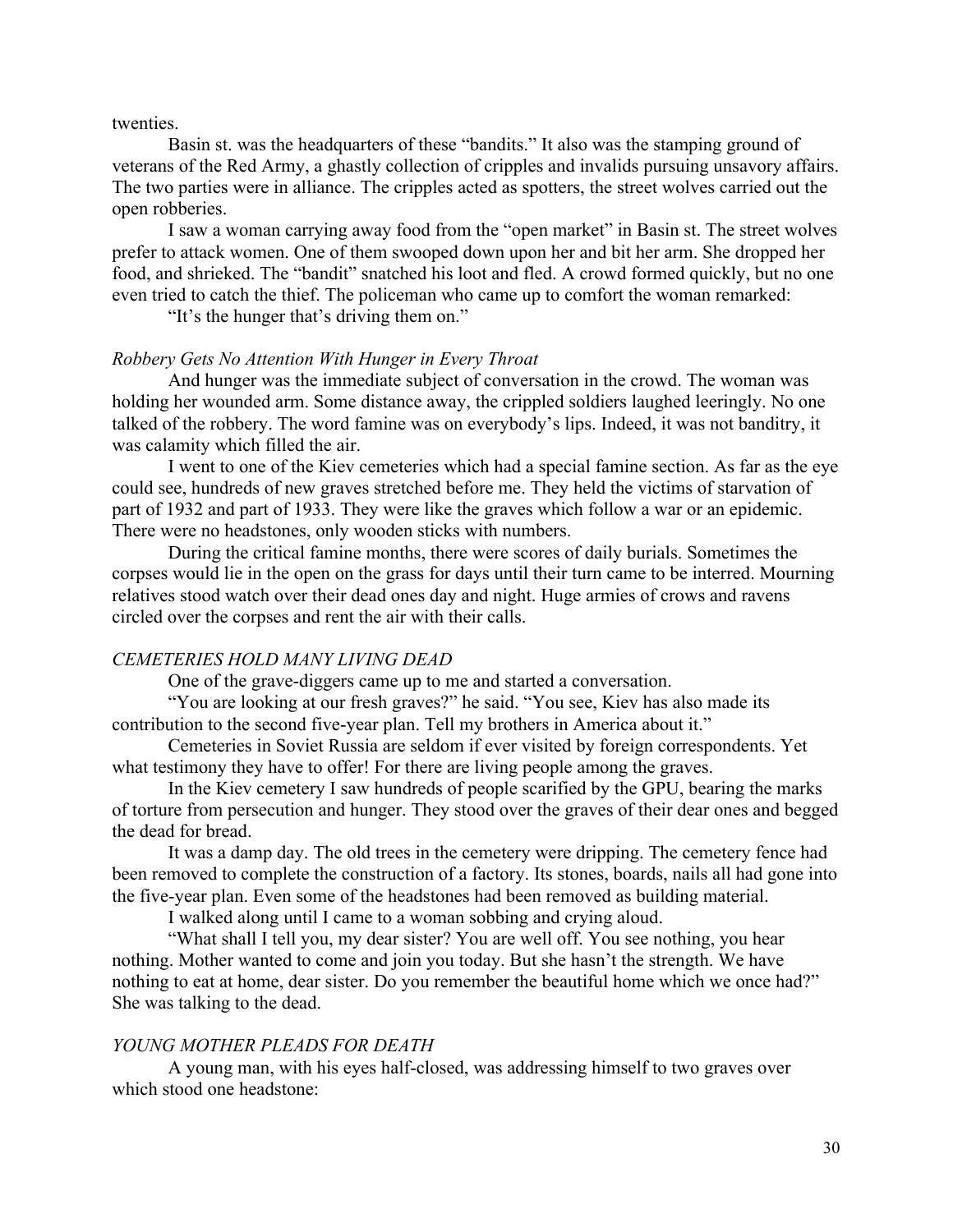twenties.

Basin st. was the headquarters of these "bandits." It also was the stamping ground of veterans of the Red Army, a ghastly collection of cripples and invalids pursuing unsavory affairs. The two parties were in alliance. The cripples acted as spotters, the street wolves carried out the open robberies.

I saw a woman carrying away food from the "open market" in Basin st. The street wolves prefer to attack women. One of them swooped down upon her and bit her arm. She dropped her food, and shrieked. The "bandit" snatched his loot and fled. A crowd formed quickly, but no one even tried to catch the thief. The policeman who came up to comfort the woman remarked:

"It's the hunger that's driving them on."

### *Robbery Gets No Attention With Hunger in Every Throat*

And hunger was the immediate subject of conversation in the crowd. The woman was holding her wounded arm. Some distance away, the crippled soldiers laughed leeringly. No one talked of the robbery. The word famine was on everybody's lips. Indeed, it was not banditry, it was calamity which filled the air.

I went to one of the Kiev cemeteries which had a special famine section. As far as the eye could see, hundreds of new graves stretched before me. They held the victims of starvation of part of 1932 and part of 1933. They were like the graves which follow a war or an epidemic. There were no headstones, only wooden sticks with numbers.

During the critical famine months, there were scores of daily burials. Sometimes the corpses would lie in the open on the grass for days until their turn came to be interred. Mourning relatives stood watch over their dead ones day and night. Huge armies of crows and ravens circled over the corpses and rent the air with their calls.

### *CEMETERIES HOLD MANY LIVING DEAD*

One of the grave-diggers came up to me and started a conversation.

"You are looking at our fresh graves?" he said. "You see, Kiev has also made its contribution to the second five-year plan. Tell my brothers in America about it."

Cemeteries in Soviet Russia are seldom if ever visited by foreign correspondents. Yet what testimony they have to offer! For there are living people among the graves.

In the Kiev cemetery I saw hundreds of people scarified by the GPU, bearing the marks of torture from persecution and hunger. They stood over the graves of their dear ones and begged the dead for bread.

It was a damp day. The old trees in the cemetery were dripping. The cemetery fence had been removed to complete the construction of a factory. Its stones, boards, nails all had gone into the five-year plan. Even some of the headstones had been removed as building material.

I walked along until I came to a woman sobbing and crying aloud.

"What shall I tell you, my dear sister? You are well off. You see nothing, you hear nothing. Mother wanted to come and join you today. But she hasn't the strength. We have nothing to eat at home, dear sister. Do you remember the beautiful home which we once had?" She was talking to the dead.

### *YOUNG MOTHER PLEADS FOR DEATH*

A young man, with his eyes half-closed, was addressing himself to two graves over which stood one headstone: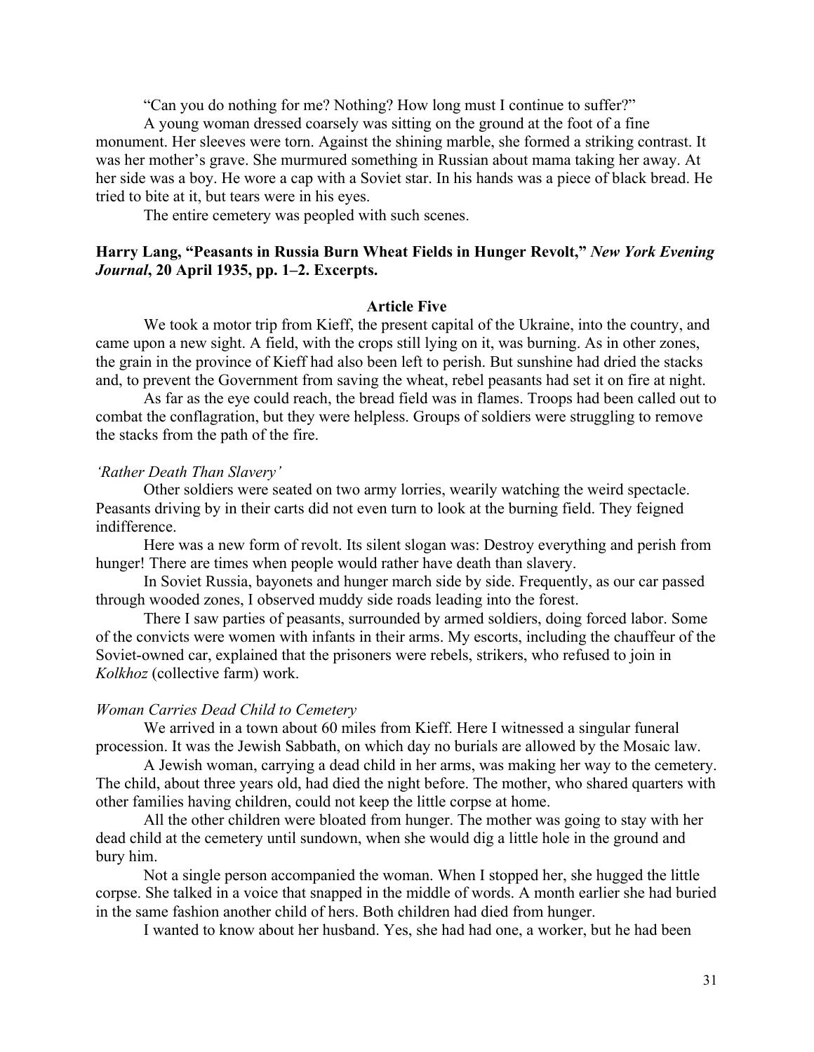"Can you do nothing for me? Nothing? How long must I continue to suffer?"

A young woman dressed coarsely was sitting on the ground at the foot of a fine monument. Her sleeves were torn. Against the shining marble, she formed a striking contrast. It was her mother's grave. She murmured something in Russian about mama taking her away. At her side was a boy. He wore a cap with a Soviet star. In his hands was a piece of black bread. He tried to bite at it, but tears were in his eyes.

The entire cemetery was peopled with such scenes.

**Harry Lang, "Peasants in Russia Burn Wheat Fields in Hunger Revolt,"** ***New York Evening Journal*****, 20 April 1935, pp. 1–2. Excerpts.**

**Article Five**

We took a motor trip from Kieff, the present capital of the Ukraine, into the country, and came upon a new sight. A field, with the crops still lying on it, was burning. As in other zones, the grain in the province of Kieff had also been left to perish. But sunshine had dried the stacks and, to prevent the Government from saving the wheat, rebel peasants had set it on fire at night.

As far as the eye could reach, the bread field was in flames. Troops had been called out to combat the conflagration, but they were helpless. Groups of soldiers were struggling to remove the stacks from the path of the fire.

*'Rather Death Than Slavery'*

Other soldiers were seated on two army lorries, wearily watching the weird spectacle. Peasants driving by in their carts did not even turn to look at the burning field. They feigned indifference.

Here was a new form of revolt. Its silent slogan was: Destroy everything and perish from hunger! There are times when people would rather have death than slavery.

In Soviet Russia, bayonets and hunger march side by side. Frequently, as our car passed through wooded zones, I observed muddy side roads leading into the forest.

There I saw parties of peasants, surrounded by armed soldiers, doing forced labor. Some of the convicts were women with infants in their arms. My escorts, including the chauffeur of the Soviet-owned car, explained that the prisoners were rebels, strikers, who refused to join in *Kolkhoz* (collective farm) work.

*Woman Carries Dead Child to Cemetery*

We arrived in a town about 60 miles from Kieff. Here I witnessed a singular funeral procession. It was the Jewish Sabbath, on which day no burials are allowed by the Mosaic law.

A Jewish woman, carrying a dead child in her arms, was making her way to the cemetery. The child, about three years old, had died the night before. The mother, who shared quarters with other families having children, could not keep the little corpse at home.

All the other children were bloated from hunger. The mother was going to stay with her dead child at the cemetery until sundown, when she would dig a little hole in the ground and bury him.

Not a single person accompanied the woman. When I stopped her, she hugged the little corpse. She talked in a voice that snapped in the middle of words. A month earlier she had buried in the same fashion another child of hers. Both children had died from hunger.

I wanted to know about her husband. Yes, she had had one, a worker, but he had been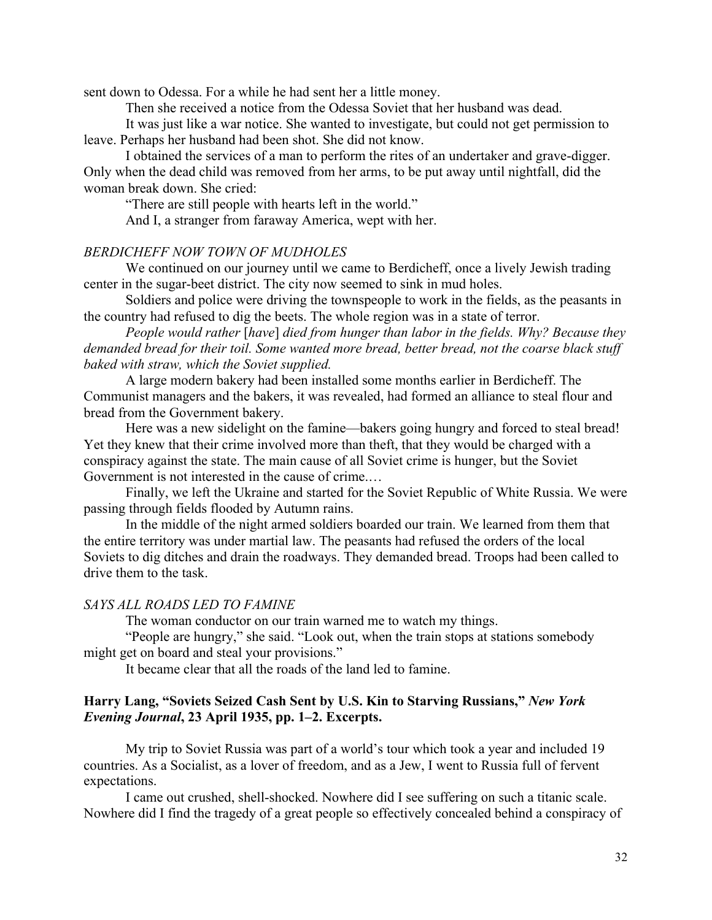sent down to Odessa. For a while he had sent her a little money.

Then she received a notice from the Odessa Soviet that her husband was dead.

It was just like a war notice. She wanted to investigate, but could not get permission to leave. Perhaps her husband had been shot. She did not know.

I obtained the services of a man to perform the rites of an undertaker and grave-digger. Only when the dead child was removed from her arms, to be put away until nightfall, did the woman break down. She cried:

"There are still people with hearts left in the world."

And I, a stranger from faraway America, wept with her.

*BERDICHEFF NOW TOWN OF MUDHOLES*

We continued on our journey until we came to Berdicheff, once a lively Jewish trading center in the sugar-beet district. The city now seemed to sink in mud holes.

Soldiers and police were driving the townspeople to work in the fields, as the peasants in the country had refused to dig the beets. The whole region was in a state of terror.

*People would rather* [*have*] *died from hunger than labor in the fields. Why? Because they demanded bread for their toil. Some wanted more bread, better bread, not the coarse black stuff baked with straw, which the Soviet supplied.*

A large modern bakery had been installed some months earlier in Berdicheff. The Communist managers and the bakers, it was revealed, had formed an alliance to steal flour and bread from the Government bakery.

Here was a new sidelight on the famine—bakers going hungry and forced to steal bread! Yet they knew that their crime involved more than theft, that they would be charged with a conspiracy against the state. The main cause of all Soviet crime is hunger, but the Soviet Government is not interested in the cause of crime.…

Finally, we left the Ukraine and started for the Soviet Republic of White Russia. We were passing through fields flooded by Autumn rains.

In the middle of the night armed soldiers boarded our train. We learned from them that the entire territory was under martial law. The peasants had refused the orders of the local Soviets to dig ditches and drain the roadways. They demanded bread. Troops had been called to drive them to the task.

*SAYS ALL ROADS LED TO FAMINE*

The woman conductor on our train warned me to watch my things.

"People are hungry," she said. "Look out, when the train stops at stations somebody might get on board and steal your provisions."

It became clear that all the roads of the land led to famine.

**Harry Lang, "Soviets Seized Cash Sent by U.S. Kin to Starving Russians," *New York Evening Journal*, 23 April 1935, pp. 1–2. Excerpts.**

My trip to Soviet Russia was part of a world's tour which took a year and included 19 countries. As a Socialist, as a lover of freedom, and as a Jew, I went to Russia full of fervent expectations.

I came out crushed, shell-shocked. Nowhere did I see suffering on such a titanic scale. Nowhere did I find the tragedy of a great people so effectively concealed behind a conspiracy of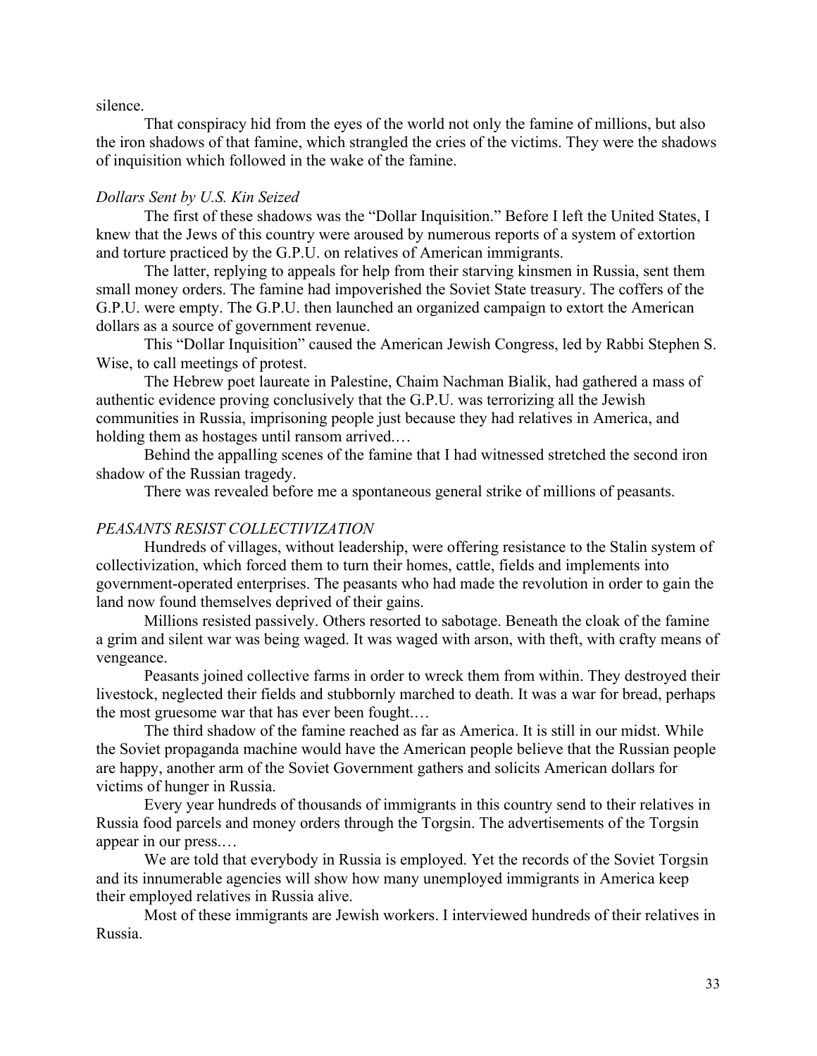silence.

That conspiracy hid from the eyes of the world not only the famine of millions, but also the iron shadows of that famine, which strangled the cries of the victims. They were the shadows of inquisition which followed in the wake of the famine.

*Dollars Sent by U.S. Kin Seized*

The first of these shadows was the "Dollar Inquisition." Before I left the United States, I knew that the Jews of this country were aroused by numerous reports of a system of extortion and torture practiced by the G.P.U. on relatives of American immigrants.

The latter, replying to appeals for help from their starving kinsmen in Russia, sent them small money orders. The famine had impoverished the Soviet State treasury. The coffers of the G.P.U. were empty. The G.P.U. then launched an organized campaign to extort the American dollars as a source of government revenue.

This "Dollar Inquisition" caused the American Jewish Congress, led by Rabbi Stephen S. Wise, to call meetings of protest.

The Hebrew poet laureate in Palestine, Chaim Nachman Bialik, had gathered a mass of authentic evidence proving conclusively that the G.P.U. was terrorizing all the Jewish communities in Russia, imprisoning people just because they had relatives in America, and holding them as hostages until ransom arrived.…

Behind the appalling scenes of the famine that I had witnessed stretched the second iron shadow of the Russian tragedy.

There was revealed before me a spontaneous general strike of millions of peasants.

*PEASANTS RESIST COLLECTIVIZATION*

Hundreds of villages, without leadership, were offering resistance to the Stalin system of collectivization, which forced them to turn their homes, cattle, fields and implements into government-operated enterprises. The peasants who had made the revolution in order to gain the land now found themselves deprived of their gains.

Millions resisted passively. Others resorted to sabotage. Beneath the cloak of the famine a grim and silent war was being waged. It was waged with arson, with theft, with crafty means of vengeance.

Peasants joined collective farms in order to wreck them from within. They destroyed their livestock, neglected their fields and stubbornly marched to death. It was a war for bread, perhaps the most gruesome war that has ever been fought.…

The third shadow of the famine reached as far as America. It is still in our midst. While the Soviet propaganda machine would have the American people believe that the Russian people are happy, another arm of the Soviet Government gathers and solicits American dollars for victims of hunger in Russia.

Every year hundreds of thousands of immigrants in this country send to their relatives in Russia food parcels and money orders through the Torgsin. The advertisements of the Torgsin appear in our press.…

We are told that everybody in Russia is employed. Yet the records of the Soviet Torgsin and its innumerable agencies will show how many unemployed immigrants in America keep their employed relatives in Russia alive.

Most of these immigrants are Jewish workers. I interviewed hundreds of their relatives in Russia.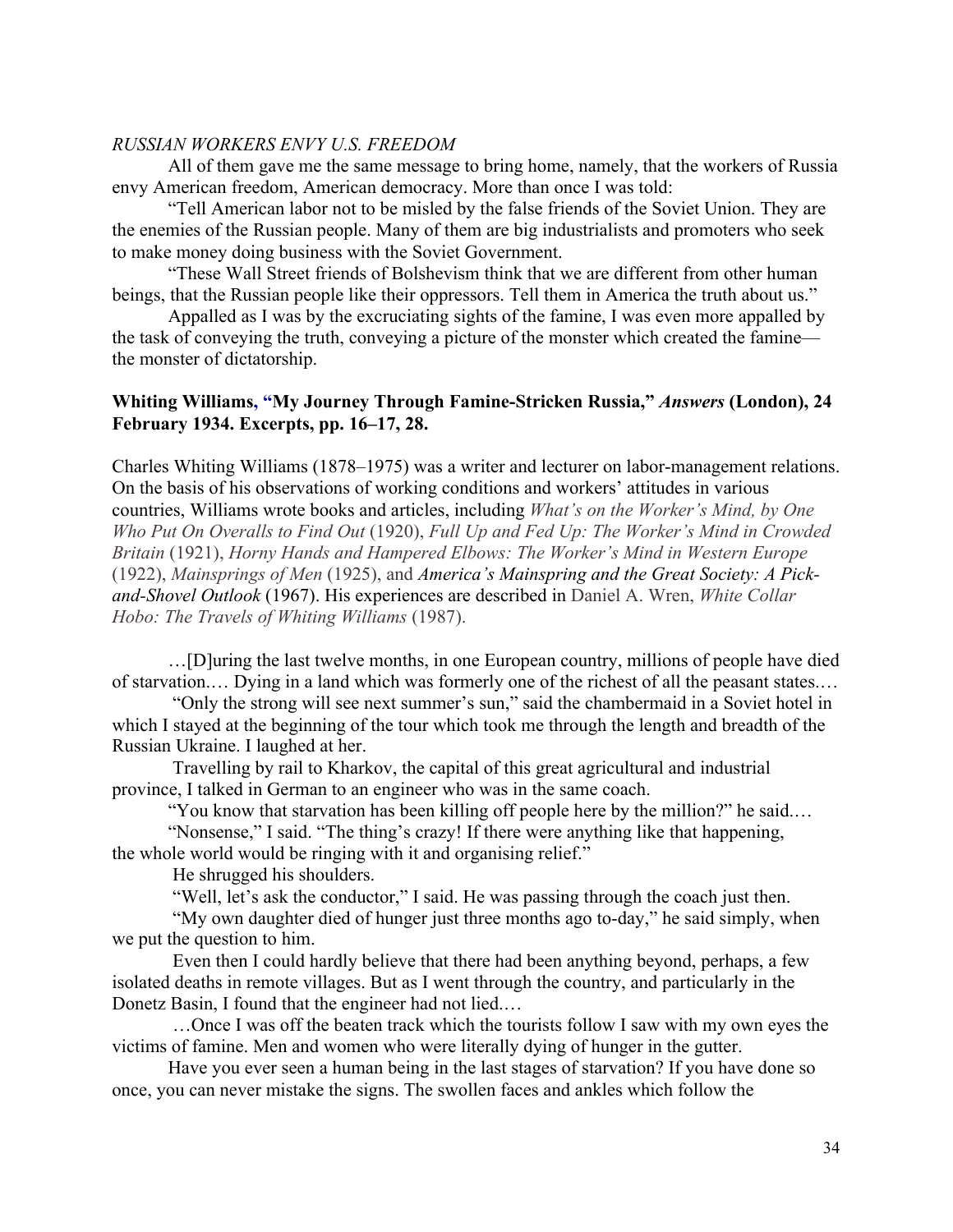*RUSSIAN WORKERS ENVY U.S. FREEDOM*

All of them gave me the same message to bring home, namely, that the workers of Russia envy American freedom, American democracy. More than once I was told:

"Tell American labor not to be misled by the false friends of the Soviet Union. They are the enemies of the Russian people. Many of them are big industrialists and promoters who seek to make money doing business with the Soviet Government.

"These Wall Street friends of Bolshevism think that we are different from other human beings, that the Russian people like their oppressors. Tell them in America the truth about us."

Appalled as I was by the excruciating sights of the famine, I was even more appalled by the task of conveying the truth, conveying a picture of the monster which created the famine—the monster of dictatorship.

**Whiting Williams, "My Journey Through Famine-Stricken Russia," *Answers* (London), 24 February 1934. Excerpts, pp. 16–17, 28.**

Charles Whiting Williams (1878–1975) was a writer and lecturer on labor-management relations. On the basis of his observations of working conditions and workers' attitudes in various countries, Williams wrote books and articles, including *What's on the Worker's Mind, by One Who Put On Overalls to Find Out* (1920), *Full Up and Fed Up: The Worker's Mind in Crowded Britain* (1921), *Horny Hands and Hampered Elbows: The Worker's Mind in Western Europe* (1922), *Mainsprings of Men* (1925), and *America's Mainspring and the Great Society: A Pick-and-Shovel Outlook* (1967). His experiences are described in Daniel A. Wren, *White Collar Hobo: The Travels of Whiting Williams* (1987).

…[D]uring the last twelve months, in one European country, millions of people have died of starvation.… Dying in a land which was formerly one of the richest of all the peasant states.…

"Only the strong will see next summer's sun," said the chambermaid in a Soviet hotel in which I stayed at the beginning of the tour which took me through the length and breadth of the Russian Ukraine. I laughed at her.

Travelling by rail to Kharkov, the capital of this great agricultural and industrial province, I talked in German to an engineer who was in the same coach.

"You know that starvation has been killing off people here by the million?" he said.…

"Nonsense," I said. "The thing's crazy! If there were anything like that happening, the whole world would be ringing with it and organising relief."

He shrugged his shoulders.

"Well, let's ask the conductor," I said. He was passing through the coach just then.

"My own daughter died of hunger just three months ago to-day," he said simply, when we put the question to him.

Even then I could hardly believe that there had been anything beyond, perhaps, a few isolated deaths in remote villages. But as I went through the country, and particularly in the Donetz Basin, I found that the engineer had not lied.…

…Once I was off the beaten track which the tourists follow I saw with my own eyes the victims of famine. Men and women who were literally dying of hunger in the gutter.

Have you ever seen a human being in the last stages of starvation? If you have done so once, you can never mistake the signs. The swollen faces and ankles which follow the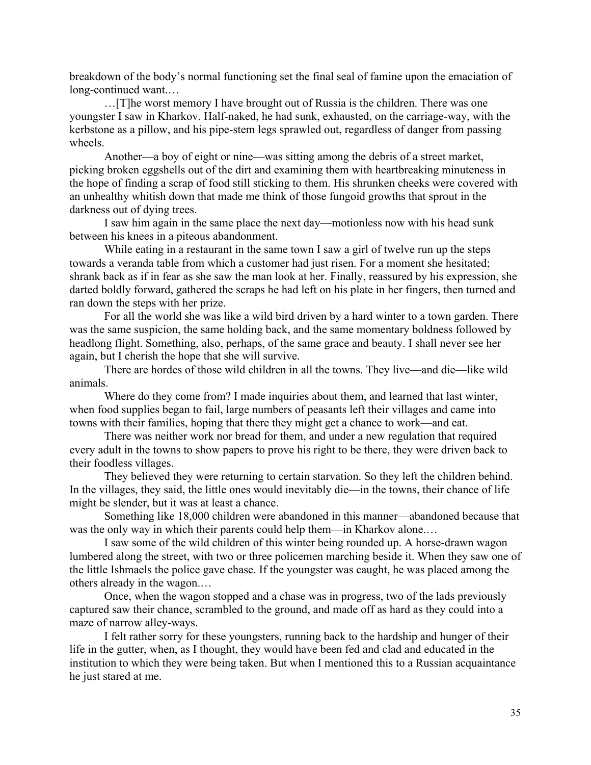breakdown of the body's normal functioning set the final seal of famine upon the emaciation of long-continued want.…

…[T]he worst memory I have brought out of Russia is the children. There was one youngster I saw in Kharkov. Half-naked, he had sunk, exhausted, on the carriage-way, with the kerbstone as a pillow, and his pipe-stem legs sprawled out, regardless of danger from passing wheels.

Another—a boy of eight or nine—was sitting among the debris of a street market, picking broken eggshells out of the dirt and examining them with heartbreaking minuteness in the hope of finding a scrap of food still sticking to them. His shrunken cheeks were covered with an unhealthy whitish down that made me think of those fungoid growths that sprout in the darkness out of dying trees.

I saw him again in the same place the next day—motionless now with his head sunk between his knees in a piteous abandonment.

While eating in a restaurant in the same town I saw a girl of twelve run up the steps towards a veranda table from which a customer had just risen. For a moment she hesitated; shrank back as if in fear as she saw the man look at her. Finally, reassured by his expression, she darted boldly forward, gathered the scraps he had left on his plate in her fingers, then turned and ran down the steps with her prize.

For all the world she was like a wild bird driven by a hard winter to a town garden. There was the same suspicion, the same holding back, and the same momentary boldness followed by headlong flight. Something, also, perhaps, of the same grace and beauty. I shall never see her again, but I cherish the hope that she will survive.

There are hordes of those wild children in all the towns. They live—and die—like wild animals.

Where do they come from? I made inquiries about them, and learned that last winter, when food supplies began to fail, large numbers of peasants left their villages and came into towns with their families, hoping that there they might get a chance to work—and eat.

There was neither work nor bread for them, and under a new regulation that required every adult in the towns to show papers to prove his right to be there, they were driven back to their foodless villages.

They believed they were returning to certain starvation. So they left the children behind. In the villages, they said, the little ones would inevitably die—in the towns, their chance of life might be slender, but it was at least a chance.

Something like 18,000 children were abandoned in this manner—abandoned because that was the only way in which their parents could help them—in Kharkov alone.…

I saw some of the wild children of this winter being rounded up. A horse-drawn wagon lumbered along the street, with two or three policemen marching beside it. When they saw one of the little Ishmaels the police gave chase. If the youngster was caught, he was placed among the others already in the wagon.…

Once, when the wagon stopped and a chase was in progress, two of the lads previously captured saw their chance, scrambled to the ground, and made off as hard as they could into a maze of narrow alley-ways.

I felt rather sorry for these youngsters, running back to the hardship and hunger of their life in the gutter, when, as I thought, they would have been fed and clad and educated in the institution to which they were being taken. But when I mentioned this to a Russian acquaintance he just stared at me.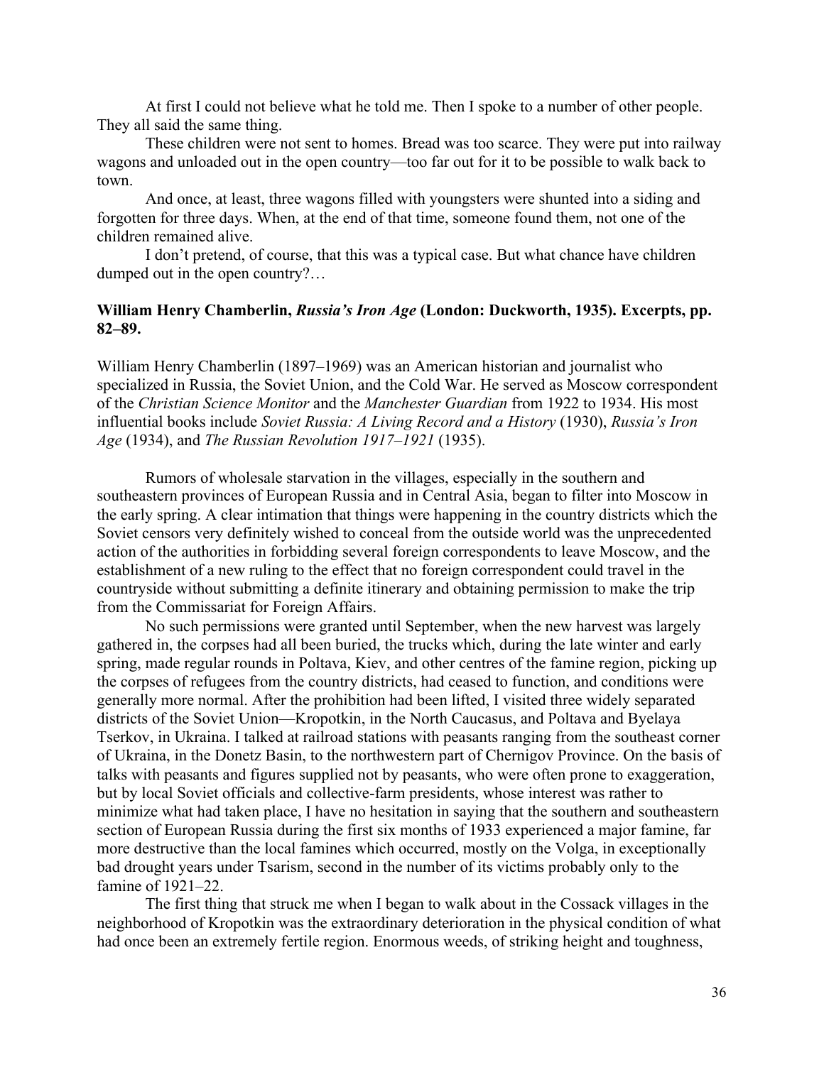At first I could not believe what he told me. Then I spoke to a number of other people. They all said the same thing.

These children were not sent to homes. Bread was too scarce. They were put into railway wagons and unloaded out in the open country—too far out for it to be possible to walk back to town.

And once, at least, three wagons filled with youngsters were shunted into a siding and forgotten for three days. When, at the end of that time, someone found them, not one of the children remained alive.

I don't pretend, of course, that this was a typical case. But what chance have children dumped out in the open country?…

**William Henry Chamberlin, *Russia's Iron Age* (London: Duckworth, 1935). Excerpts, pp. 82–89.**

William Henry Chamberlin (1897–1969) was an American historian and journalist who specialized in Russia, the Soviet Union, and the Cold War. He served as Moscow correspondent of the *Christian Science Monitor* and the *Manchester Guardian* from 1922 to 1934. His most influential books include *Soviet Russia: A Living Record and a History* (1930), *Russia's Iron Age* (1934), and *The Russian Revolution 1917–1921* (1935).

Rumors of wholesale starvation in the villages, especially in the southern and southeastern provinces of European Russia and in Central Asia, began to filter into Moscow in the early spring. A clear intimation that things were happening in the country districts which the Soviet censors very definitely wished to conceal from the outside world was the unprecedented action of the authorities in forbidding several foreign correspondents to leave Moscow, and the establishment of a new ruling to the effect that no foreign correspondent could travel in the countryside without submitting a definite itinerary and obtaining permission to make the trip from the Commissariat for Foreign Affairs.

No such permissions were granted until September, when the new harvest was largely gathered in, the corpses had all been buried, the trucks which, during the late winter and early spring, made regular rounds in Poltava, Kiev, and other centres of the famine region, picking up the corpses of refugees from the country districts, had ceased to function, and conditions were generally more normal. After the prohibition had been lifted, I visited three widely separated districts of the Soviet Union—Kropotkin, in the North Caucasus, and Poltava and Byelaya Tserkov, in Ukraina. I talked at railroad stations with peasants ranging from the southeast corner of Ukraina, in the Donetz Basin, to the northwestern part of Chernigov Province. On the basis of talks with peasants and figures supplied not by peasants, who were often prone to exaggeration, but by local Soviet officials and collective-farm presidents, whose interest was rather to minimize what had taken place, I have no hesitation in saying that the southern and southeastern section of European Russia during the first six months of 1933 experienced a major famine, far more destructive than the local famines which occurred, mostly on the Volga, in exceptionally bad drought years under Tsarism, second in the number of its victims probably only to the famine of 1921–22.

The first thing that struck me when I began to walk about in the Cossack villages in the neighborhood of Kropotkin was the extraordinary deterioration in the physical condition of what had once been an extremely fertile region. Enormous weeds, of striking height and toughness,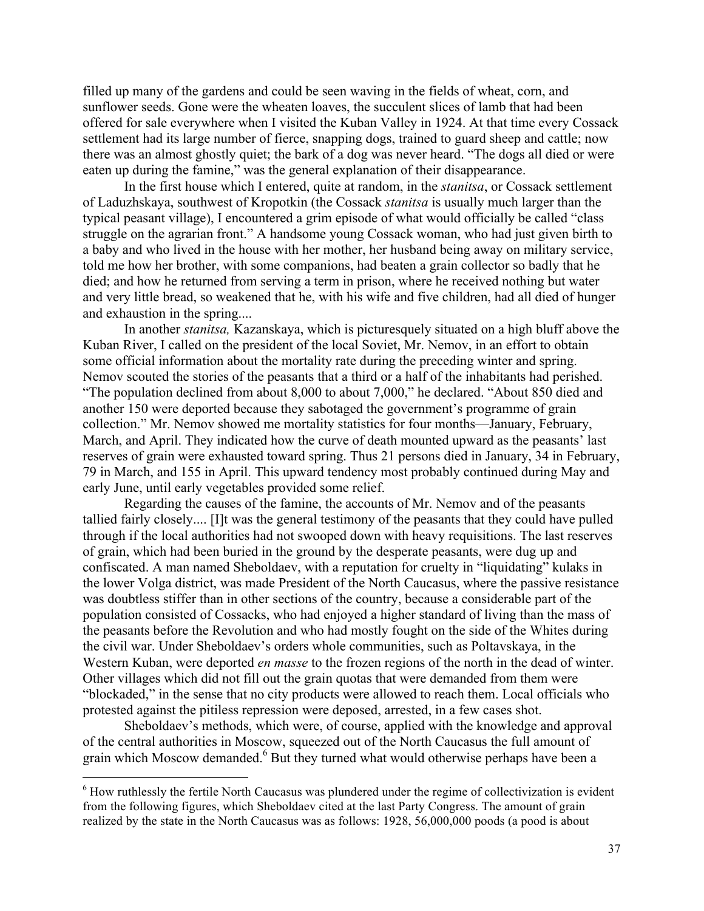filled up many of the gardens and could be seen waving in the fields of wheat, corn, and sunflower seeds. Gone were the wheaten loaves, the succulent slices of lamb that had been offered for sale everywhere when I visited the Kuban Valley in 1924. At that time every Cossack settlement had its large number of fierce, snapping dogs, trained to guard sheep and cattle; now there was an almost ghostly quiet; the bark of a dog was never heard. "The dogs all died or were eaten up during the famine," was the general explanation of their disappearance.

In the first house which I entered, quite at random, in the *stanitsa*, or Cossack settlement of Laduzhskaya, southwest of Kropotkin (the Cossack *stanitsa* is usually much larger than the typical peasant village), I encountered a grim episode of what would officially be called "class struggle on the agrarian front." A handsome young Cossack woman, who had just given birth to a baby and who lived in the house with her mother, her husband being away on military service, told me how her brother, with some companions, had beaten a grain collector so badly that he died; and how he returned from serving a term in prison, where he received nothing but water and very little bread, so weakened that he, with his wife and five children, had all died of hunger and exhaustion in the spring....

In another *stanitsa,* Kazanskaya, which is picturesquely situated on a high bluff above the Kuban River, I called on the president of the local Soviet, Mr. Nemov, in an effort to obtain some official information about the mortality rate during the preceding winter and spring. Nemov scouted the stories of the peasants that a third or a half of the inhabitants had perished. "The population declined from about 8,000 to about 7,000," he declared. "About 850 died and another 150 were deported because they sabotaged the government's programme of grain collection." Mr. Nemov showed me mortality statistics for four months—January, February, March, and April. They indicated how the curve of death mounted upward as the peasants' last reserves of grain were exhausted toward spring. Thus 21 persons died in January, 34 in February, 79 in March, and 155 in April. This upward tendency most probably continued during May and early June, until early vegetables provided some relief.

Regarding the causes of the famine, the accounts of Mr. Nemov and of the peasants tallied fairly closely.... [I]t was the general testimony of the peasants that they could have pulled through if the local authorities had not swooped down with heavy requisitions. The last reserves of grain, which had been buried in the ground by the desperate peasants, were dug up and confiscated. A man named Sheboldaev, with a reputation for cruelty in "liquidating" kulaks in the lower Volga district, was made President of the North Caucasus, where the passive resistance was doubtless stiffer than in other sections of the country, because a considerable part of the population consisted of Cossacks, who had enjoyed a higher standard of living than the mass of the peasants before the Revolution and who had mostly fought on the side of the Whites during the civil war. Under Sheboldaev's orders whole communities, such as Poltavskaya, in the Western Kuban, were deported *en masse* to the frozen regions of the north in the dead of winter. Other villages which did not fill out the grain quotas that were demanded from them were "blockaded," in the sense that no city products were allowed to reach them. Local officials who protested against the pitiless repression were deposed, arrested, in a few cases shot.

Sheboldaev's methods, which were, of course, applied with the knowledge and approval of the central authorities in Moscow, squeezed out of the North Caucasus the full amount of grain which Moscow demanded.[6] But they turned what would otherwise perhaps have been a

[6] How ruthlessly the fertile North Caucasus was plundered under the regime of collectivization is evident from the following figures, which Sheboldaev cited at the last Party Congress. The amount of grain realized by the state in the North Caucasus was as follows: 1928, 56,000,000 poods (a pood is about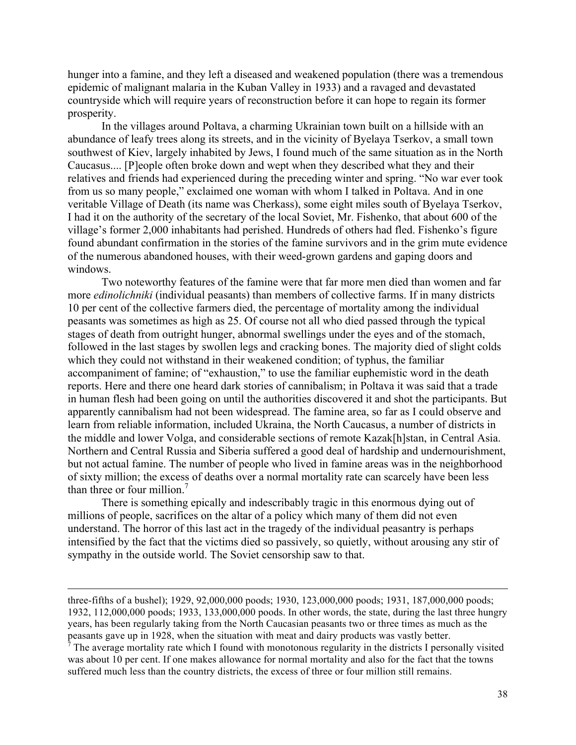hunger into a famine, and they left a diseased and weakened population (there was a tremendous epidemic of malignant malaria in the Kuban Valley in 1933) and a ravaged and devastated countryside which will require years of reconstruction before it can hope to regain its former prosperity.

In the villages around Poltava, a charming Ukrainian town built on a hillside with an abundance of leafy trees along its streets, and in the vicinity of Byelaya Tserkov, a small town southwest of Kiev, largely inhabited by Jews, I found much of the same situation as in the North Caucasus.... [P]eople often broke down and wept when they described what they and their relatives and friends had experienced during the preceding winter and spring. "No war ever took from us so many people," exclaimed one woman with whom I talked in Poltava. And in one veritable Village of Death (its name was Cherkass), some eight miles south of Byelaya Tserkov, I had it on the authority of the secretary of the local Soviet, Mr. Fishenko, that about 600 of the village's former 2,000 inhabitants had perished. Hundreds of others had fled. Fishenko's figure found abundant confirmation in the stories of the famine survivors and in the grim mute evidence of the numerous abandoned houses, with their weed-grown gardens and gaping doors and windows.

Two noteworthy features of the famine were that far more men died than women and far more *edinolichniki* (individual peasants) than members of collective farms. If in many districts 10 per cent of the collective farmers died, the percentage of mortality among the individual peasants was sometimes as high as 25. Of course not all who died passed through the typical stages of death from outright hunger, abnormal swellings under the eyes and of the stomach, followed in the last stages by swollen legs and cracking bones. The majority died of slight colds which they could not withstand in their weakened condition; of typhus, the familiar accompaniment of famine; of "exhaustion," to use the familiar euphemistic word in the death reports. Here and there one heard dark stories of cannibalism; in Poltava it was said that a trade in human flesh had been going on until the authorities discovered it and shot the participants. But apparently cannibalism had not been widespread. The famine area, so far as I could observe and learn from reliable information, included Ukraina, the North Caucasus, a number of districts in the middle and lower Volga, and considerable sections of remote Kazak[h]stan, in Central Asia. Northern and Central Russia and Siberia suffered a good deal of hardship and undernourishment, but not actual famine. The number of people who lived in famine areas was in the neighborhood of sixty million; the excess of deaths over a normal mortality rate can scarcely have been less than three or four million.[7]

There is something epically and indescribably tragic in this enormous dying out of millions of people, sacrifices on the altar of a policy which many of them did not even understand. The horror of this last act in the tragedy of the individual peasantry is perhaps intensified by the fact that the victims died so passively, so quietly, without arousing any stir of sympathy in the outside world. The Soviet censorship saw to that.

---

three-fifths of a bushel); 1929, 92,000,000 poods; 1930, 123,000,000 poods; 1931, 187,000,000 poods; 1932, 112,000,000 poods; 1933, 133,000,000 poods. In other words, the state, during the last three hungry years, has been regularly taking from the North Caucasian peasants two or three times as much as the peasants gave up in 1928, when the situation with meat and dairy products was vastly better.

[7] The average mortality rate which I found with monotonous regularity in the districts I personally visited was about 10 per cent. If one makes allowance for normal mortality and also for the fact that the towns suffered much less than the country districts, the excess of three or four million still remains.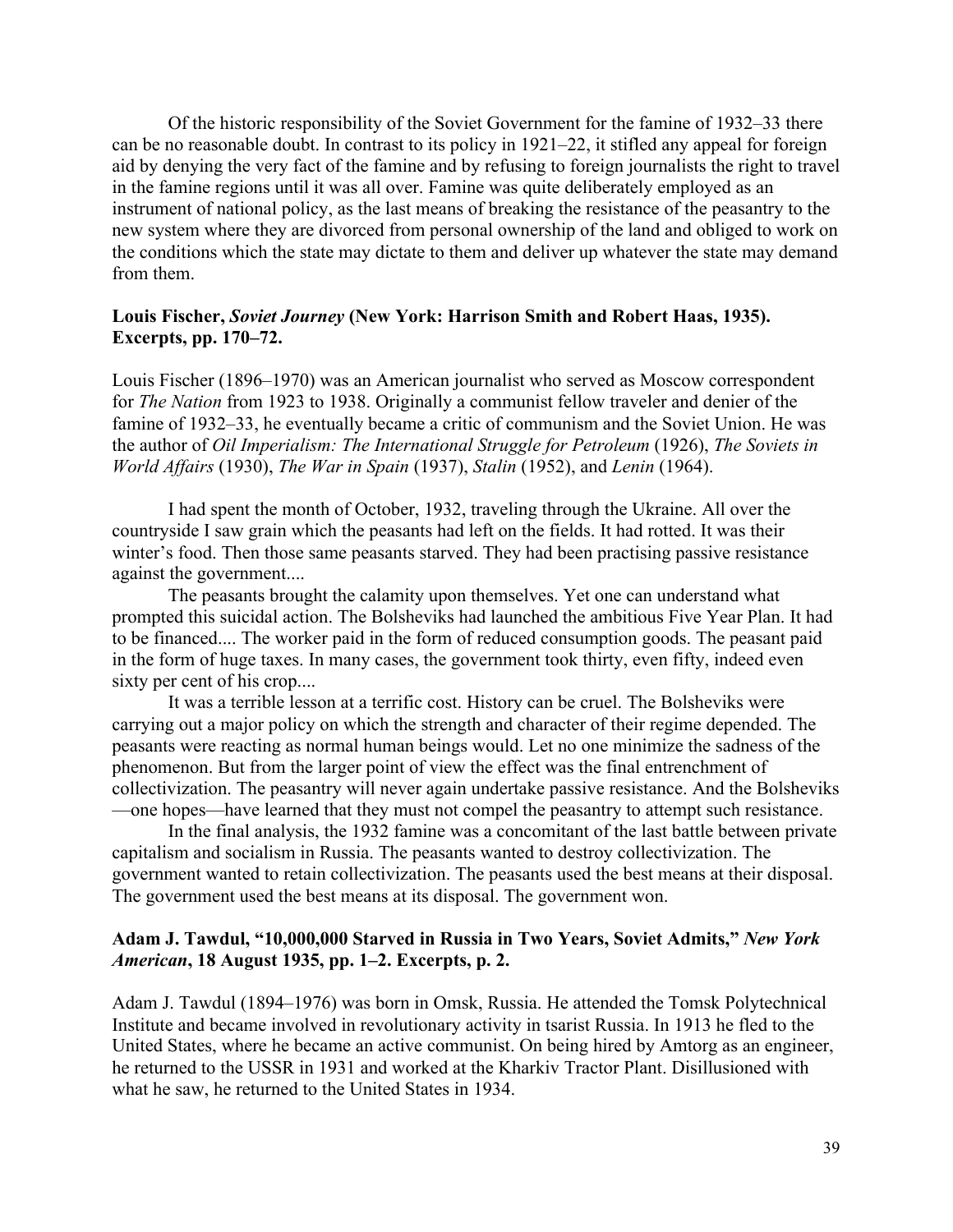Of the historic responsibility of the Soviet Government for the famine of 1932–33 there can be no reasonable doubt. In contrast to its policy in 1921–22, it stifled any appeal for foreign aid by denying the very fact of the famine and by refusing to foreign journalists the right to travel in the famine regions until it was all over. Famine was quite deliberately employed as an instrument of national policy, as the last means of breaking the resistance of the peasantry to the new system where they are divorced from personal ownership of the land and obliged to work on the conditions which the state may dictate to them and deliver up whatever the state may demand from them.

**Louis Fischer, *Soviet Journey* (New York: Harrison Smith and Robert Haas, 1935). Excerpts, pp. 170–72.**

Louis Fischer (1896–1970) was an American journalist who served as Moscow correspondent for *The Nation* from 1923 to 1938. Originally a communist fellow traveler and denier of the famine of 1932–33, he eventually became a critic of communism and the Soviet Union. He was the author of *Oil Imperialism: The International Struggle for Petroleum* (1926), *The Soviets in World Affairs* (1930), *The War in Spain* (1937), *Stalin* (1952), and *Lenin* (1964).

I had spent the month of October, 1932, traveling through the Ukraine. All over the countryside I saw grain which the peasants had left on the fields. It had rotted. It was their winter's food. Then those same peasants starved. They had been practising passive resistance against the government....

The peasants brought the calamity upon themselves. Yet one can understand what prompted this suicidal action. The Bolsheviks had launched the ambitious Five Year Plan. It had to be financed.... The worker paid in the form of reduced consumption goods. The peasant paid in the form of huge taxes. In many cases, the government took thirty, even fifty, indeed even sixty per cent of his crop....

It was a terrible lesson at a terrific cost. History can be cruel. The Bolsheviks were carrying out a major policy on which the strength and character of their regime depended. The peasants were reacting as normal human beings would. Let no one minimize the sadness of the phenomenon. But from the larger point of view the effect was the final entrenchment of collectivization. The peasantry will never again undertake passive resistance. And the Bolsheviks —one hopes—have learned that they must not compel the peasantry to attempt such resistance.

In the final analysis, the 1932 famine was a concomitant of the last battle between private capitalism and socialism in Russia. The peasants wanted to destroy collectivization. The government wanted to retain collectivization. The peasants used the best means at their disposal. The government used the best means at its disposal. The government won.

**Adam J. Tawdul, "10,000,000 Starved in Russia in Two Years, Soviet Admits," *New York American*, 18 August 1935, pp. 1–2. Excerpts, p. 2.**

Adam J. Tawdul (1894–1976) was born in Omsk, Russia. He attended the Tomsk Polytechnical Institute and became involved in revolutionary activity in tsarist Russia. In 1913 he fled to the United States, where he became an active communist. On being hired by Amtorg as an engineer, he returned to the USSR in 1931 and worked at the Kharkiv Tractor Plant. Disillusioned with what he saw, he returned to the United States in 1934.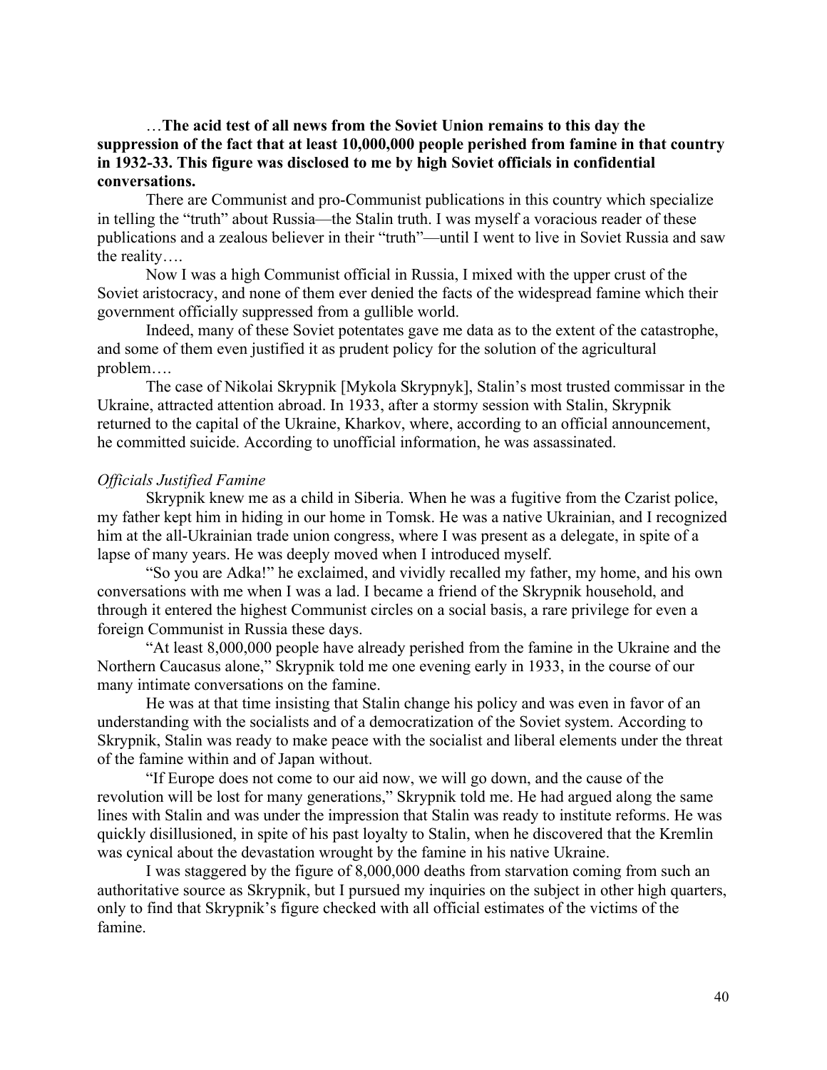…**The acid test of all news from the Soviet Union remains to this day the suppression of the fact that at least 10,000,000 people perished from famine in that country in 1932-33. This figure was disclosed to me by high Soviet officials in confidential conversations.**

There are Communist and pro-Communist publications in this country which specialize in telling the "truth" about Russia—the Stalin truth. I was myself a voracious reader of these publications and a zealous believer in their "truth"—until I went to live in Soviet Russia and saw the reality….

Now I was a high Communist official in Russia, I mixed with the upper crust of the Soviet aristocracy, and none of them ever denied the facts of the widespread famine which their government officially suppressed from a gullible world.

Indeed, many of these Soviet potentates gave me data as to the extent of the catastrophe, and some of them even justified it as prudent policy for the solution of the agricultural problem….

The case of Nikolai Skrypnik [Mykola Skrypnyk], Stalin's most trusted commissar in the Ukraine, attracted attention abroad. In 1933, after a stormy session with Stalin, Skrypnik returned to the capital of the Ukraine, Kharkov, where, according to an official announcement, he committed suicide. According to unofficial information, he was assassinated.

*Officials Justified Famine*

Skrypnik knew me as a child in Siberia. When he was a fugitive from the Czarist police, my father kept him in hiding in our home in Tomsk. He was a native Ukrainian, and I recognized him at the all-Ukrainian trade union congress, where I was present as a delegate, in spite of a lapse of many years. He was deeply moved when I introduced myself.

"So you are Adka!" he exclaimed, and vividly recalled my father, my home, and his own conversations with me when I was a lad. I became a friend of the Skrypnik household, and through it entered the highest Communist circles on a social basis, a rare privilege for even a foreign Communist in Russia these days.

"At least 8,000,000 people have already perished from the famine in the Ukraine and the Northern Caucasus alone," Skrypnik told me one evening early in 1933, in the course of our many intimate conversations on the famine.

He was at that time insisting that Stalin change his policy and was even in favor of an understanding with the socialists and of a democratization of the Soviet system. According to Skrypnik, Stalin was ready to make peace with the socialist and liberal elements under the threat of the famine within and of Japan without.

"If Europe does not come to our aid now, we will go down, and the cause of the revolution will be lost for many generations," Skrypnik told me. He had argued along the same lines with Stalin and was under the impression that Stalin was ready to institute reforms. He was quickly disillusioned, in spite of his past loyalty to Stalin, when he discovered that the Kremlin was cynical about the devastation wrought by the famine in his native Ukraine.

I was staggered by the figure of 8,000,000 deaths from starvation coming from such an authoritative source as Skrypnik, but I pursued my inquiries on the subject in other high quarters, only to find that Skrypnik's figure checked with all official estimates of the victims of the famine.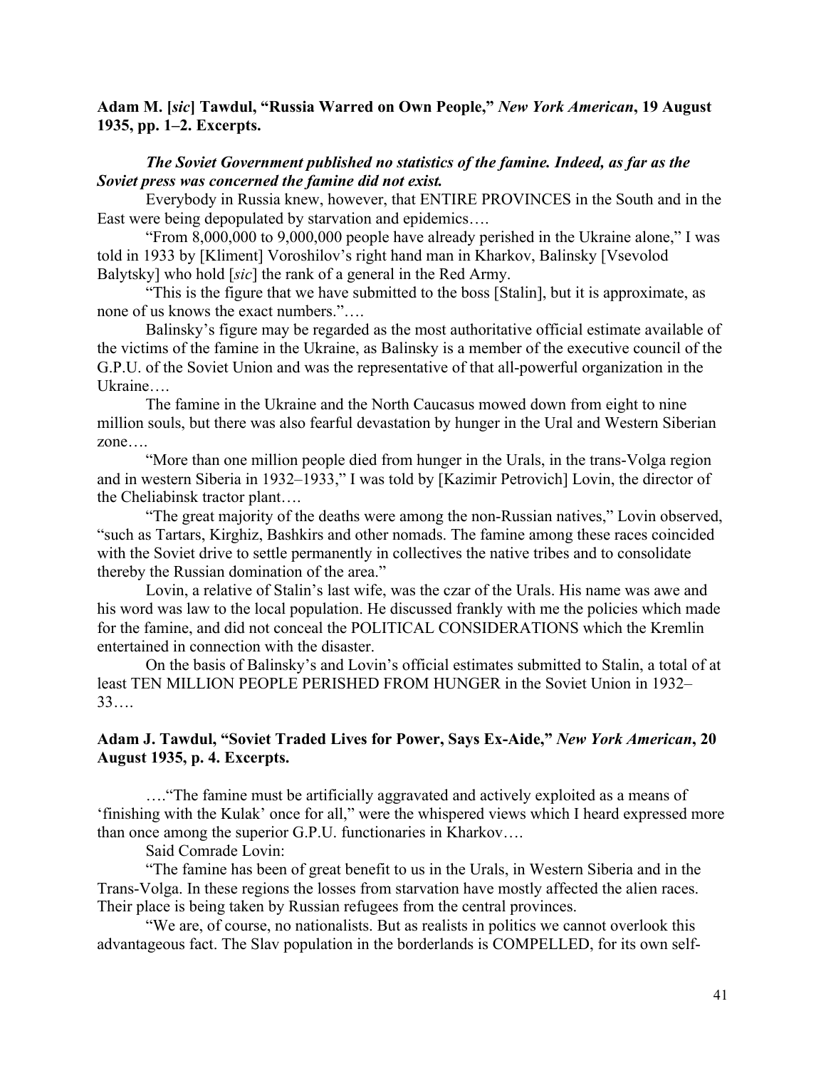**Adam M. [*sic*] Tawdul, "Russia Warred on Own People,"** ***New York American*****, 19 August 1935, pp. 1–2. Excerpts.**

***The Soviet Government published no statistics of the famine. Indeed, as far as the Soviet press was concerned the famine did not exist.***

Everybody in Russia knew, however, that ENTIRE PROVINCES in the South and in the East were being depopulated by starvation and epidemics….

"From 8,000,000 to 9,000,000 people have already perished in the Ukraine alone," I was told in 1933 by [Kliment] Voroshilov's right hand man in Kharkov, Balinsky [Vsevolod Balytsky] who hold [*sic*] the rank of a general in the Red Army.

"This is the figure that we have submitted to the boss [Stalin], but it is approximate, as none of us knows the exact numbers."….

Balinsky's figure may be regarded as the most authoritative official estimate available of the victims of the famine in the Ukraine, as Balinsky is a member of the executive council of the G.P.U. of the Soviet Union and was the representative of that all-powerful organization in the Ukraine….

The famine in the Ukraine and the North Caucasus mowed down from eight to nine million souls, but there was also fearful devastation by hunger in the Ural and Western Siberian zone….

"More than one million people died from hunger in the Urals, in the trans-Volga region and in western Siberia in 1932–1933," I was told by [Kazimir Petrovich] Lovin, the director of the Cheliabinsk tractor plant….

"The great majority of the deaths were among the non-Russian natives," Lovin observed, "such as Tartars, Kirghiz, Bashkirs and other nomads. The famine among these races coincided with the Soviet drive to settle permanently in collectives the native tribes and to consolidate thereby the Russian domination of the area."

Lovin, a relative of Stalin's last wife, was the czar of the Urals. His name was awe and his word was law to the local population. He discussed frankly with me the policies which made for the famine, and did not conceal the POLITICAL CONSIDERATIONS which the Kremlin entertained in connection with the disaster.

On the basis of Balinsky's and Lovin's official estimates submitted to Stalin, a total of at least TEN MILLION PEOPLE PERISHED FROM HUNGER in the Soviet Union in 1932–33….

**Adam J. Tawdul, "Soviet Traded Lives for Power, Says Ex-Aide,"** ***New York American*****, 20 August 1935, p. 4. Excerpts.**

…."The famine must be artificially aggravated and actively exploited as a means of 'finishing with the Kulak' once for all," were the whispered views which I heard expressed more than once among the superior G.P.U. functionaries in Kharkov….

Said Comrade Lovin:

"The famine has been of great benefit to us in the Urals, in Western Siberia and in the Trans-Volga. In these regions the losses from starvation have mostly affected the alien races. Their place is being taken by Russian refugees from the central provinces.

"We are, of course, no nationalists. But as realists in politics we cannot overlook this advantageous fact. The Slav population in the borderlands is COMPELLED, for its own self-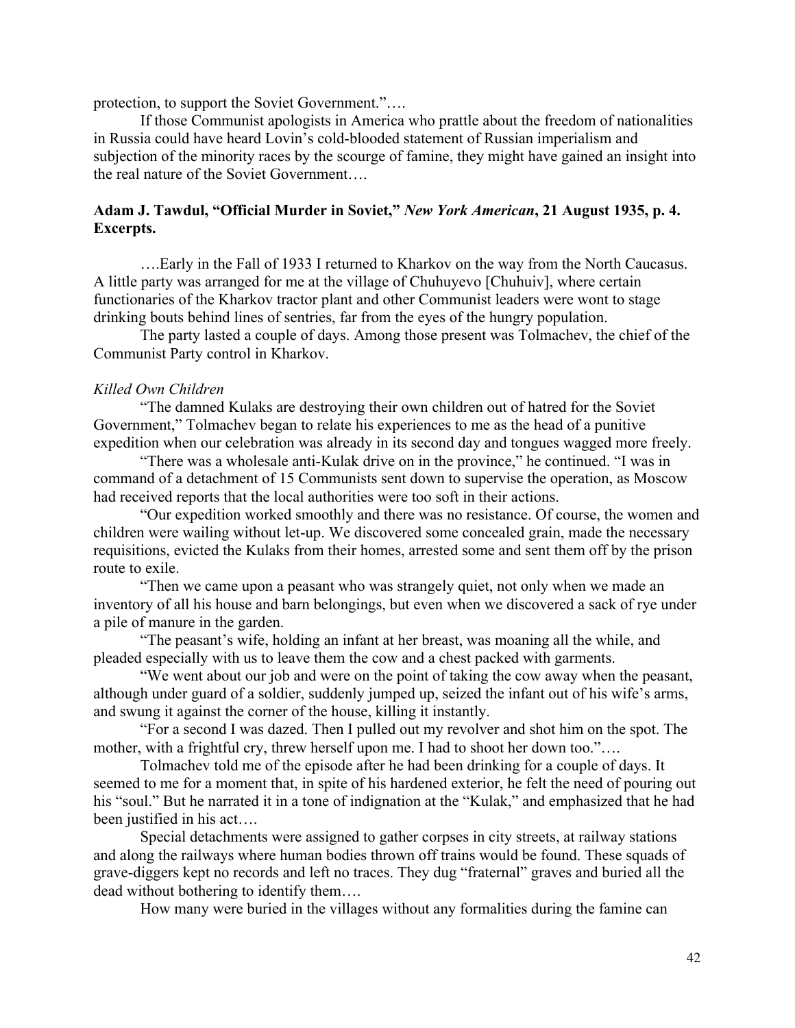protection, to support the Soviet Government."….

If those Communist apologists in America who prattle about the freedom of nationalities in Russia could have heard Lovin's cold-blooded statement of Russian imperialism and subjection of the minority races by the scourge of famine, they might have gained an insight into the real nature of the Soviet Government….

**Adam J. Tawdul, "Official Murder in Soviet," *New York American*, 21 August 1935, p. 4. Excerpts.**

….Early in the Fall of 1933 I returned to Kharkov on the way from the North Caucasus. A little party was arranged for me at the village of Chuhuyevo [Chuhuiv], where certain functionaries of the Kharkov tractor plant and other Communist leaders were wont to stage drinking bouts behind lines of sentries, far from the eyes of the hungry population.

The party lasted a couple of days. Among those present was Tolmachev, the chief of the Communist Party control in Kharkov.

*Killed Own Children*

"The damned Kulaks are destroying their own children out of hatred for the Soviet Government," Tolmachev began to relate his experiences to me as the head of a punitive expedition when our celebration was already in its second day and tongues wagged more freely.

"There was a wholesale anti-Kulak drive on in the province," he continued. "I was in command of a detachment of 15 Communists sent down to supervise the operation, as Moscow had received reports that the local authorities were too soft in their actions.

"Our expedition worked smoothly and there was no resistance. Of course, the women and children were wailing without let-up. We discovered some concealed grain, made the necessary requisitions, evicted the Kulaks from their homes, arrested some and sent them off by the prison route to exile.

"Then we came upon a peasant who was strangely quiet, not only when we made an inventory of all his house and barn belongings, but even when we discovered a sack of rye under a pile of manure in the garden.

"The peasant's wife, holding an infant at her breast, was moaning all the while, and pleaded especially with us to leave them the cow and a chest packed with garments.

"We went about our job and were on the point of taking the cow away when the peasant, although under guard of a soldier, suddenly jumped up, seized the infant out of his wife's arms, and swung it against the corner of the house, killing it instantly.

"For a second I was dazed. Then I pulled out my revolver and shot him on the spot. The mother, with a frightful cry, threw herself upon me. I had to shoot her down too."….

Tolmachev told me of the episode after he had been drinking for a couple of days. It seemed to me for a moment that, in spite of his hardened exterior, he felt the need of pouring out his "soul." But he narrated it in a tone of indignation at the "Kulak," and emphasized that he had been justified in his act….

Special detachments were assigned to gather corpses in city streets, at railway stations and along the railways where human bodies thrown off trains would be found. These squads of grave-diggers kept no records and left no traces. They dug "fraternal" graves and buried all the dead without bothering to identify them….

How many were buried in the villages without any formalities during the famine can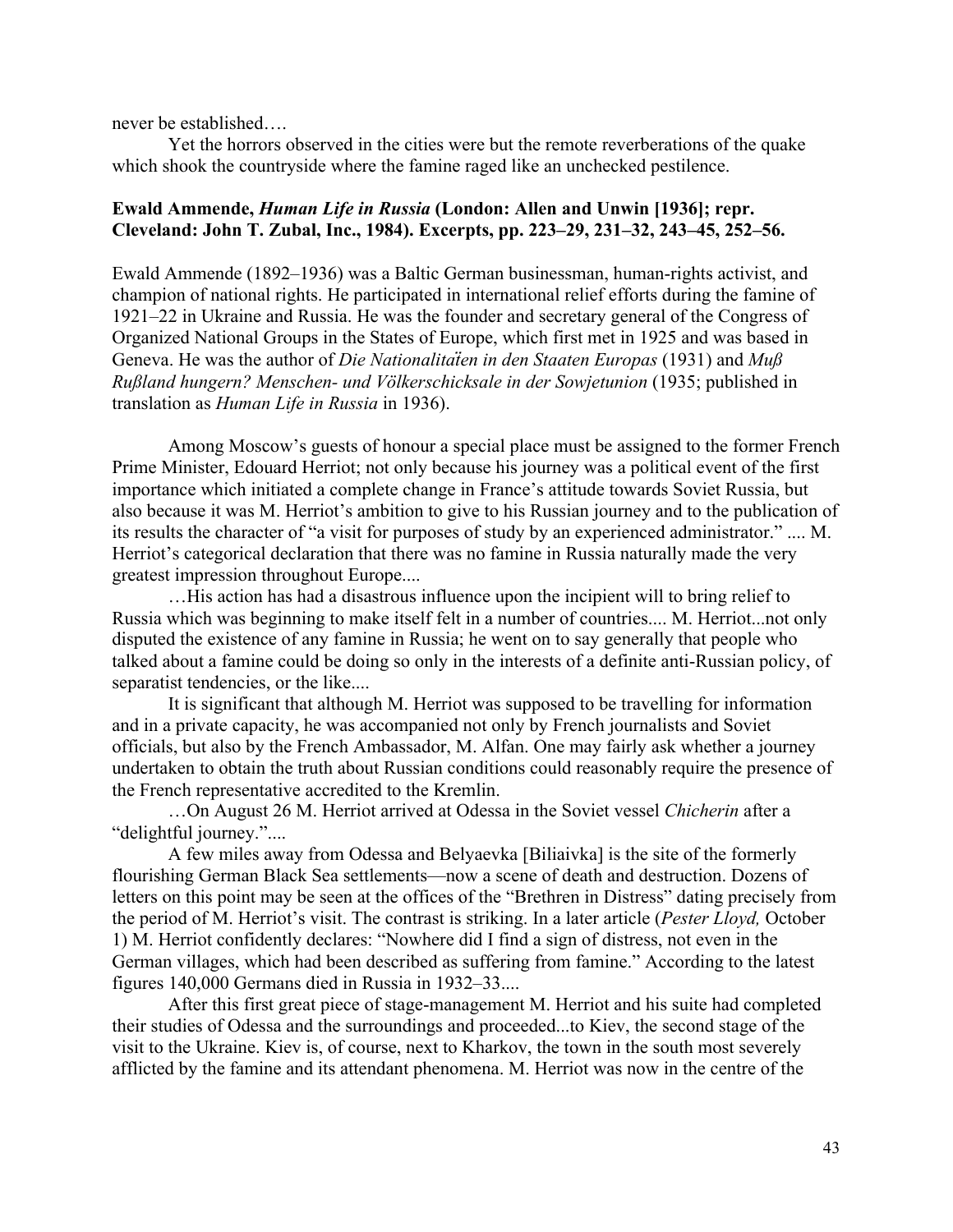never be established….

Yet the horrors observed in the cities were but the remote reverberations of the quake which shook the countryside where the famine raged like an unchecked pestilence.

**Ewald Ammende, *Human Life in Russia* (London: Allen and Unwin [1936]; repr. Cleveland: John T. Zubal, Inc., 1984). Excerpts, pp. 223–29, 231–32, 243–45, 252–56.**

Ewald Ammende (1892–1936) was a Baltic German businessman, human-rights activist, and champion of national rights. He participated in international relief efforts during the famine of 1921–22 in Ukraine and Russia. He was the founder and secretary general of the Congress of Organized National Groups in the States of Europe, which first met in 1925 and was based in Geneva. He was the author of *Die Nationalitaïen in den Staaten Europas* (1931) and *Muß Rußland hungern? Menschen- und Völkerschicksale in der Sowjetunion* (1935; published in translation as *Human Life in Russia* in 1936).

Among Moscow's guests of honour a special place must be assigned to the former French Prime Minister, Edouard Herriot; not only because his journey was a political event of the first importance which initiated a complete change in France's attitude towards Soviet Russia, but also because it was M. Herriot's ambition to give to his Russian journey and to the publication of its results the character of "a visit for purposes of study by an experienced administrator." .... M. Herriot's categorical declaration that there was no famine in Russia naturally made the very greatest impression throughout Europe....

…His action has had a disastrous influence upon the incipient will to bring relief to Russia which was beginning to make itself felt in a number of countries.... M. Herriot...not only disputed the existence of any famine in Russia; he went on to say generally that people who talked about a famine could be doing so only in the interests of a definite anti-Russian policy, of separatist tendencies, or the like....

It is significant that although M. Herriot was supposed to be travelling for information and in a private capacity, he was accompanied not only by French journalists and Soviet officials, but also by the French Ambassador, M. Alfan. One may fairly ask whether a journey undertaken to obtain the truth about Russian conditions could reasonably require the presence of the French representative accredited to the Kremlin.

…On August 26 M. Herriot arrived at Odessa in the Soviet vessel *Chicherin* after a "delightful journey."....

A few miles away from Odessa and Belyaevka [Biliaivka] is the site of the formerly flourishing German Black Sea settlements—now a scene of death and destruction. Dozens of letters on this point may be seen at the offices of the "Brethren in Distress" dating precisely from the period of M. Herriot's visit. The contrast is striking. In a later article (*Pester Lloyd,* October 1) M. Herriot confidently declares: "Nowhere did I find a sign of distress, not even in the German villages, which had been described as suffering from famine." According to the latest figures 140,000 Germans died in Russia in 1932–33....

After this first great piece of stage-management M. Herriot and his suite had completed their studies of Odessa and the surroundings and proceeded...to Kiev, the second stage of the visit to the Ukraine. Kiev is, of course, next to Kharkov, the town in the south most severely afflicted by the famine and its attendant phenomena. M. Herriot was now in the centre of the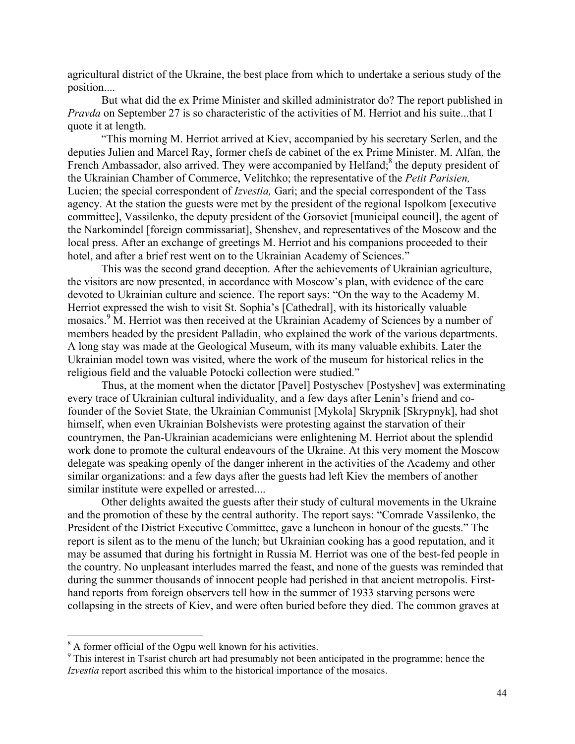agricultural district of the Ukraine, the best place from which to undertake a serious study of the position....

But what did the ex Prime Minister and skilled administrator do? The report published in *Pravda* on September 27 is so characteristic of the activities of M. Herriot and his suite...that I quote it at length.

"This morning M. Herriot arrived at Kiev, accompanied by his secretary Serlen, and the deputies Julien and Marcel Ray, former chefs de cabinet of the ex Prime Minister. M. Alfan, the French Ambassador, also arrived. They were accompanied by Helfand;[8] the deputy president of the Ukrainian Chamber of Commerce, Velitchko; the representative of the *Petit Parisien,* Lucien; the special correspondent of *Izvestia,* Gari; and the special correspondent of the Tass agency. At the station the guests were met by the president of the regional Ispolkom [executive committee], Vassilenko, the deputy president of the Gorsoviet [municipal council], the agent of the Narkomindel [foreign commissariat], Shenshev, and representatives of the Moscow and the local press. After an exchange of greetings M. Herriot and his companions proceeded to their hotel, and after a brief rest went on to the Ukrainian Academy of Sciences."

This was the second grand deception. After the achievements of Ukrainian agriculture, the visitors are now presented, in accordance with Moscow's plan, with evidence of the care devoted to Ukrainian culture and science. The report says: "On the way to the Academy M. Herriot expressed the wish to visit St. Sophia's [Cathedral], with its historically valuable mosaics.[9] M. Herriot was then received at the Ukrainian Academy of Sciences by a number of members headed by the president Palladin, who explained the work of the various departments. A long stay was made at the Geological Museum, with its many valuable exhibits. Later the Ukrainian model town was visited, where the work of the museum for historical relics in the religious field and the valuable Potocki collection were studied."

Thus, at the moment when the dictator [Pavel] Postyschev [Postyshev] was exterminating every trace of Ukrainian cultural individuality, and a few days after Lenin's friend and co-founder of the Soviet State, the Ukrainian Communist [Mykola] Skrypnik [Skrypnyk], had shot himself, when even Ukrainian Bolshevists were protesting against the starvation of their countrymen, the Pan-Ukrainian academicians were enlightening M. Herriot about the splendid work done to promote the cultural endeavours of the Ukraine. At this very moment the Moscow delegate was speaking openly of the danger inherent in the activities of the Academy and other similar organizations: and a few days after the guests had left Kiev the members of another similar institute were expelled or arrested....

Other delights awaited the guests after their study of cultural movements in the Ukraine and the promotion of these by the central authority. The report says: "Comrade Vassilenko, the President of the District Executive Committee, gave a luncheon in honour of the guests." The report is silent as to the menu of the lunch; but Ukrainian cooking has a good reputation, and it may be assumed that during his fortnight in Russia M. Herriot was one of the best-fed people in the country. No unpleasant interludes marred the feast, and none of the guests was reminded that during the summer thousands of innocent people had perished in that ancient metropolis. First-hand reports from foreign observers tell how in the summer of 1933 starving persons were collapsing in the streets of Kiev, and were often buried before they died. The common graves at

[8] A former official of the Ogpu well known for his activities.

[9] This interest in Tsarist church art had presumably not been anticipated in the programme; hence the *Izvestia* report ascribed this whim to the historical importance of the mosaics.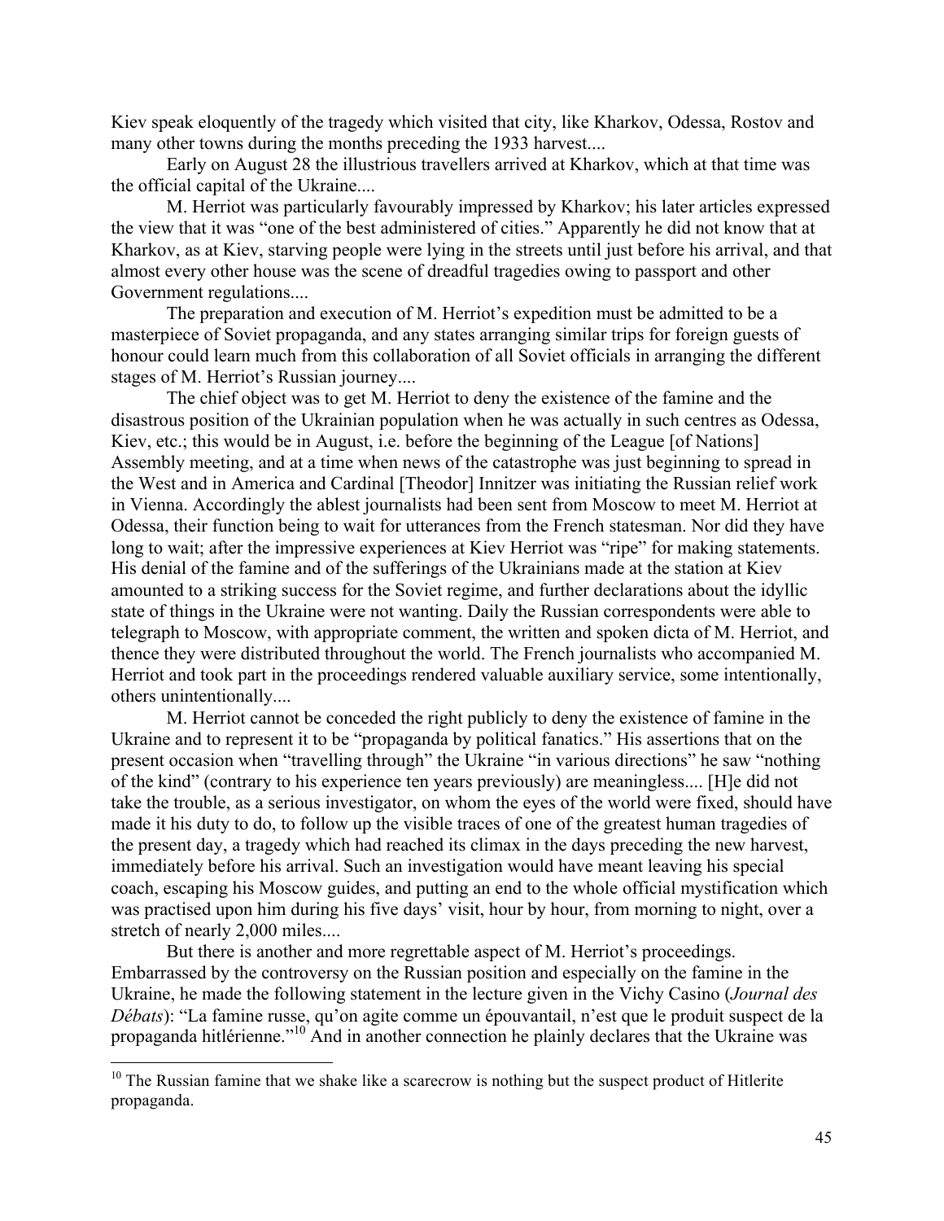Kiev speak eloquently of the tragedy which visited that city, like Kharkov, Odessa, Rostov and many other towns during the months preceding the 1933 harvest....

Early on August 28 the illustrious travellers arrived at Kharkov, which at that time was the official capital of the Ukraine....

M. Herriot was particularly favourably impressed by Kharkov; his later articles expressed the view that it was "one of the best administered of cities." Apparently he did not know that at Kharkov, as at Kiev, starving people were lying in the streets until just before his arrival, and that almost every other house was the scene of dreadful tragedies owing to passport and other Government regulations....

The preparation and execution of M. Herriot's expedition must be admitted to be a masterpiece of Soviet propaganda, and any states arranging similar trips for foreign guests of honour could learn much from this collaboration of all Soviet officials in arranging the different stages of M. Herriot's Russian journey....

The chief object was to get M. Herriot to deny the existence of the famine and the disastrous position of the Ukrainian population when he was actually in such centres as Odessa, Kiev, etc.; this would be in August, i.e. before the beginning of the League [of Nations] Assembly meeting, and at a time when news of the catastrophe was just beginning to spread in the West and in America and Cardinal [Theodor] Innitzer was initiating the Russian relief work in Vienna. Accordingly the ablest journalists had been sent from Moscow to meet M. Herriot at Odessa, their function being to wait for utterances from the French statesman. Nor did they have long to wait; after the impressive experiences at Kiev Herriot was "ripe" for making statements. His denial of the famine and of the sufferings of the Ukrainians made at the station at Kiev amounted to a striking success for the Soviet regime, and further declarations about the idyllic state of things in the Ukraine were not wanting. Daily the Russian correspondents were able to telegraph to Moscow, with appropriate comment, the written and spoken dicta of M. Herriot, and thence they were distributed throughout the world. The French journalists who accompanied M. Herriot and took part in the proceedings rendered valuable auxiliary service, some intentionally, others unintentionally....

M. Herriot cannot be conceded the right publicly to deny the existence of famine in the Ukraine and to represent it to be "propaganda by political fanatics." His assertions that on the present occasion when "travelling through" the Ukraine "in various directions" he saw "nothing of the kind" (contrary to his experience ten years previously) are meaningless.... [H]e did not take the trouble, as a serious investigator, on whom the eyes of the world were fixed, should have made it his duty to do, to follow up the visible traces of one of the greatest human tragedies of the present day, a tragedy which had reached its climax in the days preceding the new harvest, immediately before his arrival. Such an investigation would have meant leaving his special coach, escaping his Moscow guides, and putting an end to the whole official mystification which was practised upon him during his five days' visit, hour by hour, from morning to night, over a stretch of nearly 2,000 miles....

But there is another and more regrettable aspect of M. Herriot's proceedings. Embarrassed by the controversy on the Russian position and especially on the famine in the Ukraine, he made the following statement in the lecture given in the Vichy Casino (*Journal des Débats*): "La famine russe, qu'on agite comme un épouvantail, n'est que le produit suspect de la propaganda hitlérienne."[10] And in another connection he plainly declares that the Ukraine was

---

[10] The Russian famine that we shake like a scarecrow is nothing but the suspect product of Hitlerite propaganda.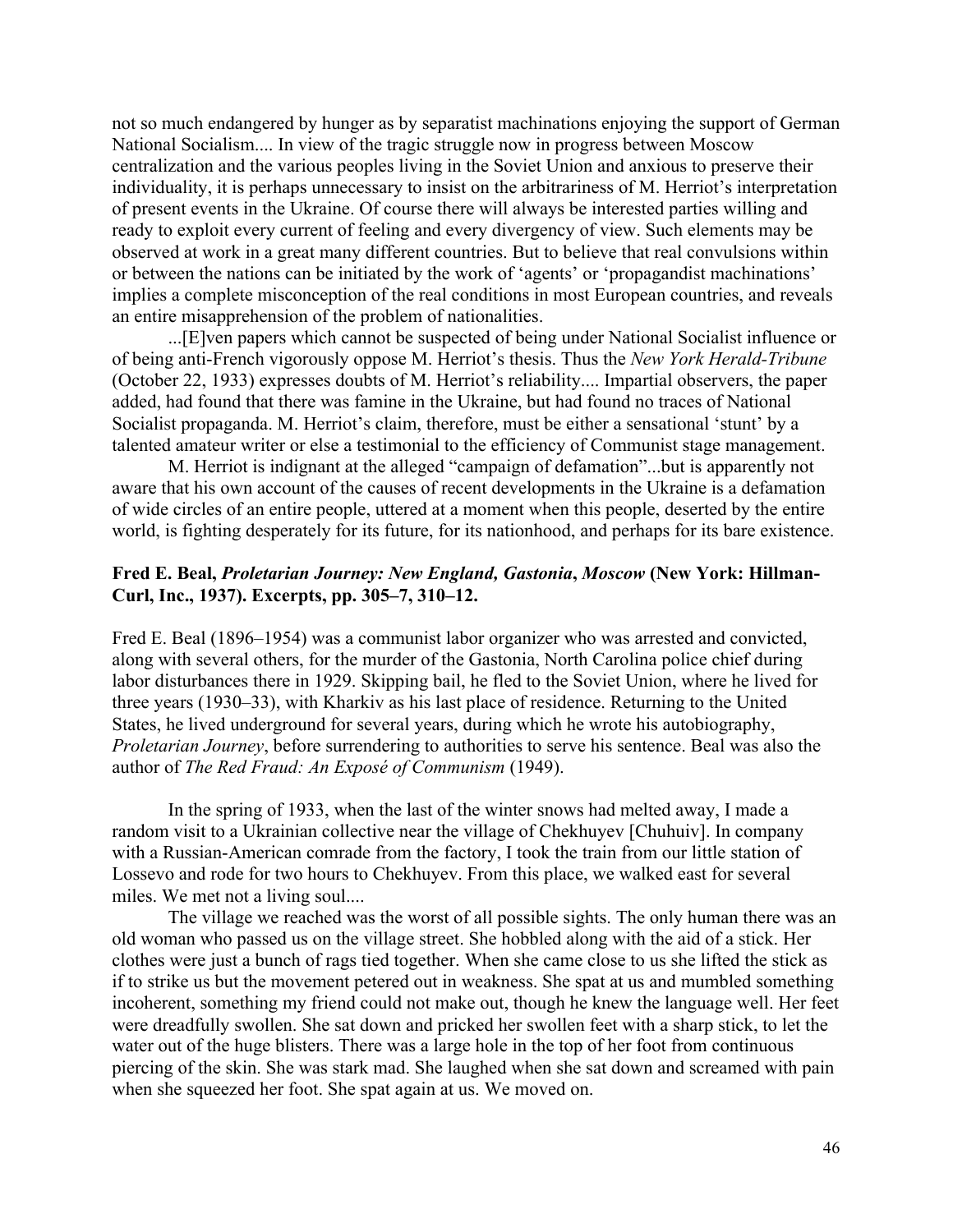not so much endangered by hunger as by separatist machinations enjoying the support of German National Socialism.... In view of the tragic struggle now in progress between Moscow centralization and the various peoples living in the Soviet Union and anxious to preserve their individuality, it is perhaps unnecessary to insist on the arbitrariness of M. Herriot's interpretation of present events in the Ukraine. Of course there will always be interested parties willing and ready to exploit every current of feeling and every divergency of view. Such elements may be observed at work in a great many different countries. But to believe that real convulsions within or between the nations can be initiated by the work of 'agents' or 'propagandist machinations' implies a complete misconception of the real conditions in most European countries, and reveals an entire misapprehension of the problem of nationalities.

...[E]ven papers which cannot be suspected of being under National Socialist influence or of being anti-French vigorously oppose M. Herriot's thesis. Thus the *New York Herald-Tribune* (October 22, 1933) expresses doubts of M. Herriot's reliability.... Impartial observers, the paper added, had found that there was famine in the Ukraine, but had found no traces of National Socialist propaganda. M. Herriot's claim, therefore, must be either a sensational 'stunt' by a talented amateur writer or else a testimonial to the efficiency of Communist stage management.

M. Herriot is indignant at the alleged "campaign of defamation"...but is apparently not aware that his own account of the causes of recent developments in the Ukraine is a defamation of wide circles of an entire people, uttered at a moment when this people, deserted by the entire world, is fighting desperately for its future, for its nationhood, and perhaps for its bare existence.

### Fred E. Beal, *Proletarian Journey: New England, Gastonia, Moscow* (New York: Hillman-Curl, Inc., 1937). Excerpts, pp. 305–7, 310–12.

Fred E. Beal (1896–1954) was a communist labor organizer who was arrested and convicted, along with several others, for the murder of the Gastonia, North Carolina police chief during labor disturbances there in 1929. Skipping bail, he fled to the Soviet Union, where he lived for three years (1930–33), with Kharkiv as his last place of residence. Returning to the United States, he lived underground for several years, during which he wrote his autobiography, *Proletarian Journey*, before surrendering to authorities to serve his sentence. Beal was also the author of *The Red Fraud: An Exposé of Communism* (1949).

In the spring of 1933, when the last of the winter snows had melted away, I made a random visit to a Ukrainian collective near the village of Chekhuyev [Chuhuiv]. In company with a Russian-American comrade from the factory, I took the train from our little station of Lossevo and rode for two hours to Chekhuyev. From this place, we walked east for several miles. We met not a living soul....

The village we reached was the worst of all possible sights. The only human there was an old woman who passed us on the village street. She hobbled along with the aid of a stick. Her clothes were just a bunch of rags tied together. When she came close to us she lifted the stick as if to strike us but the movement petered out in weakness. She spat at us and mumbled something incoherent, something my friend could not make out, though he knew the language well. Her feet were dreadfully swollen. She sat down and pricked her swollen feet with a sharp stick, to let the water out of the huge blisters. There was a large hole in the top of her foot from continuous piercing of the skin. She was stark mad. She laughed when she sat down and screamed with pain when she squeezed her foot. She spat again at us. We moved on.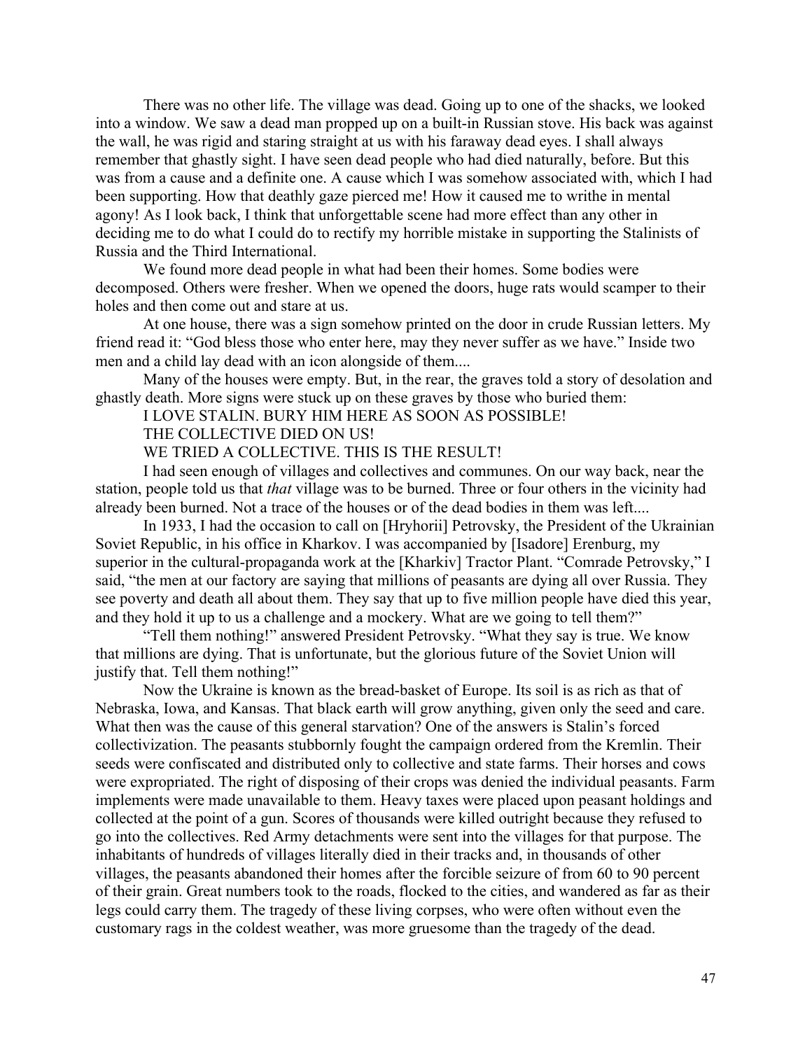There was no other life. The village was dead. Going up to one of the shacks, we looked into a window. We saw a dead man propped up on a built-in Russian stove. His back was against the wall, he was rigid and staring straight at us with his faraway dead eyes. I shall always remember that ghastly sight. I have seen dead people who had died naturally, before. But this was from a cause and a definite one. A cause which I was somehow associated with, which I had been supporting. How that deathly gaze pierced me! How it caused me to writhe in mental agony! As I look back, I think that unforgettable scene had more effect than any other in deciding me to do what I could do to rectify my horrible mistake in supporting the Stalinists of Russia and the Third International.

We found more dead people in what had been their homes. Some bodies were decomposed. Others were fresher. When we opened the doors, huge rats would scamper to their holes and then come out and stare at us.

At one house, there was a sign somehow printed on the door in crude Russian letters. My friend read it: "God bless those who enter here, may they never suffer as we have." Inside two men and a child lay dead with an icon alongside of them....

Many of the houses were empty. But, in the rear, the graves told a story of desolation and ghastly death. More signs were stuck up on these graves by those who buried them:

I LOVE STALIN. BURY HIM HERE AS SOON AS POSSIBLE!

THE COLLECTIVE DIED ON US!

WE TRIED A COLLECTIVE. THIS IS THE RESULT!

I had seen enough of villages and collectives and communes. On our way back, near the station, people told us that *that* village was to be burned. Three or four others in the vicinity had already been burned. Not a trace of the houses or of the dead bodies in them was left....

In 1933, I had the occasion to call on [Hryhorii] Petrovsky, the President of the Ukrainian Soviet Republic, in his office in Kharkov. I was accompanied by [Isadore] Erenburg, my superior in the cultural-propaganda work at the [Kharkiv] Tractor Plant. "Comrade Petrovsky," I said, "the men at our factory are saying that millions of peasants are dying all over Russia. They see poverty and death all about them. They say that up to five million people have died this year, and they hold it up to us a challenge and a mockery. What are we going to tell them?"

"Tell them nothing!" answered President Petrovsky. "What they say is true. We know that millions are dying. That is unfortunate, but the glorious future of the Soviet Union will justify that. Tell them nothing!"

Now the Ukraine is known as the bread-basket of Europe. Its soil is as rich as that of Nebraska, Iowa, and Kansas. That black earth will grow anything, given only the seed and care. What then was the cause of this general starvation? One of the answers is Stalin's forced collectivization. The peasants stubbornly fought the campaign ordered from the Kremlin. Their seeds were confiscated and distributed only to collective and state farms. Their horses and cows were expropriated. The right of disposing of their crops was denied the individual peasants. Farm implements were made unavailable to them. Heavy taxes were placed upon peasant holdings and collected at the point of a gun. Scores of thousands were killed outright because they refused to go into the collectives. Red Army detachments were sent into the villages for that purpose. The inhabitants of hundreds of villages literally died in their tracks and, in thousands of other villages, the peasants abandoned their homes after the forcible seizure of from 60 to 90 percent of their grain. Great numbers took to the roads, flocked to the cities, and wandered as far as their legs could carry them. The tragedy of these living corpses, who were often without even the customary rags in the coldest weather, was more gruesome than the tragedy of the dead.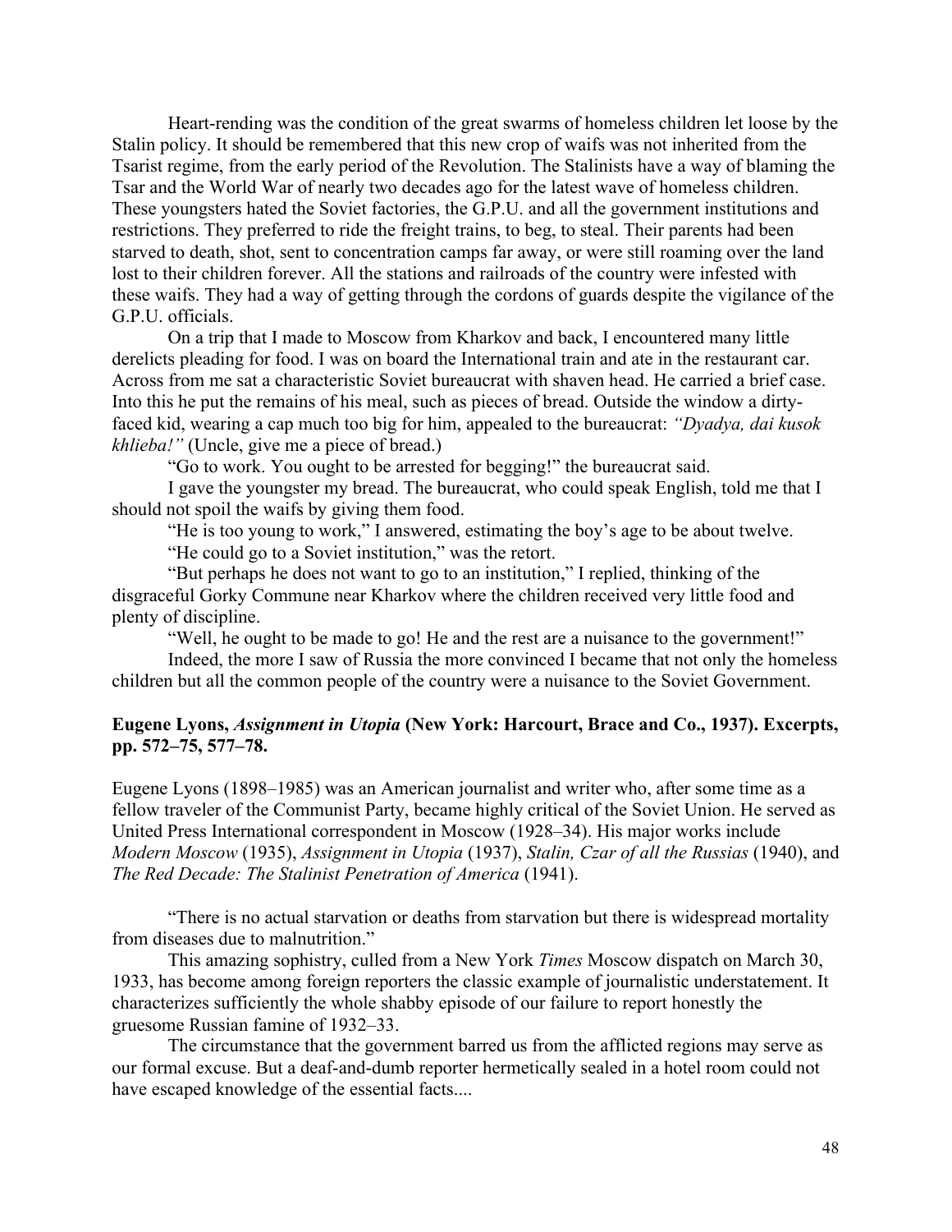Heart-rending was the condition of the great swarms of homeless children let loose by the Stalin policy. It should be remembered that this new crop of waifs was not inherited from the Tsarist regime, from the early period of the Revolution. The Stalinists have a way of blaming the Tsar and the World War of nearly two decades ago for the latest wave of homeless children. These youngsters hated the Soviet factories, the G.P.U. and all the government institutions and restrictions. They preferred to ride the freight trains, to beg, to steal. Their parents had been starved to death, shot, sent to concentration camps far away, or were still roaming over the land lost to their children forever. All the stations and railroads of the country were infested with these waifs. They had a way of getting through the cordons of guards despite the vigilance of the G.P.U. officials.

On a trip that I made to Moscow from Kharkov and back, I encountered many little derelicts pleading for food. I was on board the International train and ate in the restaurant car. Across from me sat a characteristic Soviet bureaucrat with shaven head. He carried a brief case. Into this he put the remains of his meal, such as pieces of bread. Outside the window a dirty-faced kid, wearing a cap much too big for him, appealed to the bureaucrat: *"Dyadya, dai kusok khlieba!"* (Uncle, give me a piece of bread.)

"Go to work. You ought to be arrested for begging!" the bureaucrat said.

I gave the youngster my bread. The bureaucrat, who could speak English, told me that I should not spoil the waifs by giving them food.

"He is too young to work," I answered, estimating the boy's age to be about twelve.

"He could go to a Soviet institution," was the retort.

"But perhaps he does not want to go to an institution," I replied, thinking of the disgraceful Gorky Commune near Kharkov where the children received very little food and plenty of discipline.

"Well, he ought to be made to go! He and the rest are a nuisance to the government!"

Indeed, the more I saw of Russia the more convinced I became that not only the homeless children but all the common people of the country were a nuisance to the Soviet Government.

**Eugene Lyons, *Assignment in Utopia* (New York: Harcourt, Brace and Co., 1937). Excerpts, pp. 572–75, 577–78.**

Eugene Lyons (1898–1985) was an American journalist and writer who, after some time as a fellow traveler of the Communist Party, became highly critical of the Soviet Union. He served as United Press International correspondent in Moscow (1928–34). His major works include *Modern Moscow* (1935), *Assignment in Utopia* (1937), *Stalin, Czar of all the Russias* (1940), and *The Red Decade: The Stalinist Penetration of America* (1941).

"There is no actual starvation or deaths from starvation but there is widespread mortality from diseases due to malnutrition."

This amazing sophistry, culled from a New York *Times* Moscow dispatch on March 30, 1933, has become among foreign reporters the classic example of journalistic understatement. It characterizes sufficiently the whole shabby episode of our failure to report honestly the gruesome Russian famine of 1932–33.

The circumstance that the government barred us from the afflicted regions may serve as our formal excuse. But a deaf-and-dumb reporter hermetically sealed in a hotel room could not have escaped knowledge of the essential facts....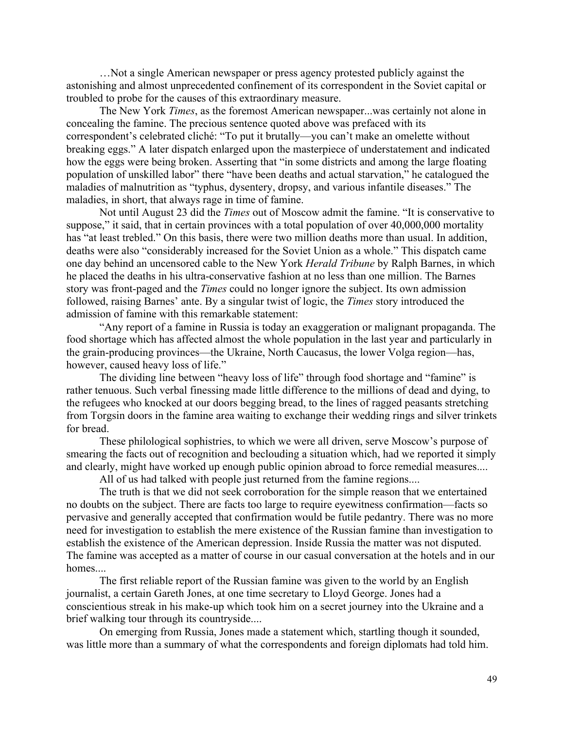…Not a single American newspaper or press agency protested publicly against the astonishing and almost unprecedented confinement of its correspondent in the Soviet capital or troubled to probe for the causes of this extraordinary measure.

The New York *Times*, as the foremost American newspaper...was certainly not alone in concealing the famine. The precious sentence quoted above was prefaced with its correspondent's celebrated cliché: "To put it brutally—you can't make an omelette without breaking eggs." A later dispatch enlarged upon the masterpiece of understatement and indicated how the eggs were being broken. Asserting that "in some districts and among the large floating population of unskilled labor" there "have been deaths and actual starvation," he catalogued the maladies of malnutrition as "typhus, dysentery, dropsy, and various infantile diseases." The maladies, in short, that always rage in time of famine.

Not until August 23 did the *Times* out of Moscow admit the famine. "It is conservative to suppose," it said, that in certain provinces with a total population of over 40,000,000 mortality has "at least trebled." On this basis, there were two million deaths more than usual. In addition, deaths were also "considerably increased for the Soviet Union as a whole." This dispatch came one day behind an uncensored cable to the New York *Herald Tribune* by Ralph Barnes, in which he placed the deaths in his ultra-conservative fashion at no less than one million. The Barnes story was front-paged and the *Times* could no longer ignore the subject. Its own admission followed, raising Barnes' ante. By a singular twist of logic, the *Times* story introduced the admission of famine with this remarkable statement:

"Any report of a famine in Russia is today an exaggeration or malignant propaganda. The food shortage which has affected almost the whole population in the last year and particularly in the grain-producing provinces—the Ukraine, North Caucasus, the lower Volga region—has, however, caused heavy loss of life."

The dividing line between "heavy loss of life" through food shortage and "famine" is rather tenuous. Such verbal finessing made little difference to the millions of dead and dying, to the refugees who knocked at our doors begging bread, to the lines of ragged peasants stretching from Torgsin doors in the famine area waiting to exchange their wedding rings and silver trinkets for bread.

These philological sophistries, to which we were all driven, serve Moscow's purpose of smearing the facts out of recognition and beclouding a situation which, had we reported it simply and clearly, might have worked up enough public opinion abroad to force remedial measures....

All of us had talked with people just returned from the famine regions....

The truth is that we did not seek corroboration for the simple reason that we entertained no doubts on the subject. There are facts too large to require eyewitness confirmation—facts so pervasive and generally accepted that confirmation would be futile pedantry. There was no more need for investigation to establish the mere existence of the Russian famine than investigation to establish the existence of the American depression. Inside Russia the matter was not disputed. The famine was accepted as a matter of course in our casual conversation at the hotels and in our homes....

The first reliable report of the Russian famine was given to the world by an English journalist, a certain Gareth Jones, at one time secretary to Lloyd George. Jones had a conscientious streak in his make-up which took him on a secret journey into the Ukraine and a brief walking tour through its countryside....

On emerging from Russia, Jones made a statement which, startling though it sounded, was little more than a summary of what the correspondents and foreign diplomats had told him.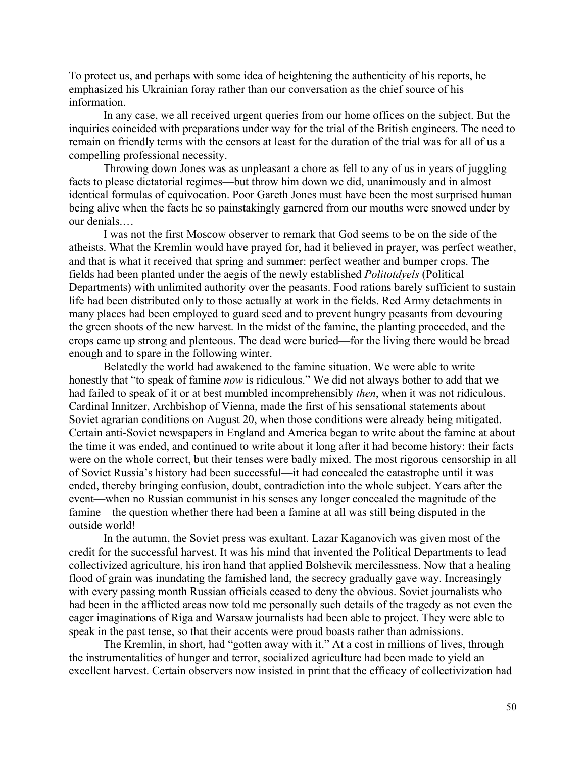To protect us, and perhaps with some idea of heightening the authenticity of his reports, he emphasized his Ukrainian foray rather than our conversation as the chief source of his information.

In any case, we all received urgent queries from our home offices on the subject. But the inquiries coincided with preparations under way for the trial of the British engineers. The need to remain on friendly terms with the censors at least for the duration of the trial was for all of us a compelling professional necessity.

Throwing down Jones was as unpleasant a chore as fell to any of us in years of juggling facts to please dictatorial regimes—but throw him down we did, unanimously and in almost identical formulas of equivocation. Poor Gareth Jones must have been the most surprised human being alive when the facts he so painstakingly garnered from our mouths were snowed under by our denials.…

I was not the first Moscow observer to remark that God seems to be on the side of the atheists. What the Kremlin would have prayed for, had it believed in prayer, was perfect weather, and that is what it received that spring and summer: perfect weather and bumper crops. The fields had been planted under the aegis of the newly established *Politotdyels* (Political Departments) with unlimited authority over the peasants. Food rations barely sufficient to sustain life had been distributed only to those actually at work in the fields. Red Army detachments in many places had been employed to guard seed and to prevent hungry peasants from devouring the green shoots of the new harvest. In the midst of the famine, the planting proceeded, and the crops came up strong and plenteous. The dead were buried—for the living there would be bread enough and to spare in the following winter.

Belatedly the world had awakened to the famine situation. We were able to write honestly that "to speak of famine *now* is ridiculous." We did not always bother to add that we had failed to speak of it or at best mumbled incomprehensibly *then*, when it was not ridiculous. Cardinal Innitzer, Archbishop of Vienna, made the first of his sensational statements about Soviet agrarian conditions on August 20, when those conditions were already being mitigated. Certain anti-Soviet newspapers in England and America began to write about the famine at about the time it was ended, and continued to write about it long after it had become history: their facts were on the whole correct, but their tenses were badly mixed. The most rigorous censorship in all of Soviet Russia's history had been successful—it had concealed the catastrophe until it was ended, thereby bringing confusion, doubt, contradiction into the whole subject. Years after the event—when no Russian communist in his senses any longer concealed the magnitude of the famine—the question whether there had been a famine at all was still being disputed in the outside world!

In the autumn, the Soviet press was exultant. Lazar Kaganovich was given most of the credit for the successful harvest. It was his mind that invented the Political Departments to lead collectivized agriculture, his iron hand that applied Bolshevik mercilessness. Now that a healing flood of grain was inundating the famished land, the secrecy gradually gave way. Increasingly with every passing month Russian officials ceased to deny the obvious. Soviet journalists who had been in the afflicted areas now told me personally such details of the tragedy as not even the eager imaginations of Riga and Warsaw journalists had been able to project. They were able to speak in the past tense, so that their accents were proud boasts rather than admissions.

The Kremlin, in short, had "gotten away with it." At a cost in millions of lives, through the instrumentalities of hunger and terror, socialized agriculture had been made to yield an excellent harvest. Certain observers now insisted in print that the efficacy of collectivization had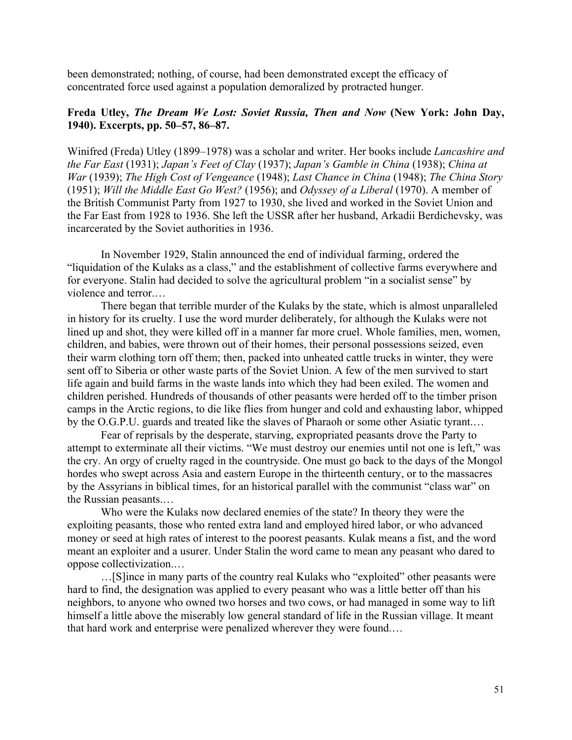been demonstrated; nothing, of course, had been demonstrated except the efficacy of concentrated force used against a population demoralized by protracted hunger.

**Freda Utley, *The Dream We Lost: Soviet Russia, Then and Now* (New York: John Day, 1940). Excerpts, pp. 50–57, 86–87.**

Winifred (Freda) Utley (1899–1978) was a scholar and writer. Her books include *Lancashire and the Far East* (1931); *Japan's Feet of Clay* (1937); *Japan's Gamble in China* (1938); *China at War* (1939); *The High Cost of Vengeance* (1948); *Last Chance in China* (1948); *The China Story* (1951); *Will the Middle East Go West?* (1956); and *Odyssey of a Liberal* (1970). A member of the British Communist Party from 1927 to 1930, she lived and worked in the Soviet Union and the Far East from 1928 to 1936. She left the USSR after her husband, Arkadii Berdichevsky, was incarcerated by the Soviet authorities in 1936.

In November 1929, Stalin announced the end of individual farming, ordered the "liquidation of the Kulaks as a class," and the establishment of collective farms everywhere and for everyone. Stalin had decided to solve the agricultural problem "in a socialist sense" by violence and terror.…

There began that terrible murder of the Kulaks by the state, which is almost unparalleled in history for its cruelty. I use the word murder deliberately, for although the Kulaks were not lined up and shot, they were killed off in a manner far more cruel. Whole families, men, women, children, and babies, were thrown out of their homes, their personal possessions seized, even their warm clothing torn off them; then, packed into unheated cattle trucks in winter, they were sent off to Siberia or other waste parts of the Soviet Union. A few of the men survived to start life again and build farms in the waste lands into which they had been exiled. The women and children perished. Hundreds of thousands of other peasants were herded off to the timber prison camps in the Arctic regions, to die like flies from hunger and cold and exhausting labor, whipped by the O.G.P.U. guards and treated like the slaves of Pharaoh or some other Asiatic tyrant.…

Fear of reprisals by the desperate, starving, expropriated peasants drove the Party to attempt to exterminate all their victims. "We must destroy our enemies until not one is left," was the cry. An orgy of cruelty raged in the countryside. One must go back to the days of the Mongol hordes who swept across Asia and eastern Europe in the thirteenth century, or to the massacres by the Assyrians in biblical times, for an historical parallel with the communist "class war" on the Russian peasants.…

Who were the Kulaks now declared enemies of the state? In theory they were the exploiting peasants, those who rented extra land and employed hired labor, or who advanced money or seed at high rates of interest to the poorest peasants. Kulak means a fist, and the word meant an exploiter and a usurer. Under Stalin the word came to mean any peasant who dared to oppose collectivization.…

…[S]ince in many parts of the country real Kulaks who "exploited" other peasants were hard to find, the designation was applied to every peasant who was a little better off than his neighbors, to anyone who owned two horses and two cows, or had managed in some way to lift himself a little above the miserably low general standard of life in the Russian village. It meant that hard work and enterprise were penalized wherever they were found.…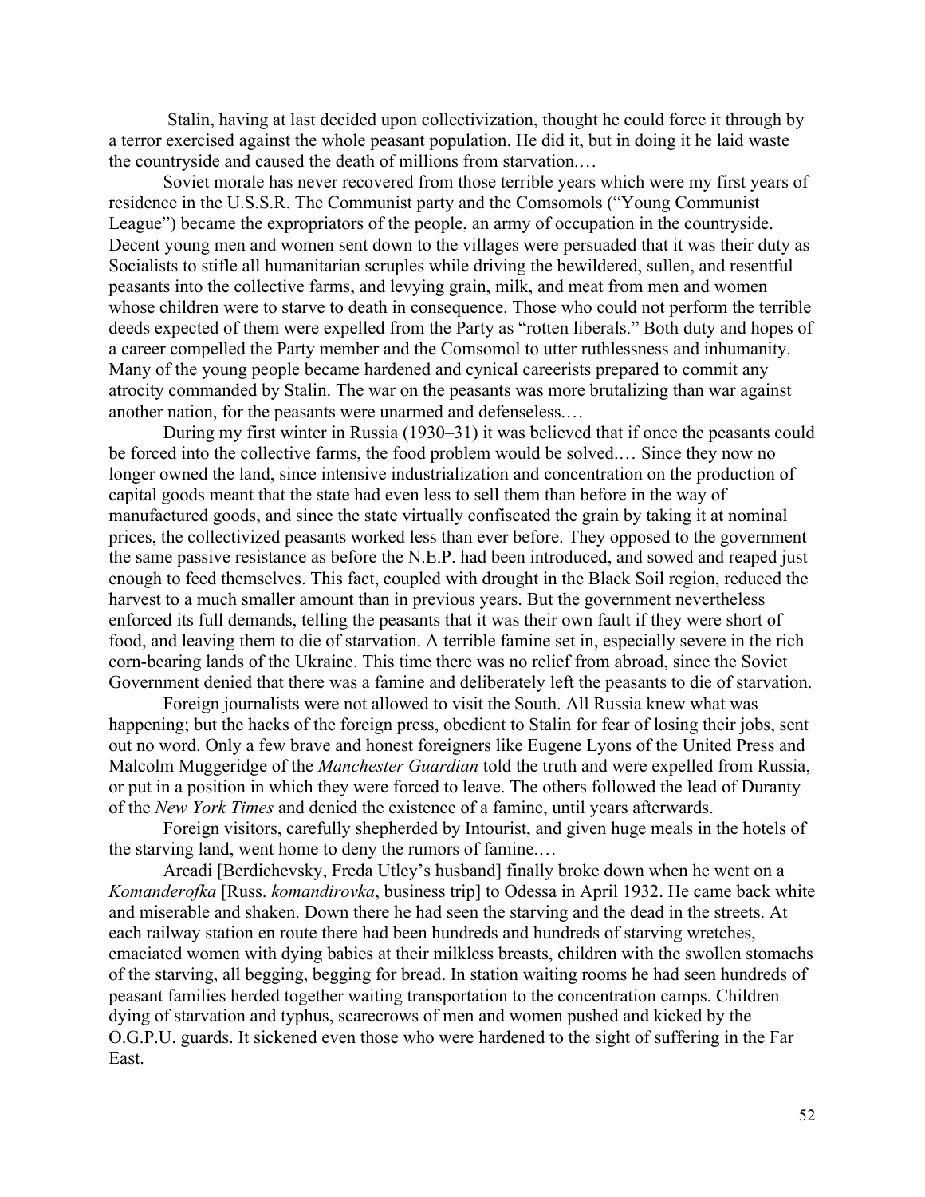Stalin, having at last decided upon collectivization, thought he could force it through by a terror exercised against the whole peasant population. He did it, but in doing it he laid waste the countryside and caused the death of millions from starvation.…

Soviet morale has never recovered from those terrible years which were my first years of residence in the U.S.S.R. The Communist party and the Comsomols ("Young Communist League") became the expropriators of the people, an army of occupation in the countryside. Decent young men and women sent down to the villages were persuaded that it was their duty as Socialists to stifle all humanitarian scruples while driving the bewildered, sullen, and resentful peasants into the collective farms, and levying grain, milk, and meat from men and women whose children were to starve to death in consequence. Those who could not perform the terrible deeds expected of them were expelled from the Party as "rotten liberals." Both duty and hopes of a career compelled the Party member and the Comsomol to utter ruthlessness and inhumanity. Many of the young people became hardened and cynical careerists prepared to commit any atrocity commanded by Stalin. The war on the peasants was more brutalizing than war against another nation, for the peasants were unarmed and defenseless.…

During my first winter in Russia (1930–31) it was believed that if once the peasants could be forced into the collective farms, the food problem would be solved.… Since they now no longer owned the land, since intensive industrialization and concentration on the production of capital goods meant that the state had even less to sell them than before in the way of manufactured goods, and since the state virtually confiscated the grain by taking it at nominal prices, the collectivized peasants worked less than ever before. They opposed to the government the same passive resistance as before the N.E.P. had been introduced, and sowed and reaped just enough to feed themselves. This fact, coupled with drought in the Black Soil region, reduced the harvest to a much smaller amount than in previous years. But the government nevertheless enforced its full demands, telling the peasants that it was their own fault if they were short of food, and leaving them to die of starvation. A terrible famine set in, especially severe in the rich corn-bearing lands of the Ukraine. This time there was no relief from abroad, since the Soviet Government denied that there was a famine and deliberately left the peasants to die of starvation.

Foreign journalists were not allowed to visit the South. All Russia knew what was happening; but the hacks of the foreign press, obedient to Stalin for fear of losing their jobs, sent out no word. Only a few brave and honest foreigners like Eugene Lyons of the United Press and Malcolm Muggeridge of the *Manchester Guardian* told the truth and were expelled from Russia, or put in a position in which they were forced to leave. The others followed the lead of Duranty of the *New York Times* and denied the existence of a famine, until years afterwards.

Foreign visitors, carefully shepherded by Intourist, and given huge meals in the hotels of the starving land, went home to deny the rumors of famine.…

Arcadi [Berdichevsky, Freda Utley's husband] finally broke down when he went on a *Komanderofka* [Russ. *komandirovka*, business trip] to Odessa in April 1932. He came back white and miserable and shaken. Down there he had seen the starving and the dead in the streets. At each railway station en route there had been hundreds and hundreds of starving wretches, emaciated women with dying babies at their milkless breasts, children with the swollen stomachs of the starving, all begging, begging for bread. In station waiting rooms he had seen hundreds of peasant families herded together waiting transportation to the concentration camps. Children dying of starvation and typhus, scarecrows of men and women pushed and kicked by the O.G.P.U. guards. It sickened even those who were hardened to the sight of suffering in the Far East.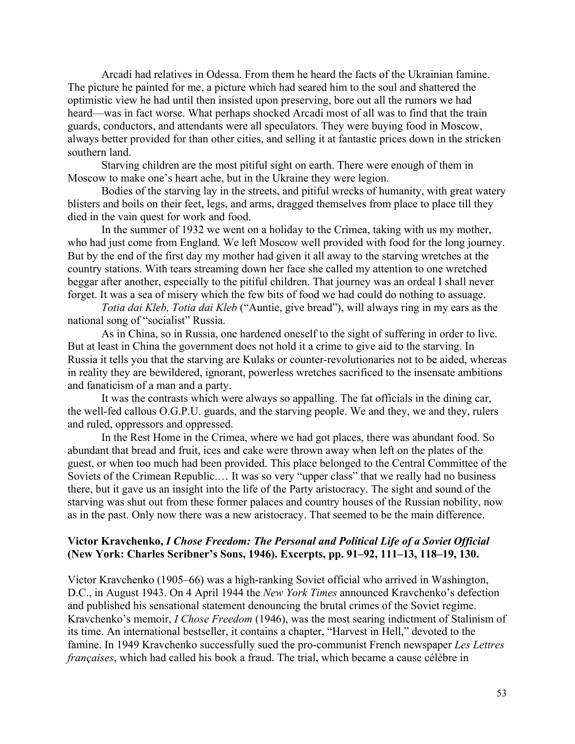Arcadi had relatives in Odessa. From them he heard the facts of the Ukrainian famine. The picture he painted for me, a picture which had seared him to the soul and shattered the optimistic view he had until then insisted upon preserving, bore out all the rumors we had heard—was in fact worse. What perhaps shocked Arcadi most of all was to find that the train guards, conductors, and attendants were all speculators. They were buying food in Moscow, always better provided for than other cities, and selling it at fantastic prices down in the stricken southern land.

Starving children are the most pitiful sight on earth. There were enough of them in Moscow to make one's heart ache, but in the Ukraine they were legion.

Bodies of the starving lay in the streets, and pitiful wrecks of humanity, with great watery blisters and boils on their feet, legs, and arms, dragged themselves from place to place till they died in the vain quest for work and food.

In the summer of 1932 we went on a holiday to the Crimea, taking with us my mother, who had just come from England. We left Moscow well provided with food for the long journey. But by the end of the first day my mother had given it all away to the starving wretches at the country stations. With tears streaming down her face she called my attention to one wretched beggar after another, especially to the pitiful children. That journey was an ordeal I shall never forget. It was a sea of misery which the few bits of food we had could do nothing to assuage.

*Totia dai Kleb, Totia dai Kleb* ("Auntie, give bread"), will always ring in my ears as the national song of "socialist" Russia.

As in China, so in Russia, one hardened oneself to the sight of suffering in order to live. But at least in China the government does not hold it a crime to give aid to the starving. In Russia it tells you that the starving are Kulaks or counter-revolutionaries not to be aided, whereas in reality they are bewildered, ignorant, powerless wretches sacrificed to the insensate ambitions and fanaticism of a man and a party.

It was the contrasts which were always so appalling. The fat officials in the dining car, the well-fed callous O.G.P.U. guards, and the starving people. We and they, we and they, rulers and ruled, oppressors and oppressed.

In the Rest Home in the Crimea, where we had got places, there was abundant food. So abundant that bread and fruit, ices and cake were thrown away when left on the plates of the guest, or when too much had been provided. This place belonged to the Central Committee of the Soviets of the Crimean Republic.… It was so very "upper class" that we really had no business there, but it gave us an insight into the life of the Party aristocracy. The sight and sound of the starving was shut out from these former palaces and country houses of the Russian nobility, now as in the past. Only now there was a new aristocracy. That seemed to be the main difference.

**Victor Kravchenko, *I Chose Freedom: The Personal and Political Life of a Soviet Official* (New York: Charles Scribner's Sons, 1946). Excerpts, pp. 91–92, 111–13, 118–19, 130.**

Victor Kravchenko (1905–66) was a high-ranking Soviet official who arrived in Washington, D.C., in August 1943. On 4 April 1944 the *New York Times* announced Kravchenko's defection and published his sensational statement denouncing the brutal crimes of the Soviet regime. Kravchenko's memoir, *I Chose Freedom* (1946), was the most searing indictment of Stalinism of its time. An international bestseller, it contains a chapter, "Harvest in Hell," devoted to the famine. In 1949 Kravchenko successfully sued the pro-communist French newspaper *Les Lettres françaises*, which had called his book a fraud. The trial, which became a cause célèbre in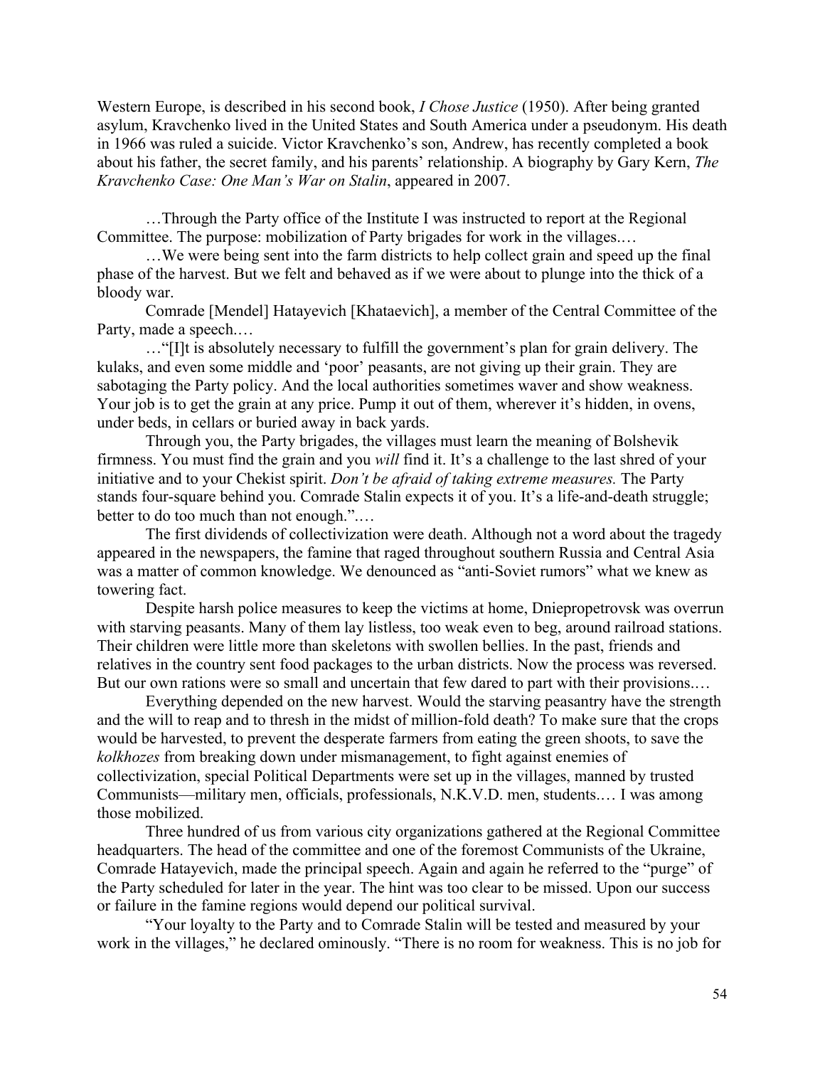Western Europe, is described in his second book, *I Chose Justice* (1950). After being granted asylum, Kravchenko lived in the United States and South America under a pseudonym. His death in 1966 was ruled a suicide. Victor Kravchenko's son, Andrew, has recently completed a book about his father, the secret family, and his parents' relationship. A biography by Gary Kern, *The Kravchenko Case: One Man's War on Stalin*, appeared in 2007.

…Through the Party office of the Institute I was instructed to report at the Regional Committee. The purpose: mobilization of Party brigades for work in the villages.…

…We were being sent into the farm districts to help collect grain and speed up the final phase of the harvest. But we felt and behaved as if we were about to plunge into the thick of a bloody war.

Comrade [Mendel] Hatayevich [Khataevich], a member of the Central Committee of the Party, made a speech.…

…"[I]t is absolutely necessary to fulfill the government's plan for grain delivery. The kulaks, and even some middle and 'poor' peasants, are not giving up their grain. They are sabotaging the Party policy. And the local authorities sometimes waver and show weakness. Your job is to get the grain at any price. Pump it out of them, wherever it's hidden, in ovens, under beds, in cellars or buried away in back yards.

Through you, the Party brigades, the villages must learn the meaning of Bolshevik firmness. You must find the grain and you *will* find it. It's a challenge to the last shred of your initiative and to your Chekist spirit. *Don't be afraid of taking extreme measures.* The Party stands four-square behind you. Comrade Stalin expects it of you. It's a life-and-death struggle; better to do too much than not enough.".…

The first dividends of collectivization were death. Although not a word about the tragedy appeared in the newspapers, the famine that raged throughout southern Russia and Central Asia was a matter of common knowledge. We denounced as "anti-Soviet rumors" what we knew as towering fact.

Despite harsh police measures to keep the victims at home, Dniepropetrovsk was overrun with starving peasants. Many of them lay listless, too weak even to beg, around railroad stations. Their children were little more than skeletons with swollen bellies. In the past, friends and relatives in the country sent food packages to the urban districts. Now the process was reversed. But our own rations were so small and uncertain that few dared to part with their provisions.…

Everything depended on the new harvest. Would the starving peasantry have the strength and the will to reap and to thresh in the midst of million-fold death? To make sure that the crops would be harvested, to prevent the desperate farmers from eating the green shoots, to save the *kolkhozes* from breaking down under mismanagement, to fight against enemies of collectivization, special Political Departments were set up in the villages, manned by trusted Communists—military men, officials, professionals, N.K.V.D. men, students.… I was among those mobilized.

Three hundred of us from various city organizations gathered at the Regional Committee headquarters. The head of the committee and one of the foremost Communists of the Ukraine, Comrade Hatayevich, made the principal speech. Again and again he referred to the "purge" of the Party scheduled for later in the year. The hint was too clear to be missed. Upon our success or failure in the famine regions would depend our political survival.

"Your loyalty to the Party and to Comrade Stalin will be tested and measured by your work in the villages," he declared ominously. "There is no room for weakness. This is no job for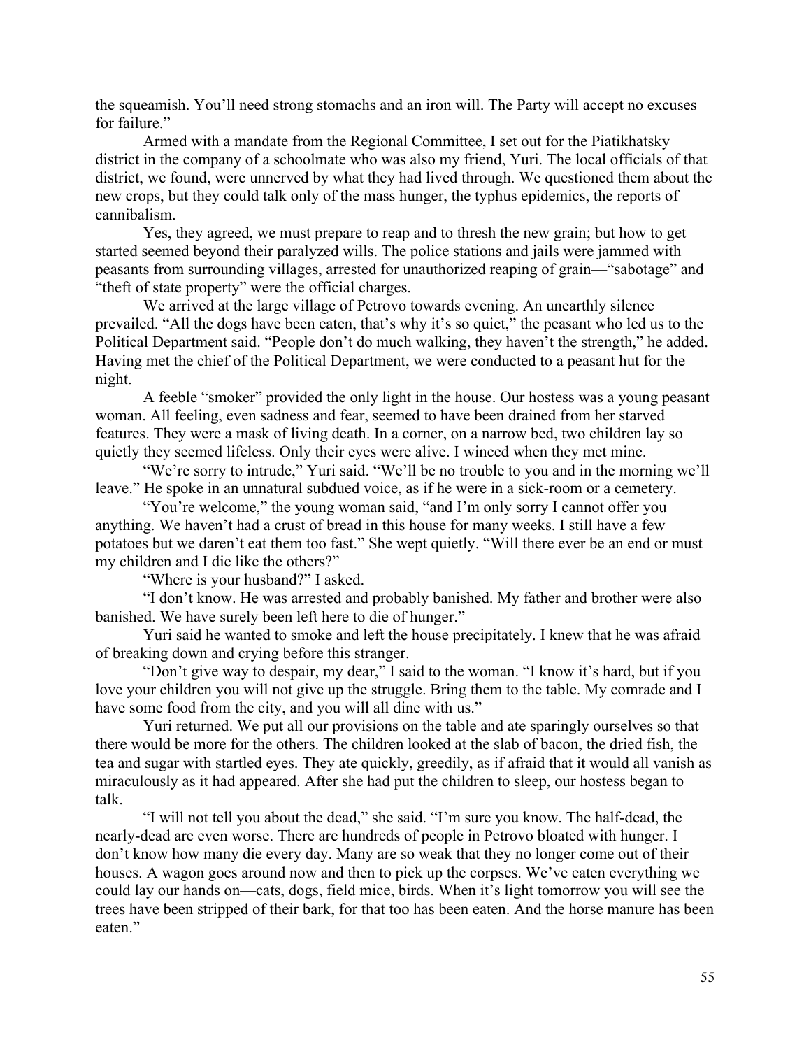the squeamish. You'll need strong stomachs and an iron will. The Party will accept no excuses for failure."

Armed with a mandate from the Regional Committee, I set out for the Piatikhatsky district in the company of a schoolmate who was also my friend, Yuri. The local officials of that district, we found, were unnerved by what they had lived through. We questioned them about the new crops, but they could talk only of the mass hunger, the typhus epidemics, the reports of cannibalism.

Yes, they agreed, we must prepare to reap and to thresh the new grain; but how to get started seemed beyond their paralyzed wills. The police stations and jails were jammed with peasants from surrounding villages, arrested for unauthorized reaping of grain—"sabotage" and "theft of state property" were the official charges.

We arrived at the large village of Petrovo towards evening. An unearthly silence prevailed. "All the dogs have been eaten, that's why it's so quiet," the peasant who led us to the Political Department said. "People don't do much walking, they haven't the strength," he added. Having met the chief of the Political Department, we were conducted to a peasant hut for the night.

A feeble "smoker" provided the only light in the house. Our hostess was a young peasant woman. All feeling, even sadness and fear, seemed to have been drained from her starved features. They were a mask of living death. In a corner, on a narrow bed, two children lay so quietly they seemed lifeless. Only their eyes were alive. I winced when they met mine.

"We're sorry to intrude," Yuri said. "We'll be no trouble to you and in the morning we'll leave." He spoke in an unnatural subdued voice, as if he were in a sick-room or a cemetery.

"You're welcome," the young woman said, "and I'm only sorry I cannot offer you anything. We haven't had a crust of bread in this house for many weeks. I still have a few potatoes but we daren't eat them too fast." She wept quietly. "Will there ever be an end or must my children and I die like the others?"

"Where is your husband?" I asked.

"I don't know. He was arrested and probably banished. My father and brother were also banished. We have surely been left here to die of hunger."

Yuri said he wanted to smoke and left the house precipitately. I knew that he was afraid of breaking down and crying before this stranger.

"Don't give way to despair, my dear," I said to the woman. "I know it's hard, but if you love your children you will not give up the struggle. Bring them to the table. My comrade and I have some food from the city, and you will all dine with us."

Yuri returned. We put all our provisions on the table and ate sparingly ourselves so that there would be more for the others. The children looked at the slab of bacon, the dried fish, the tea and sugar with startled eyes. They ate quickly, greedily, as if afraid that it would all vanish as miraculously as it had appeared. After she had put the children to sleep, our hostess began to talk.

"I will not tell you about the dead," she said. "I'm sure you know. The half-dead, the nearly-dead are even worse. There are hundreds of people in Petrovo bloated with hunger. I don't know how many die every day. Many are so weak that they no longer come out of their houses. A wagon goes around now and then to pick up the corpses. We've eaten everything we could lay our hands on—cats, dogs, field mice, birds. When it's light tomorrow you will see the trees have been stripped of their bark, for that too has been eaten. And the horse manure has been eaten."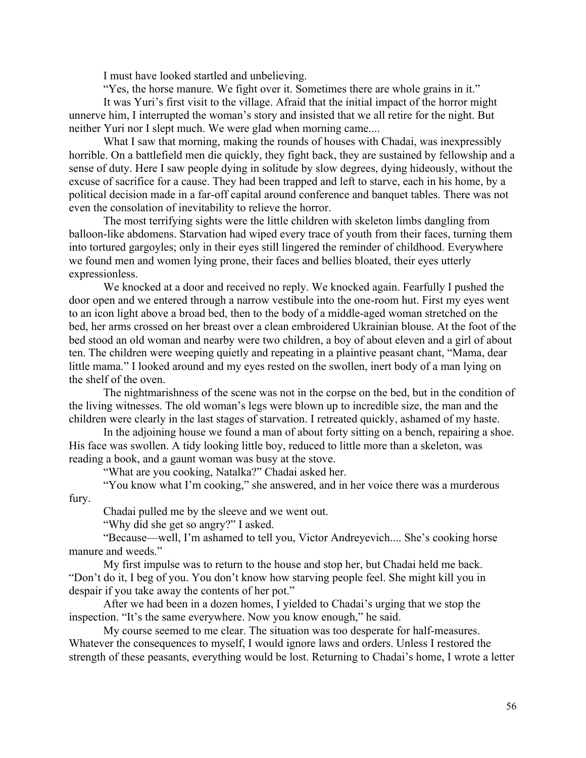I must have looked startled and unbelieving.

"Yes, the horse manure. We fight over it. Sometimes there are whole grains in it."

It was Yuri's first visit to the village. Afraid that the initial impact of the horror might unnerve him, I interrupted the woman's story and insisted that we all retire for the night. But neither Yuri nor I slept much. We were glad when morning came....

What I saw that morning, making the rounds of houses with Chadai, was inexpressibly horrible. On a battlefield men die quickly, they fight back, they are sustained by fellowship and a sense of duty. Here I saw people dying in solitude by slow degrees, dying hideously, without the excuse of sacrifice for a cause. They had been trapped and left to starve, each in his home, by a political decision made in a far-off capital around conference and banquet tables. There was not even the consolation of inevitability to relieve the horror.

The most terrifying sights were the little children with skeleton limbs dangling from balloon-like abdomens. Starvation had wiped every trace of youth from their faces, turning them into tortured gargoyles; only in their eyes still lingered the reminder of childhood. Everywhere we found men and women lying prone, their faces and bellies bloated, their eyes utterly expressionless.

We knocked at a door and received no reply. We knocked again. Fearfully I pushed the door open and we entered through a narrow vestibule into the one-room hut. First my eyes went to an icon light above a broad bed, then to the body of a middle-aged woman stretched on the bed, her arms crossed on her breast over a clean embroidered Ukrainian blouse. At the foot of the bed stood an old woman and nearby were two children, a boy of about eleven and a girl of about ten. The children were weeping quietly and repeating in a plaintive peasant chant, "Mama, dear little mama." I looked around and my eyes rested on the swollen, inert body of a man lying on the shelf of the oven.

The nightmarishness of the scene was not in the corpse on the bed, but in the condition of the living witnesses. The old woman's legs were blown up to incredible size, the man and the children were clearly in the last stages of starvation. I retreated quickly, ashamed of my haste.

In the adjoining house we found a man of about forty sitting on a bench, repairing a shoe. His face was swollen. A tidy looking little boy, reduced to little more than a skeleton, was reading a book, and a gaunt woman was busy at the stove.

"What are you cooking, Natalka?" Chadai asked her.

"You know what I'm cooking," she answered, and in her voice there was a murderous fury.

Chadai pulled me by the sleeve and we went out.

"Why did she get so angry?" I asked.

"Because—well, I'm ashamed to tell you, Victor Andreyevich.... She's cooking horse manure and weeds."

My first impulse was to return to the house and stop her, but Chadai held me back. "Don't do it, I beg of you. You don't know how starving people feel. She might kill you in despair if you take away the contents of her pot."

After we had been in a dozen homes, I yielded to Chadai's urging that we stop the inspection. "It's the same everywhere. Now you know enough," he said.

My course seemed to me clear. The situation was too desperate for half-measures. Whatever the consequences to myself, I would ignore laws and orders. Unless I restored the strength of these peasants, everything would be lost. Returning to Chadai's home, I wrote a letter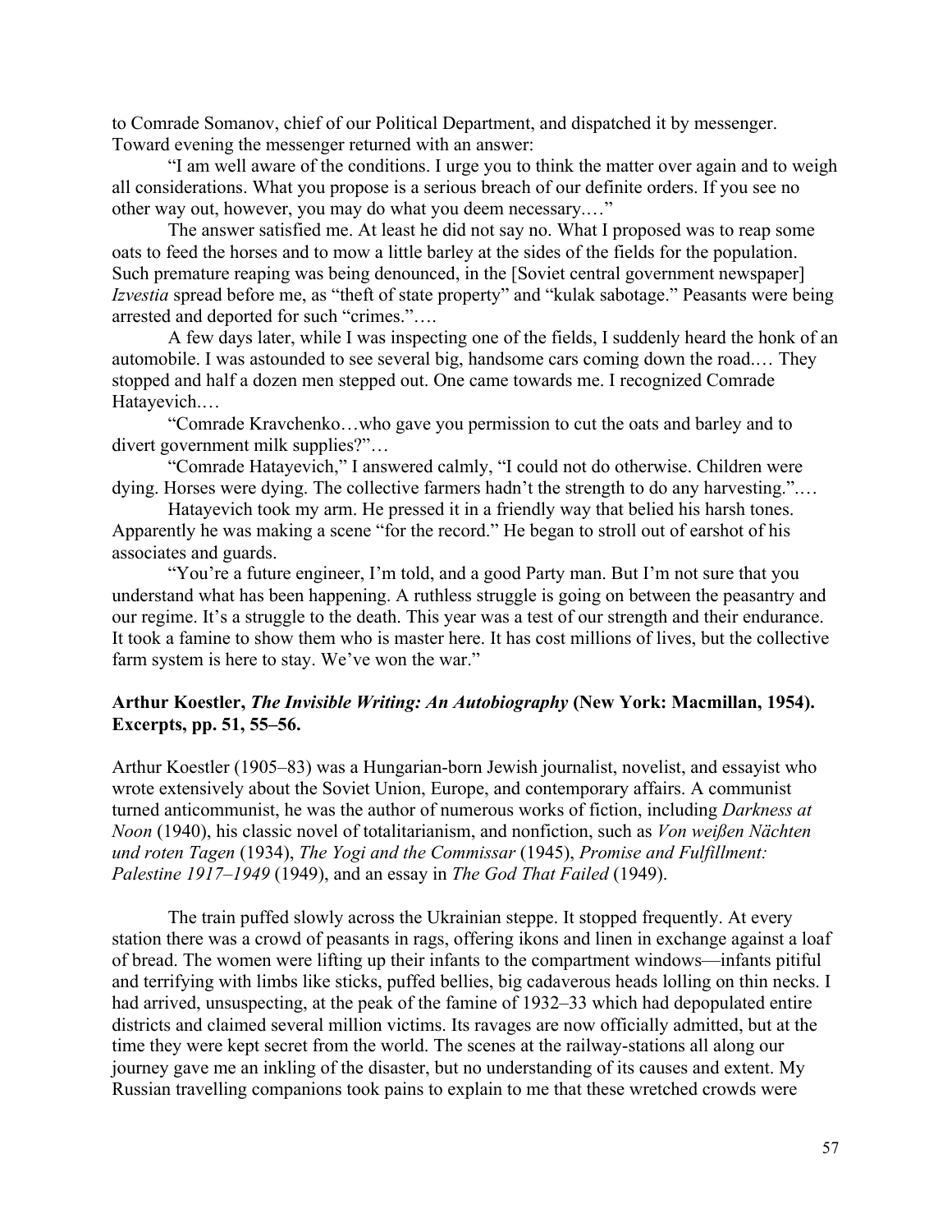to Comrade Somanov, chief of our Political Department, and dispatched it by messenger. Toward evening the messenger returned with an answer:

"I am well aware of the conditions. I urge you to think the matter over again and to weigh all considerations. What you propose is a serious breach of our definite orders. If you see no other way out, however, you may do what you deem necessary.…"

The answer satisfied me. At least he did not say no. What I proposed was to reap some oats to feed the horses and to mow a little barley at the sides of the fields for the population. Such premature reaping was being denounced, in the [Soviet central government newspaper] *Izvestia* spread before me, as "theft of state property" and "kulak sabotage." Peasants were being arrested and deported for such "crimes."….

A few days later, while I was inspecting one of the fields, I suddenly heard the honk of an automobile. I was astounded to see several big, handsome cars coming down the road.… They stopped and half a dozen men stepped out. One came towards me. I recognized Comrade Hatayevich.…

"Comrade Kravchenko…who gave you permission to cut the oats and barley and to divert government milk supplies?"…

"Comrade Hatayevich," I answered calmly, "I could not do otherwise. Children were dying. Horses were dying. The collective farmers hadn't the strength to do any harvesting.".…

Hatayevich took my arm. He pressed it in a friendly way that belied his harsh tones. Apparently he was making a scene "for the record." He began to stroll out of earshot of his associates and guards.

"You're a future engineer, I'm told, and a good Party man. But I'm not sure that you understand what has been happening. A ruthless struggle is going on between the peasantry and our regime. It's a struggle to the death. This year was a test of our strength and their endurance. It took a famine to show them who is master here. It has cost millions of lives, but the collective farm system is here to stay. We've won the war."

**Arthur Koestler, *The Invisible Writing: An Autobiography* (New York: Macmillan, 1954). Excerpts, pp. 51, 55–56.**

Arthur Koestler (1905–83) was a Hungarian-born Jewish journalist, novelist, and essayist who wrote extensively about the Soviet Union, Europe, and contemporary affairs. A communist turned anticommunist, he was the author of numerous works of fiction, including *Darkness at Noon* (1940), his classic novel of totalitarianism, and nonfiction, such as *Von weißen Nächten und roten Tagen* (1934), *The Yogi and the Commissar* (1945), *Promise and Fulfillment: Palestine 1917–1949* (1949), and an essay in *The God That Failed* (1949).

The train puffed slowly across the Ukrainian steppe. It stopped frequently. At every station there was a crowd of peasants in rags, offering ikons and linen in exchange against a loaf of bread. The women were lifting up their infants to the compartment windows—infants pitiful and terrifying with limbs like sticks, puffed bellies, big cadaverous heads lolling on thin necks. I had arrived, unsuspecting, at the peak of the famine of 1932–33 which had depopulated entire districts and claimed several million victims. Its ravages are now officially admitted, but at the time they were kept secret from the world. The scenes at the railway-stations all along our journey gave me an inkling of the disaster, but no understanding of its causes and extent. My Russian travelling companions took pains to explain to me that these wretched crowds were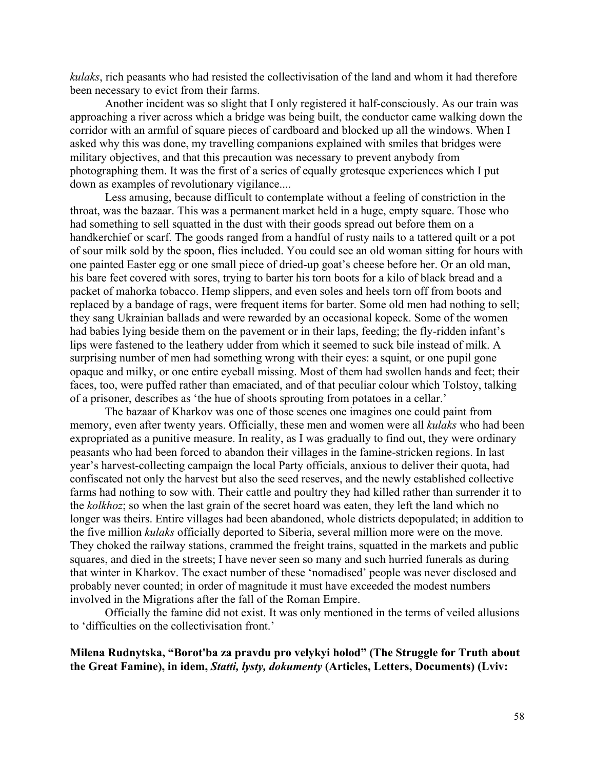*kulaks*, rich peasants who had resisted the collectivisation of the land and whom it had therefore been necessary to evict from their farms.

Another incident was so slight that I only registered it half-consciously. As our train was approaching a river across which a bridge was being built, the conductor came walking down the corridor with an armful of square pieces of cardboard and blocked up all the windows. When I asked why this was done, my travelling companions explained with smiles that bridges were military objectives, and that this precaution was necessary to prevent anybody from photographing them. It was the first of a series of equally grotesque experiences which I put down as examples of revolutionary vigilance....

Less amusing, because difficult to contemplate without a feeling of constriction in the throat, was the bazaar. This was a permanent market held in a huge, empty square. Those who had something to sell squatted in the dust with their goods spread out before them on a handkerchief or scarf. The goods ranged from a handful of rusty nails to a tattered quilt or a pot of sour milk sold by the spoon, flies included. You could see an old woman sitting for hours with one painted Easter egg or one small piece of dried-up goat's cheese before her. Or an old man, his bare feet covered with sores, trying to barter his torn boots for a kilo of black bread and a packet of mahorka tobacco. Hemp slippers, and even soles and heels torn off from boots and replaced by a bandage of rags, were frequent items for barter. Some old men had nothing to sell; they sang Ukrainian ballads and were rewarded by an occasional kopeck. Some of the women had babies lying beside them on the pavement or in their laps, feeding; the fly-ridden infant's lips were fastened to the leathery udder from which it seemed to suck bile instead of milk. A surprising number of men had something wrong with their eyes: a squint, or one pupil gone opaque and milky, or one entire eyeball missing. Most of them had swollen hands and feet; their faces, too, were puffed rather than emaciated, and of that peculiar colour which Tolstoy, talking of a prisoner, describes as 'the hue of shoots sprouting from potatoes in a cellar.'

The bazaar of Kharkov was one of those scenes one imagines one could paint from memory, even after twenty years. Officially, these men and women were all *kulaks* who had been expropriated as a punitive measure. In reality, as I was gradually to find out, they were ordinary peasants who had been forced to abandon their villages in the famine-stricken regions. In last year's harvest-collecting campaign the local Party officials, anxious to deliver their quota, had confiscated not only the harvest but also the seed reserves, and the newly established collective farms had nothing to sow with. Their cattle and poultry they had killed rather than surrender it to the *kolkhoz*; so when the last grain of the secret hoard was eaten, they left the land which no longer was theirs. Entire villages had been abandoned, whole districts depopulated; in addition to the five million *kulaks* officially deported to Siberia, several million more were on the move. They choked the railway stations, crammed the freight trains, squatted in the markets and public squares, and died in the streets; I have never seen so many and such hurried funerals as during that winter in Kharkov. The exact number of these 'nomadised' people was never disclosed and probably never counted; in order of magnitude it must have exceeded the modest numbers involved in the Migrations after the fall of the Roman Empire.

Officially the famine did not exist. It was only mentioned in the terms of veiled allusions to 'difficulties on the collectivisation front.'

**Milena Rudnytska, "Borot'ba za pravdu pro velykyi holod" (The Struggle for Truth about the Great Famine), in idem, *Statti, lysty, dokumenty* (Articles, Letters, Documents) (Lviv:**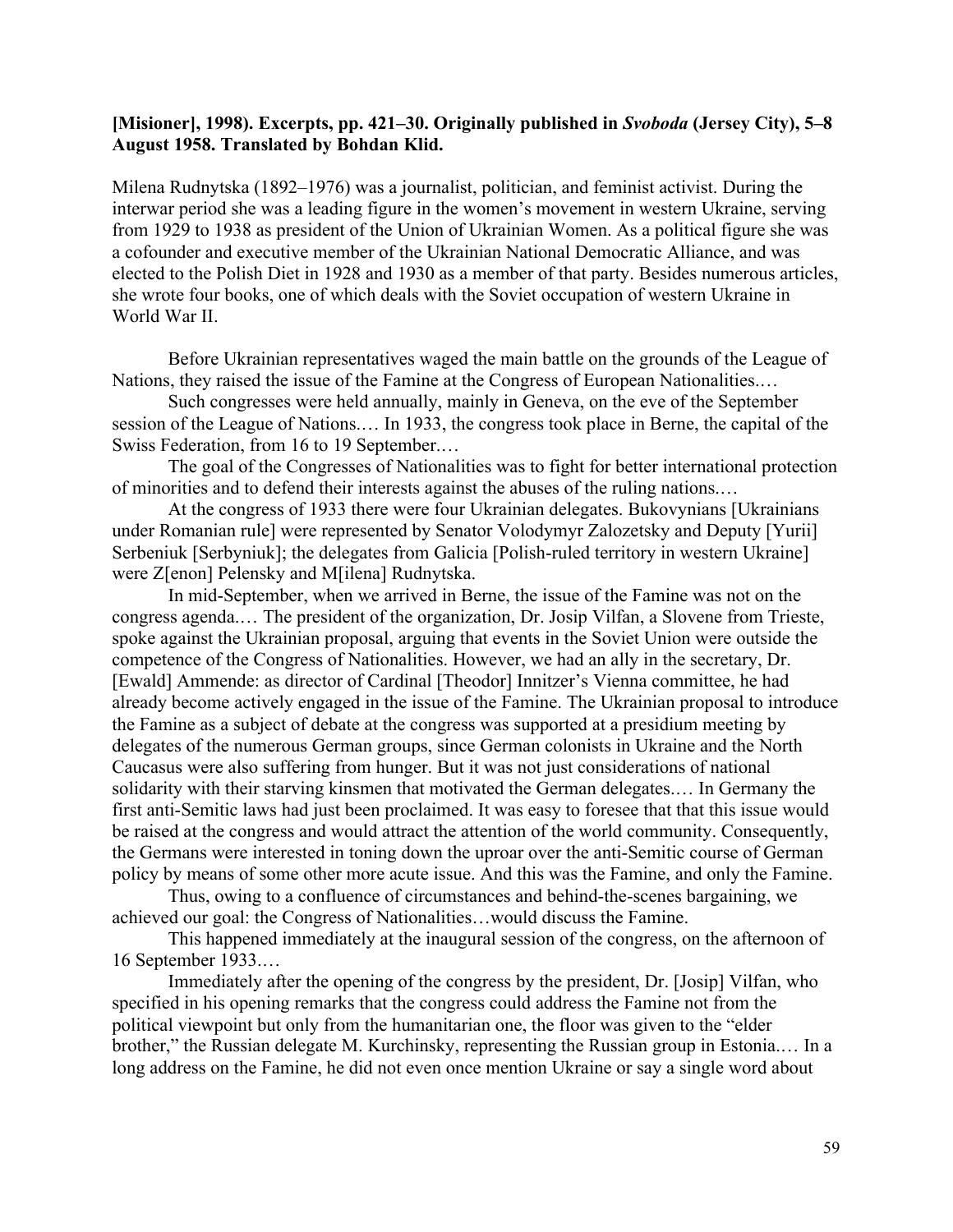**[Misioner], 1998). Excerpts, pp. 421–30. Originally published in *Svoboda* (Jersey City), 5–8 August 1958. Translated by Bohdan Klid.**

Milena Rudnytska (1892–1976) was a journalist, politician, and feminist activist. During the interwar period she was a leading figure in the women's movement in western Ukraine, serving from 1929 to 1938 as president of the Union of Ukrainian Women. As a political figure she was a cofounder and executive member of the Ukrainian National Democratic Alliance, and was elected to the Polish Diet in 1928 and 1930 as a member of that party. Besides numerous articles, she wrote four books, one of which deals with the Soviet occupation of western Ukraine in World War II.

Before Ukrainian representatives waged the main battle on the grounds of the League of Nations, they raised the issue of the Famine at the Congress of European Nationalities.…

Such congresses were held annually, mainly in Geneva, on the eve of the September session of the League of Nations.… In 1933, the congress took place in Berne, the capital of the Swiss Federation, from 16 to 19 September.…

The goal of the Congresses of Nationalities was to fight for better international protection of minorities and to defend their interests against the abuses of the ruling nations.…

At the congress of 1933 there were four Ukrainian delegates. Bukovynians [Ukrainians under Romanian rule] were represented by Senator Volodymyr Zalozetsky and Deputy [Yurii] Serbeniuk [Serbyniuk]; the delegates from Galicia [Polish-ruled territory in western Ukraine] were Z[enon] Pelensky and M[ilena] Rudnytska.

In mid-September, when we arrived in Berne, the issue of the Famine was not on the congress agenda.… The president of the organization, Dr. Josip Vilfan, a Slovene from Trieste, spoke against the Ukrainian proposal, arguing that events in the Soviet Union were outside the competence of the Congress of Nationalities. However, we had an ally in the secretary, Dr. [Ewald] Ammende: as director of Cardinal [Theodor] Innitzer's Vienna committee, he had already become actively engaged in the issue of the Famine. The Ukrainian proposal to introduce the Famine as a subject of debate at the congress was supported at a presidium meeting by delegates of the numerous German groups, since German colonists in Ukraine and the North Caucasus were also suffering from hunger. But it was not just considerations of national solidarity with their starving kinsmen that motivated the German delegates.… In Germany the first anti-Semitic laws had just been proclaimed. It was easy to foresee that this issue would be raised at the congress and would attract the attention of the world community. Consequently, the Germans were interested in toning down the uproar over the anti-Semitic course of German policy by means of some other more acute issue. And this was the Famine, and only the Famine.

Thus, owing to a confluence of circumstances and behind-the-scenes bargaining, we achieved our goal: the Congress of Nationalities…would discuss the Famine.

This happened immediately at the inaugural session of the congress, on the afternoon of 16 September 1933.…

Immediately after the opening of the congress by the president, Dr. [Josip] Vilfan, who specified in his opening remarks that the congress could address the Famine not from the political viewpoint but only from the humanitarian one, the floor was given to the "elder brother," the Russian delegate M. Kurchinsky, representing the Russian group in Estonia.… In a long address on the Famine, he did not even once mention Ukraine or say a single word about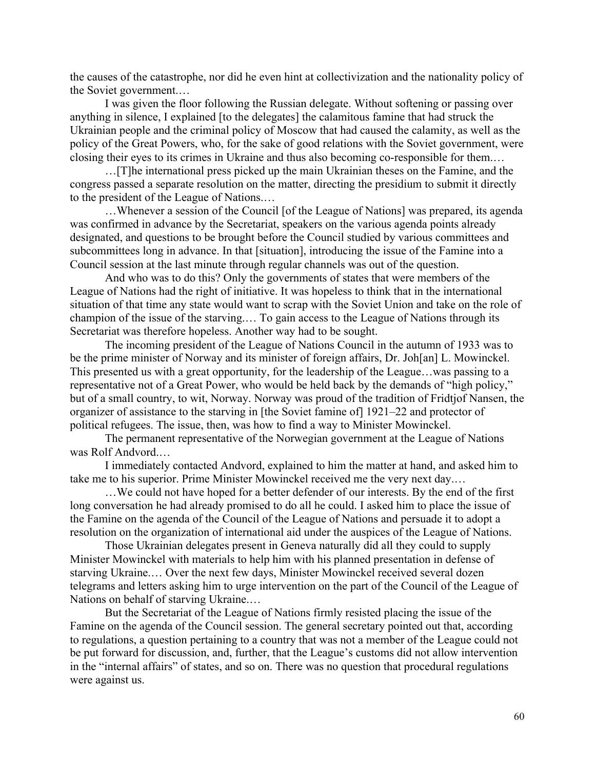the causes of the catastrophe, nor did he even hint at collectivization and the nationality policy of the Soviet government.…

I was given the floor following the Russian delegate. Without softening or passing over anything in silence, I explained [to the delegates] the calamitous famine that had struck the Ukrainian people and the criminal policy of Moscow that had caused the calamity, as well as the policy of the Great Powers, who, for the sake of good relations with the Soviet government, were closing their eyes to its crimes in Ukraine and thus also becoming co-responsible for them.…

…[T]he international press picked up the main Ukrainian theses on the Famine, and the congress passed a separate resolution on the matter, directing the presidium to submit it directly to the president of the League of Nations.…

…Whenever a session of the Council [of the League of Nations] was prepared, its agenda was confirmed in advance by the Secretariat, speakers on the various agenda points already designated, and questions to be brought before the Council studied by various committees and subcommittees long in advance. In that [situation], introducing the issue of the Famine into a Council session at the last minute through regular channels was out of the question.

And who was to do this? Only the governments of states that were members of the League of Nations had the right of initiative. It was hopeless to think that in the international situation of that time any state would want to scrap with the Soviet Union and take on the role of champion of the issue of the starving.… To gain access to the League of Nations through its Secretariat was therefore hopeless. Another way had to be sought.

The incoming president of the League of Nations Council in the autumn of 1933 was to be the prime minister of Norway and its minister of foreign affairs, Dr. Joh[an] L. Mowinckel. This presented us with a great opportunity, for the leadership of the League…was passing to a representative not of a Great Power, who would be held back by the demands of "high policy," but of a small country, to wit, Norway. Norway was proud of the tradition of Fridtjof Nansen, the organizer of assistance to the starving in [the Soviet famine of] 1921–22 and protector of political refugees. The issue, then, was how to find a way to Minister Mowinckel.

The permanent representative of the Norwegian government at the League of Nations was Rolf Andvord.…

I immediately contacted Andvord, explained to him the matter at hand, and asked him to take me to his superior. Prime Minister Mowinckel received me the very next day.…

…We could not have hoped for a better defender of our interests. By the end of the first long conversation he had already promised to do all he could. I asked him to place the issue of the Famine on the agenda of the Council of the League of Nations and persuade it to adopt a resolution on the organization of international aid under the auspices of the League of Nations.

Those Ukrainian delegates present in Geneva naturally did all they could to supply Minister Mowinckel with materials to help him with his planned presentation in defense of starving Ukraine.… Over the next few days, Minister Mowinckel received several dozen telegrams and letters asking him to urge intervention on the part of the Council of the League of Nations on behalf of starving Ukraine.…

But the Secretariat of the League of Nations firmly resisted placing the issue of the Famine on the agenda of the Council session. The general secretary pointed out that, according to regulations, a question pertaining to a country that was not a member of the League could not be put forward for discussion, and, further, that the League's customs did not allow intervention in the "internal affairs" of states, and so on. There was no question that procedural regulations were against us.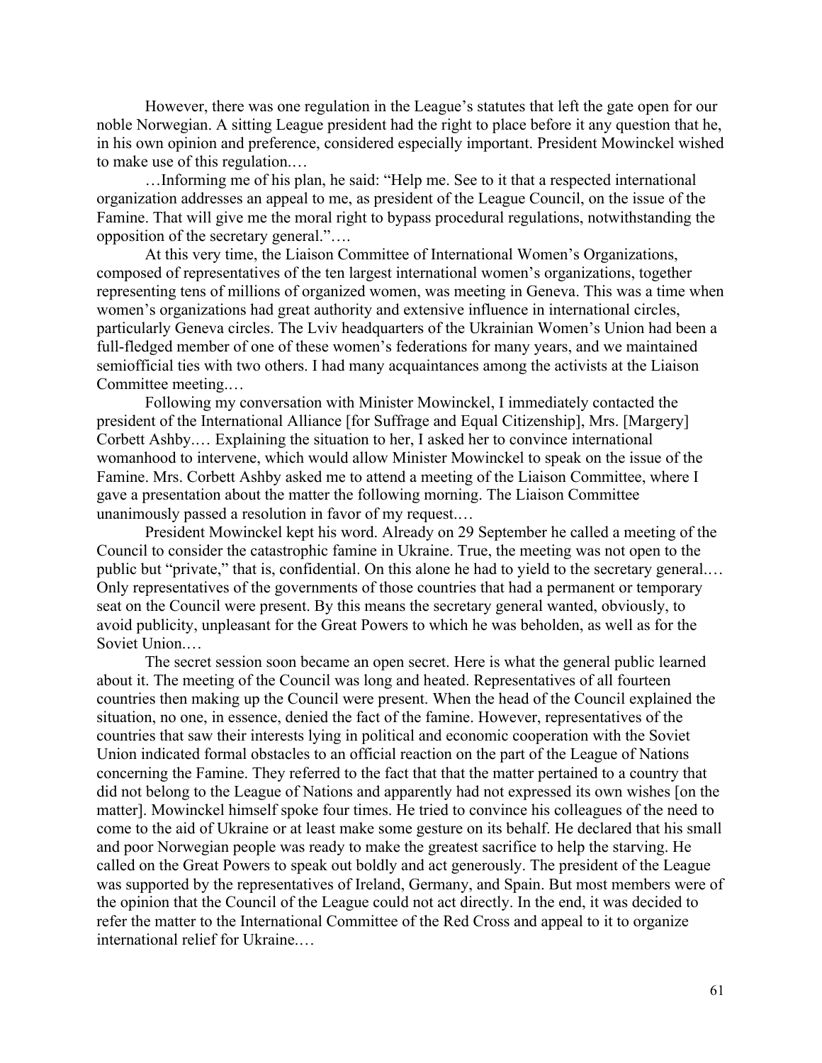However, there was one regulation in the League's statutes that left the gate open for our noble Norwegian. A sitting League president had the right to place before it any question that he, in his own opinion and preference, considered especially important. President Mowinckel wished to make use of this regulation.…

…Informing me of his plan, he said: "Help me. See to it that a respected international organization addresses an appeal to me, as president of the League Council, on the issue of the Famine. That will give me the moral right to bypass procedural regulations, notwithstanding the opposition of the secretary general."….

At this very time, the Liaison Committee of International Women's Organizations, composed of representatives of the ten largest international women's organizations, together representing tens of millions of organized women, was meeting in Geneva. This was a time when women's organizations had great authority and extensive influence in international circles, particularly Geneva circles. The Lviv headquarters of the Ukrainian Women's Union had been a full-fledged member of one of these women's federations for many years, and we maintained semiofficial ties with two others. I had many acquaintances among the activists at the Liaison Committee meeting.…

Following my conversation with Minister Mowinckel, I immediately contacted the president of the International Alliance [for Suffrage and Equal Citizenship], Mrs. [Margery] Corbett Ashby.… Explaining the situation to her, I asked her to convince international womanhood to intervene, which would allow Minister Mowinckel to speak on the issue of the Famine. Mrs. Corbett Ashby asked me to attend a meeting of the Liaison Committee, where I gave a presentation about the matter the following morning. The Liaison Committee unanimously passed a resolution in favor of my request.…

President Mowinckel kept his word. Already on 29 September he called a meeting of the Council to consider the catastrophic famine in Ukraine. True, the meeting was not open to the public but "private," that is, confidential. On this alone he had to yield to the secretary general.… Only representatives of the governments of those countries that had a permanent or temporary seat on the Council were present. By this means the secretary general wanted, obviously, to avoid publicity, unpleasant for the Great Powers to which he was beholden, as well as for the Soviet Union.…

The secret session soon became an open secret. Here is what the general public learned about it. The meeting of the Council was long and heated. Representatives of all fourteen countries then making up the Council were present. When the head of the Council explained the situation, no one, in essence, denied the fact of the famine. However, representatives of the countries that saw their interests lying in political and economic cooperation with the Soviet Union indicated formal obstacles to an official reaction on the part of the League of Nations concerning the Famine. They referred to the fact that that the matter pertained to a country that did not belong to the League of Nations and apparently had not expressed its own wishes [on the matter]. Mowinckel himself spoke four times. He tried to convince his colleagues of the need to come to the aid of Ukraine or at least make some gesture on its behalf. He declared that his small and poor Norwegian people was ready to make the greatest sacrifice to help the starving. He called on the Great Powers to speak out boldly and act generously. The president of the League was supported by the representatives of Ireland, Germany, and Spain. But most members were of the opinion that the Council of the League could not act directly. In the end, it was decided to refer the matter to the International Committee of the Red Cross and appeal to it to organize international relief for Ukraine.…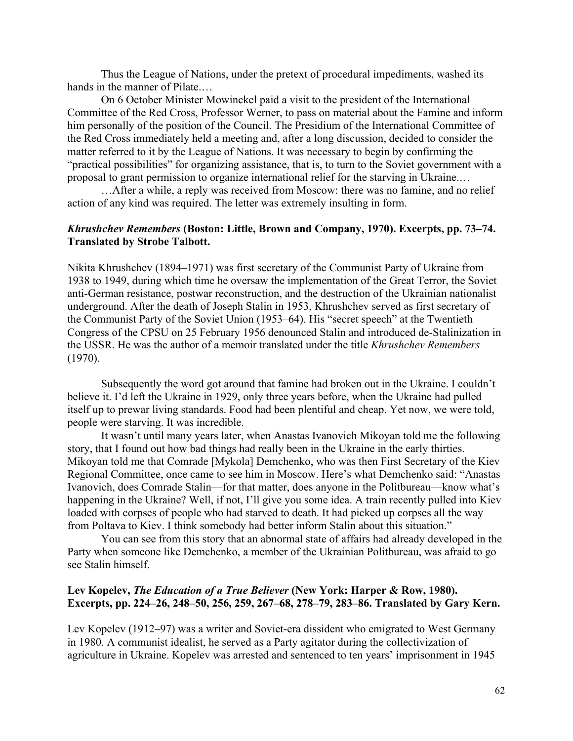Thus the League of Nations, under the pretext of procedural impediments, washed its hands in the manner of Pilate.…

On 6 October Minister Mowinckel paid a visit to the president of the International Committee of the Red Cross, Professor Werner, to pass on material about the Famine and inform him personally of the position of the Council. The Presidium of the International Committee of the Red Cross immediately held a meeting and, after a long discussion, decided to consider the matter referred to it by the League of Nations. It was necessary to begin by confirming the "practical possibilities" for organizing assistance, that is, to turn to the Soviet government with a proposal to grant permission to organize international relief for the starving in Ukraine.…

…After a while, a reply was received from Moscow: there was no famine, and no relief action of any kind was required. The letter was extremely insulting in form.

**_Khrushchev Remembers_ (Boston: Little, Brown and Company, 1970). Excerpts, pp. 73–74. Translated by Strobe Talbott.**

Nikita Khrushchev (1894–1971) was first secretary of the Communist Party of Ukraine from 1938 to 1949, during which time he oversaw the implementation of the Great Terror, the Soviet anti-German resistance, postwar reconstruction, and the destruction of the Ukrainian nationalist underground. After the death of Joseph Stalin in 1953, Khrushchev served as first secretary of the Communist Party of the Soviet Union (1953–64). His "secret speech" at the Twentieth Congress of the CPSU on 25 February 1956 denounced Stalin and introduced de-Stalinization in the USSR. He was the author of a memoir translated under the title *Khrushchev Remembers* (1970).

Subsequently the word got around that famine had broken out in the Ukraine. I couldn't believe it. I'd left the Ukraine in 1929, only three years before, when the Ukraine had pulled itself up to prewar living standards. Food had been plentiful and cheap. Yet now, we were told, people were starving. It was incredible.

It wasn't until many years later, when Anastas Ivanovich Mikoyan told me the following story, that I found out how bad things had really been in the Ukraine in the early thirties. Mikoyan told me that Comrade [Mykola] Demchenko, who was then First Secretary of the Kiev Regional Committee, once came to see him in Moscow. Here's what Demchenko said: "Anastas Ivanovich, does Comrade Stalin—for that matter, does anyone in the Politbureau—know what's happening in the Ukraine? Well, if not, I'll give you some idea. A train recently pulled into Kiev loaded with corpses of people who had starved to death. It had picked up corpses all the way from Poltava to Kiev. I think somebody had better inform Stalin about this situation."

You can see from this story that an abnormal state of affairs had already developed in the Party when someone like Demchenko, a member of the Ukrainian Politbureau, was afraid to go see Stalin himself.

**Lev Kopelev, _The Education of a True Believer_ (New York: Harper & Row, 1980). Excerpts, pp. 224–26, 248–50, 256, 259, 267–68, 278–79, 283–86. Translated by Gary Kern.**

Lev Kopelev (1912–97) was a writer and Soviet-era dissident who emigrated to West Germany in 1980. A communist idealist, he served as a Party agitator during the collectivization of agriculture in Ukraine. Kopelev was arrested and sentenced to ten years' imprisonment in 1945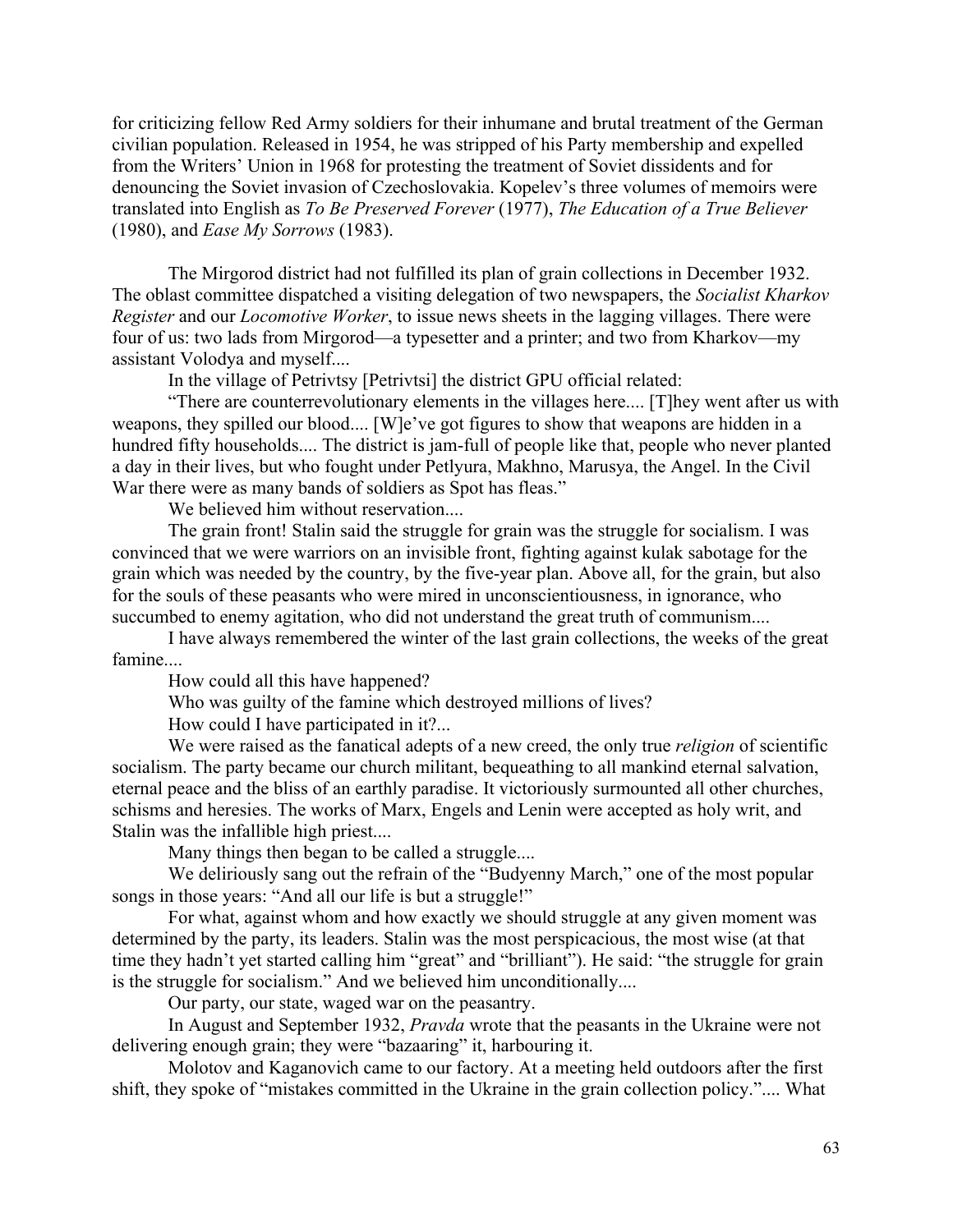for criticizing fellow Red Army soldiers for their inhumane and brutal treatment of the German civilian population. Released in 1954, he was stripped of his Party membership and expelled from the Writers' Union in 1968 for protesting the treatment of Soviet dissidents and for denouncing the Soviet invasion of Czechoslovakia. Kopelev's three volumes of memoirs were translated into English as *To Be Preserved Forever* (1977), *The Education of a True Believer* (1980), and *Ease My Sorrows* (1983).

The Mirgorod district had not fulfilled its plan of grain collections in December 1932. The oblast committee dispatched a visiting delegation of two newspapers, the *Socialist Kharkov Register* and our *Locomotive Worker*, to issue news sheets in the lagging villages. There were four of us: two lads from Mirgorod—a typesetter and a printer; and two from Kharkov—my assistant Volodya and myself....

In the village of Petrivtsy [Petrivtsi] the district GPU official related:

"There are counterrevolutionary elements in the villages here.... [T]hey went after us with weapons, they spilled our blood.... [W]e've got figures to show that weapons are hidden in a hundred fifty households.... The district is jam-full of people like that, people who never planted a day in their lives, but who fought under Petlyura, Makhno, Marusya, the Angel. In the Civil War there were as many bands of soldiers as Spot has fleas."

We believed him without reservation....

The grain front! Stalin said the struggle for grain was the struggle for socialism. I was convinced that we were warriors on an invisible front, fighting against kulak sabotage for the grain which was needed by the country, by the five-year plan. Above all, for the grain, but also for the souls of these peasants who were mired in unconscientiousness, in ignorance, who succumbed to enemy agitation, who did not understand the great truth of communism....

I have always remembered the winter of the last grain collections, the weeks of the great famine....

How could all this have happened?

Who was guilty of the famine which destroyed millions of lives?

How could I have participated in it?...

We were raised as the fanatical adepts of a new creed, the only true *religion* of scientific socialism. The party became our church militant, bequeathing to all mankind eternal salvation, eternal peace and the bliss of an earthly paradise. It victoriously surmounted all other churches, schisms and heresies. The works of Marx, Engels and Lenin were accepted as holy writ, and Stalin was the infallible high priest....

Many things then began to be called a struggle....

We deliriously sang out the refrain of the "Budyenny March," one of the most popular songs in those years: "And all our life is but a struggle!"

For what, against whom and how exactly we should struggle at any given moment was determined by the party, its leaders. Stalin was the most perspicacious, the most wise (at that time they hadn't yet started calling him "great" and "brilliant"). He said: "the struggle for grain is the struggle for socialism." And we believed him unconditionally....

Our party, our state, waged war on the peasantry.

In August and September 1932, *Pravda* wrote that the peasants in the Ukraine were not delivering enough grain; they were "bazaaring" it, harbouring it.

Molotov and Kaganovich came to our factory. At a meeting held outdoors after the first shift, they spoke of "mistakes committed in the Ukraine in the grain collection policy.".... What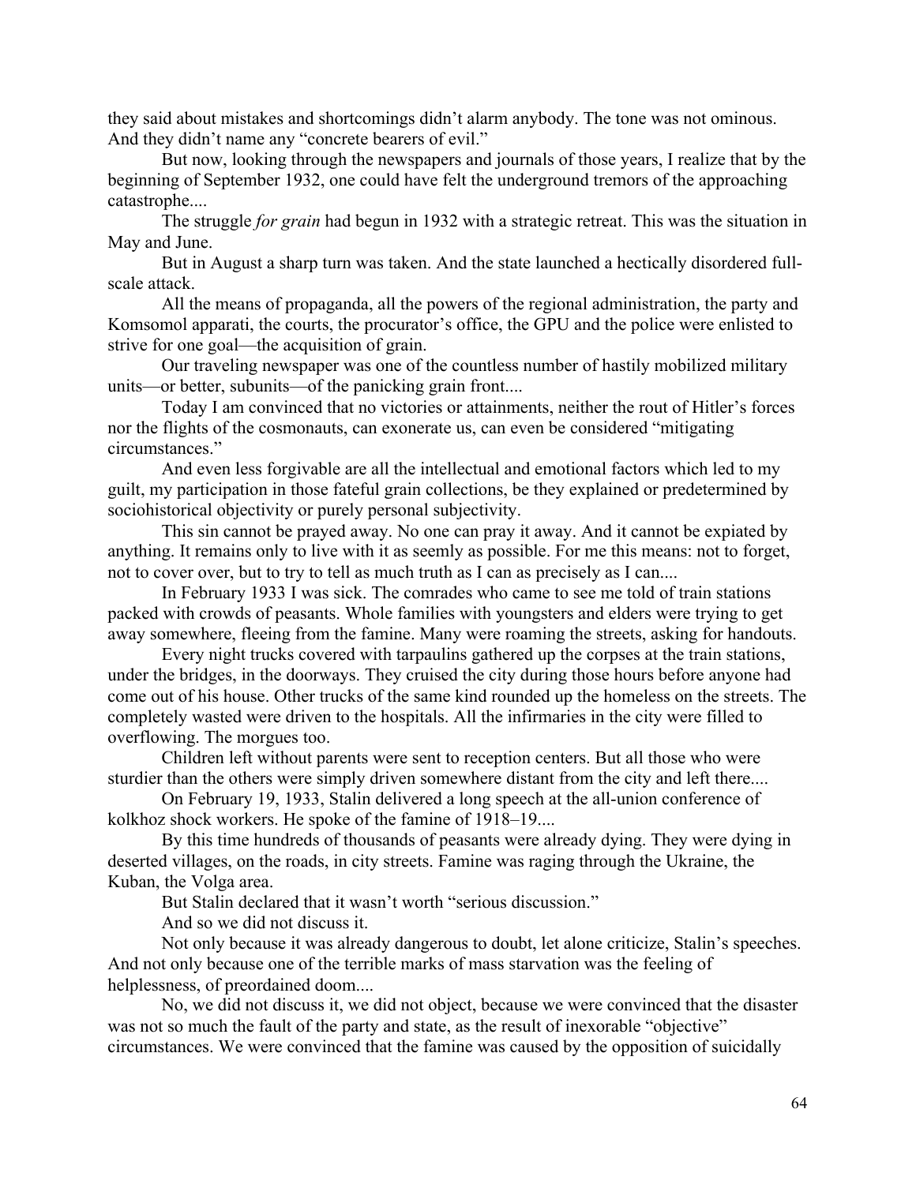they said about mistakes and shortcomings didn't alarm anybody. The tone was not ominous. And they didn't name any "concrete bearers of evil."

But now, looking through the newspapers and journals of those years, I realize that by the beginning of September 1932, one could have felt the underground tremors of the approaching catastrophe....

The struggle *for grain* had begun in 1932 with a strategic retreat. This was the situation in May and June.

But in August a sharp turn was taken. And the state launched a hectically disordered full-scale attack.

All the means of propaganda, all the powers of the regional administration, the party and Komsomol apparati, the courts, the procurator's office, the GPU and the police were enlisted to strive for one goal—the acquisition of grain.

Our traveling newspaper was one of the countless number of hastily mobilized military units—or better, subunits—of the panicking grain front....

Today I am convinced that no victories or attainments, neither the rout of Hitler's forces nor the flights of the cosmonauts, can exonerate us, can even be considered "mitigating circumstances."

And even less forgivable are all the intellectual and emotional factors which led to my guilt, my participation in those fateful grain collections, be they explained or predetermined by sociohistorical objectivity or purely personal subjectivity.

This sin cannot be prayed away. No one can pray it away. And it cannot be expiated by anything. It remains only to live with it as seemly as possible. For me this means: not to forget, not to cover over, but to try to tell as much truth as I can as precisely as I can....

In February 1933 I was sick. The comrades who came to see me told of train stations packed with crowds of peasants. Whole families with youngsters and elders were trying to get away somewhere, fleeing from the famine. Many were roaming the streets, asking for handouts.

Every night trucks covered with tarpaulins gathered up the corpses at the train stations, under the bridges, in the doorways. They cruised the city during those hours before anyone had come out of his house. Other trucks of the same kind rounded up the homeless on the streets. The completely wasted were driven to the hospitals. All the infirmaries in the city were filled to overflowing. The morgues too.

Children left without parents were sent to reception centers. But all those who were sturdier than the others were simply driven somewhere distant from the city and left there....

On February 19, 1933, Stalin delivered a long speech at the all-union conference of kolkhoz shock workers. He spoke of the famine of 1918–19....

By this time hundreds of thousands of peasants were already dying. They were dying in deserted villages, on the roads, in city streets. Famine was raging through the Ukraine, the Kuban, the Volga area.

But Stalin declared that it wasn't worth "serious discussion."

And so we did not discuss it.

Not only because it was already dangerous to doubt, let alone criticize, Stalin's speeches. And not only because one of the terrible marks of mass starvation was the feeling of helplessness, of preordained doom....

No, we did not discuss it, we did not object, because we were convinced that the disaster was not so much the fault of the party and state, as the result of inexorable "objective" circumstances. We were convinced that the famine was caused by the opposition of suicidally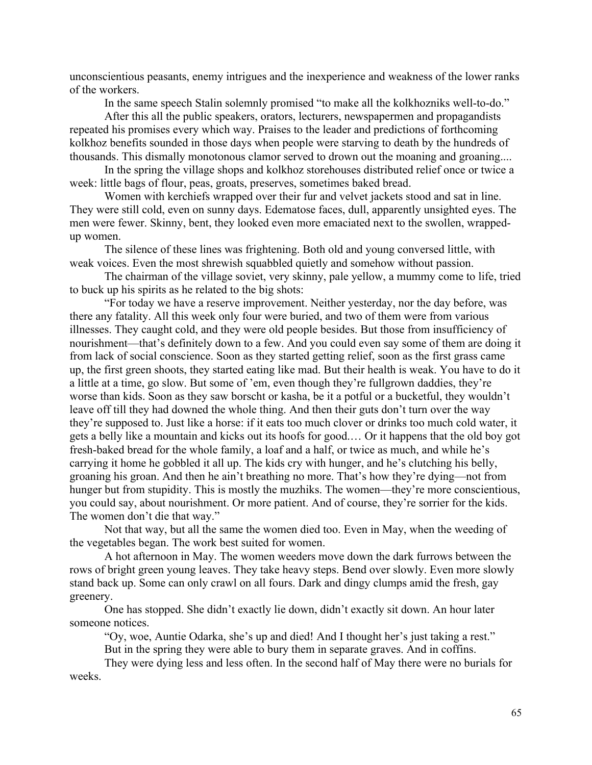unconscientious peasants, enemy intrigues and the inexperience and weakness of the lower ranks of the workers.

In the same speech Stalin solemnly promised “to make all the kolkhozniks well-to-do.”

After this all the public speakers, orators, lecturers, newspapermen and propagandists repeated his promises every which way. Praises to the leader and predictions of forthcoming kolkhoz benefits sounded in those days when people were starving to death by the hundreds of thousands. This dismally monotonous clamor served to drown out the moaning and groaning....

In the spring the village shops and kolkhoz storehouses distributed relief once or twice a week: little bags of flour, peas, groats, preserves, sometimes baked bread.

Women with kerchiefs wrapped over their fur and velvet jackets stood and sat in line. They were still cold, even on sunny days. Edematose faces, dull, apparently unsighted eyes. The men were fewer. Skinny, bent, they looked even more emaciated next to the swollen, wrapped-up women.

The silence of these lines was frightening. Both old and young conversed little, with weak voices. Even the most shrewish squabbled quietly and somehow without passion.

The chairman of the village soviet, very skinny, pale yellow, a mummy come to life, tried to buck up his spirits as he related to the big shots:

“For today we have a reserve improvement. Neither yesterday, nor the day before, was there any fatality. All this week only four were buried, and two of them were from various illnesses. They caught cold, and they were old people besides. But those from insufficiency of nourishment—that’s definitely down to a few. And you could even say some of them are doing it from lack of social conscience. Soon as they started getting relief, soon as the first grass came up, the first green shoots, they started eating like mad. But their health is weak. You have to do it a little at a time, go slow. But some of ’em, even though they’re fullgrown daddies, they’re worse than kids. Soon as they saw borscht or kasha, be it a potful or a bucketful, they wouldn’t leave off till they had downed the whole thing. And then their guts don’t turn over the way they’re supposed to. Just like a horse: if it eats too much clover or drinks too much cold water, it gets a belly like a mountain and kicks out its hoofs for good.… Or it happens that the old boy got fresh-baked bread for the whole family, a loaf and a half, or twice as much, and while he’s carrying it home he gobbled it all up. The kids cry with hunger, and he’s clutching his belly, groaning his groan. And then he ain’t breathing no more. That’s how they’re dying—not from hunger but from stupidity. This is mostly the muzhiks. The women—they’re more conscientious, you could say, about nourishment. Or more patient. And of course, they’re sorrier for the kids. The women don’t die that way.”

Not that way, but all the same the women died too. Even in May, when the weeding of the vegetables began. The work best suited for women.

A hot afternoon in May. The women weeders move down the dark furrows between the rows of bright green young leaves. They take heavy steps. Bend over slowly. Even more slowly stand back up. Some can only crawl on all fours. Dark and dingy clumps amid the fresh, gay greenery.

One has stopped. She didn’t exactly lie down, didn’t exactly sit down. An hour later someone notices.

“Oy, woe, Auntie Odarka, she’s up and died! And I thought her’s just taking a rest.”

But in the spring they were able to bury them in separate graves. And in coffins.

They were dying less and less often. In the second half of May there were no burials for weeks.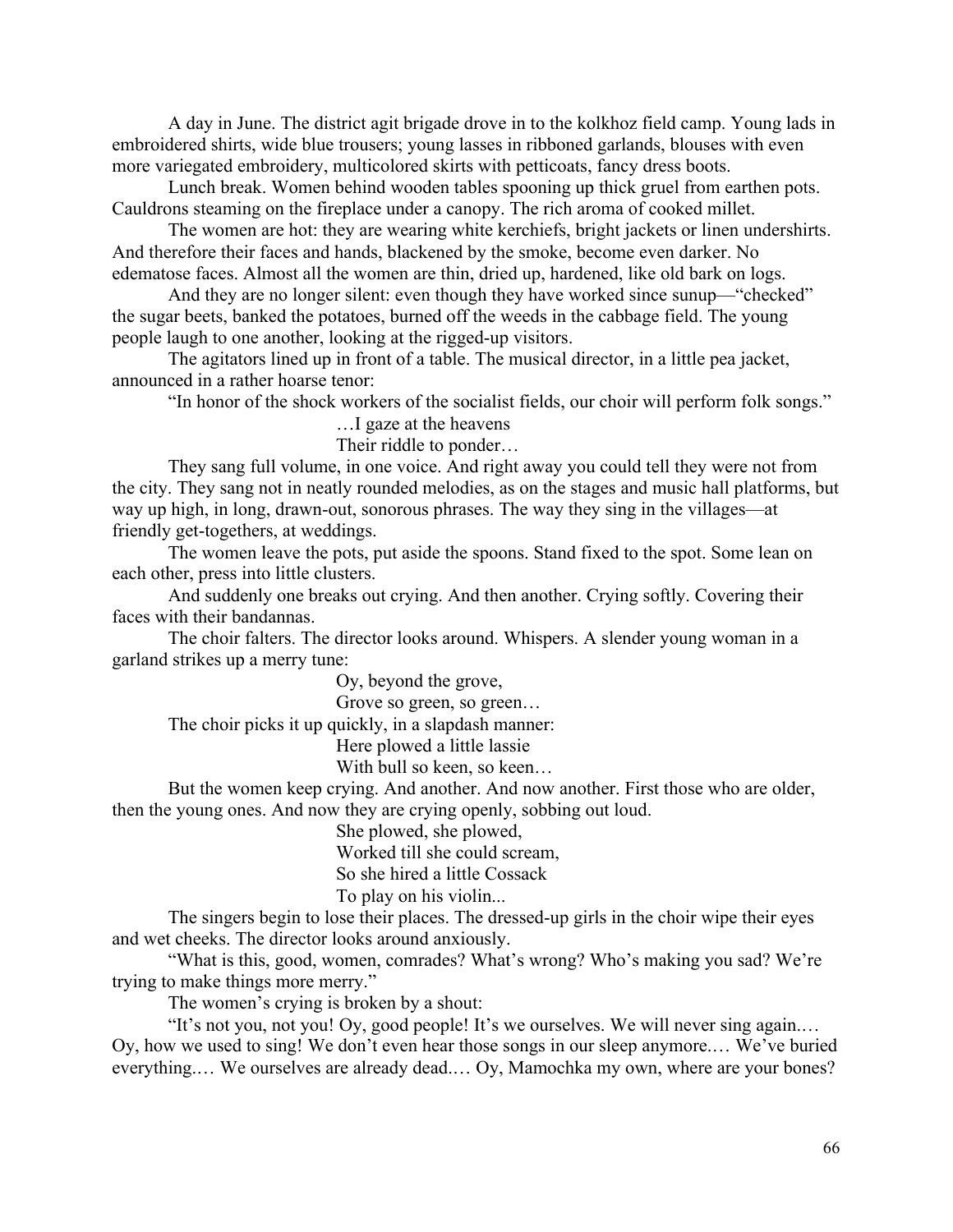A day in June. The district agit brigade drove in to the kolkhoz field camp. Young lads in embroidered shirts, wide blue trousers; young lasses in ribboned garlands, blouses with even more variegated embroidery, multicolored skirts with petticoats, fancy dress boots.

Lunch break. Women behind wooden tables spooning up thick gruel from earthen pots. Cauldrons steaming on the fireplace under a canopy. The rich aroma of cooked millet.

The women are hot: they are wearing white kerchiefs, bright jackets or linen undershirts. And therefore their faces and hands, blackened by the smoke, become even darker. No edematose faces. Almost all the women are thin, dried up, hardened, like old bark on logs.

And they are no longer silent: even though they have worked since sunup—"checked" the sugar beets, banked the potatoes, burned off the weeds in the cabbage field. The young people laugh to one another, looking at the rigged-up visitors.

The agitators lined up in front of a table. The musical director, in a little pea jacket, announced in a rather hoarse tenor:

"In honor of the shock workers of the socialist fields, our choir will perform folk songs."

> …I gaze at the heavens
> Their riddle to ponder…

They sang full volume, in one voice. And right away you could tell they were not from the city. They sang not in neatly rounded melodies, as on the stages and music hall platforms, but way up high, in long, drawn-out, sonorous phrases. The way they sing in the villages—at friendly get-togethers, at weddings.

The women leave the pots, put aside the spoons. Stand fixed to the spot. Some lean on each other, press into little clusters.

And suddenly one breaks out crying. And then another. Crying softly. Covering their faces with their bandannas.

The choir falters. The director looks around. Whispers. A slender young woman in a garland strikes up a merry tune:

> Oy, beyond the grove,
> Grove so green, so green…

The choir picks it up quickly, in a slapdash manner:

> Here plowed a little lassie
> With bull so keen, so keen…

But the women keep crying. And another. And now another. First those who are older, then the young ones. And now they are crying openly, sobbing out loud.

> She plowed, she plowed,
> Worked till she could scream,
> So she hired a little Cossack
> To play on his violin...

The singers begin to lose their places. The dressed-up girls in the choir wipe their eyes and wet cheeks. The director looks around anxiously.

"What is this, good, women, comrades? What's wrong? Who's making you sad? We're trying to make things more merry."

The women's crying is broken by a shout:

"It's not you, not you! Oy, good people! It's we ourselves. We will never sing again.… Oy, how we used to sing! We don't even hear those songs in our sleep anymore.… We've buried everything.… We ourselves are already dead.… Oy, Mamochka my own, where are your bones?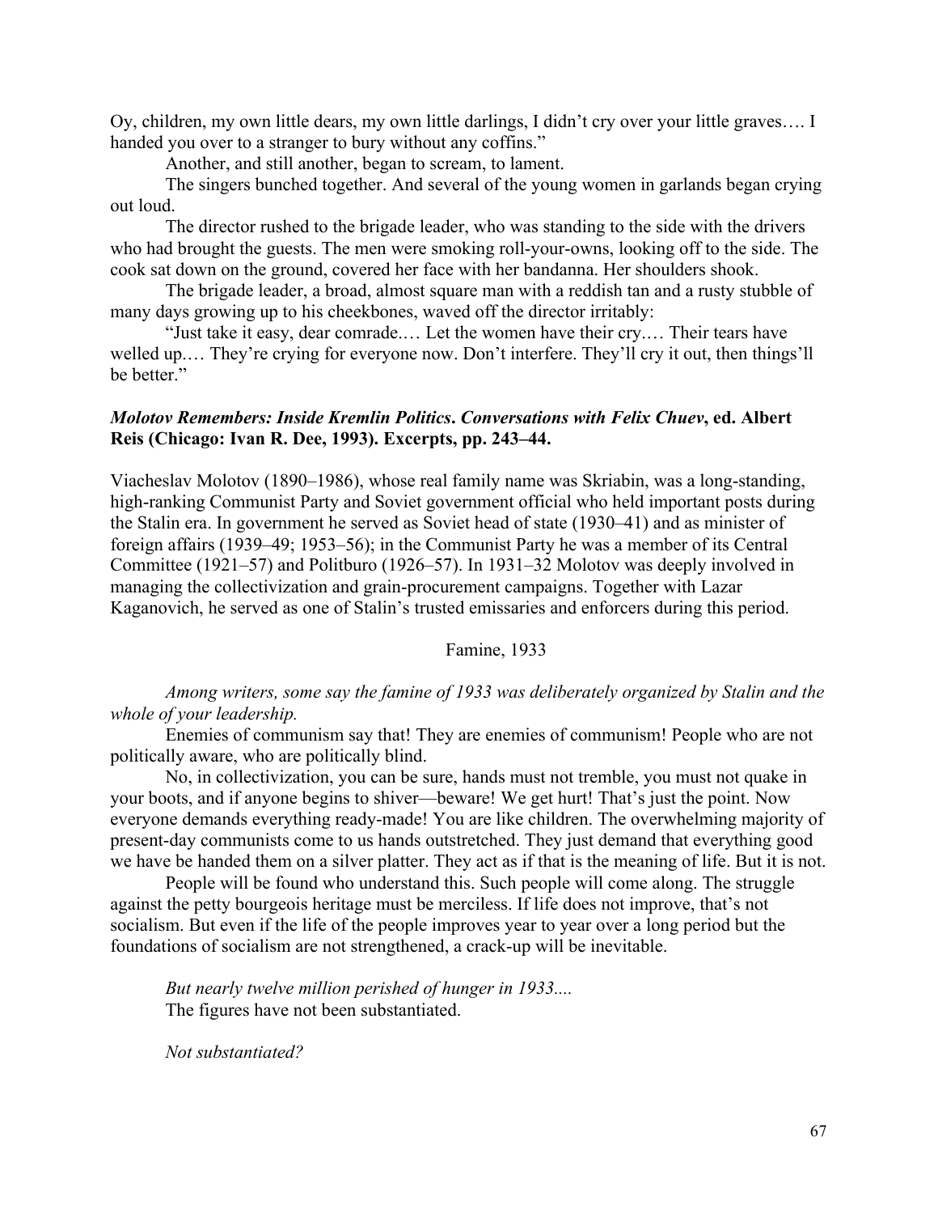Oy, children, my own little dears, my own little darlings, I didn't cry over your little graves…. I handed you over to a stranger to bury without any coffins."

Another, and still another, began to scream, to lament.

The singers bunched together. And several of the young women in garlands began crying out loud.

The director rushed to the brigade leader, who was standing to the side with the drivers who had brought the guests. The men were smoking roll-your-owns, looking off to the side. The cook sat down on the ground, covered her face with her bandanna. Her shoulders shook.

The brigade leader, a broad, almost square man with a reddish tan and a rusty stubble of many days growing up to his cheekbones, waved off the director irritably:

"Just take it easy, dear comrade.… Let the women have their cry.… Their tears have welled up.… They're crying for everyone now. Don't interfere. They'll cry it out, then things'll be better."

### ***Molotov Remembers: Inside Kremlin Politics*. *Conversations with Felix Chuev*, ed. Albert Reis (Chicago: Ivan R. Dee, 1993). Excerpts, pp. 243–44.**

Viacheslav Molotov (1890–1986), whose real family name was Skriabin, was a long-standing, high-ranking Communist Party and Soviet government official who held important posts during the Stalin era. In government he served as Soviet head of state (1930–41) and as minister of foreign affairs (1939–49; 1953–56); in the Communist Party he was a member of its Central Committee (1921–57) and Politburo (1926–57). In 1931–32 Molotov was deeply involved in managing the collectivization and grain-procurement campaigns. Together with Lazar Kaganovich, he served as one of Stalin's trusted emissaries and enforcers during this period.

Famine, 1933

*Among writers, some say the famine of 1933 was deliberately organized by Stalin and the whole of your leadership.*

Enemies of communism say that! They are enemies of communism! People who are not politically aware, who are politically blind.

No, in collectivization, you can be sure, hands must not tremble, you must not quake in your boots, and if anyone begins to shiver—beware! We get hurt! That's just the point. Now everyone demands everything ready-made! You are like children. The overwhelming majority of present-day communists come to us hands outstretched. They just demand that everything good we have be handed them on a silver platter. They act as if that is the meaning of life. But it is not.

People will be found who understand this. Such people will come along. The struggle against the petty bourgeois heritage must be merciless. If life does not improve, that's not socialism. But even if the life of the people improves year to year over a long period but the foundations of socialism are not strengthened, a crack-up will be inevitable.

*But nearly twelve million perished of hunger in 1933....*
The figures have not been substantiated.

*Not substantiated?*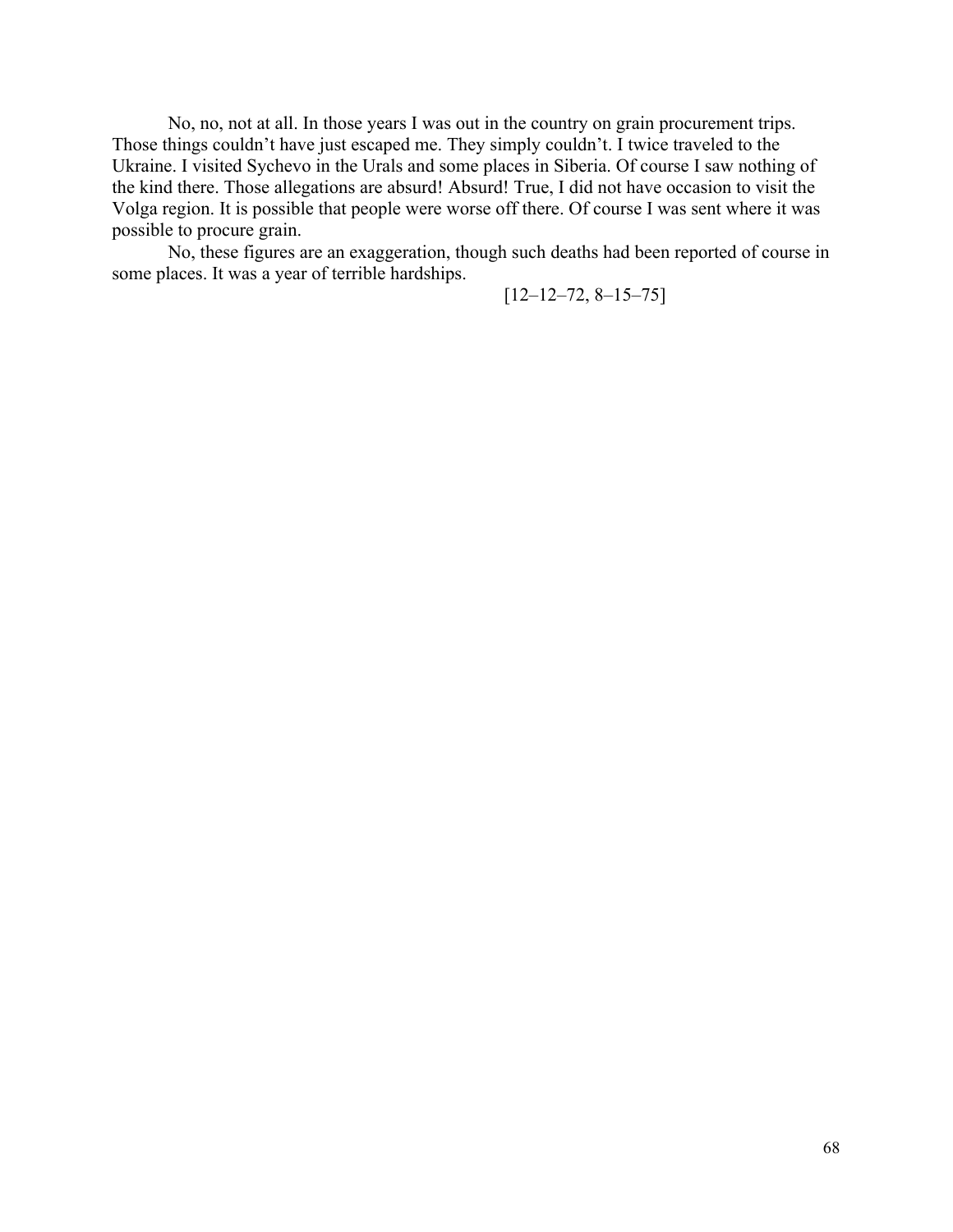No, no, not at all. In those years I was out in the country on grain procurement trips. Those things couldn't have just escaped me. They simply couldn't. I twice traveled to the Ukraine. I visited Sychevo in the Urals and some places in Siberia. Of course I saw nothing of the kind there. Those allegations are absurd! Absurd! True, I did not have occasion to visit the Volga region. It is possible that people were worse off there. Of course I was sent where it was possible to procure grain.

No, these figures are an exaggeration, though such deaths had been reported of course in some places. It was a year of terrible hardships.

[12–12–72, 8–15–75]